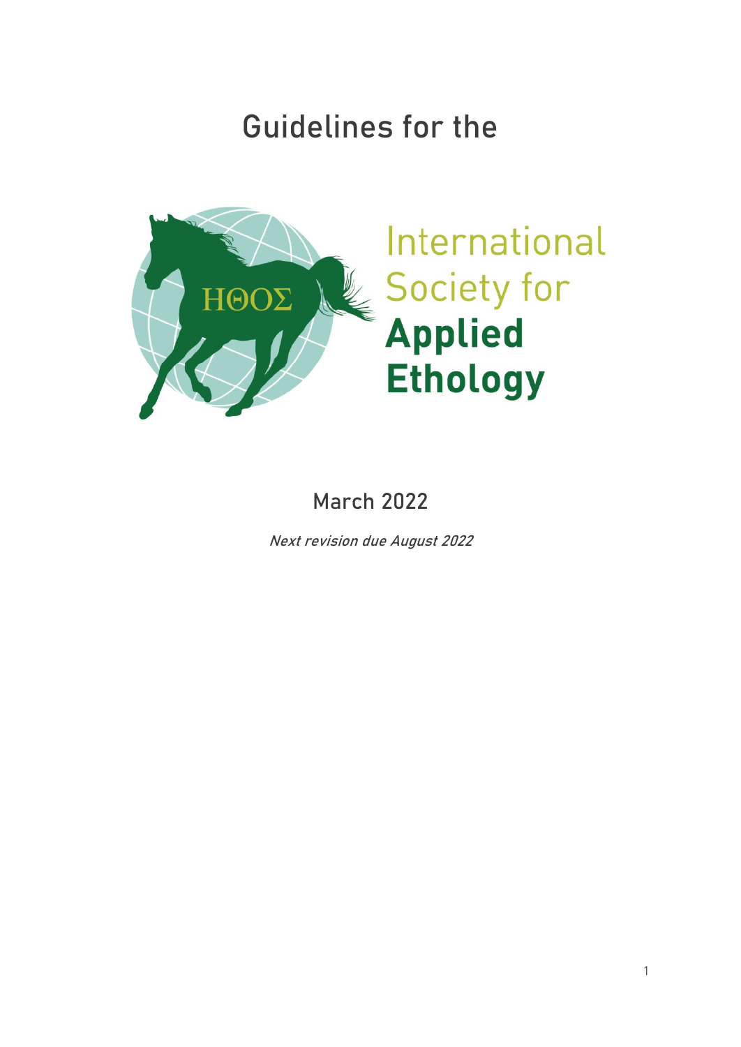# Guidelines for the

ΗΘΟΣ

International Society for **Applied Ethology**

March 2022

*Next revision due August 2022*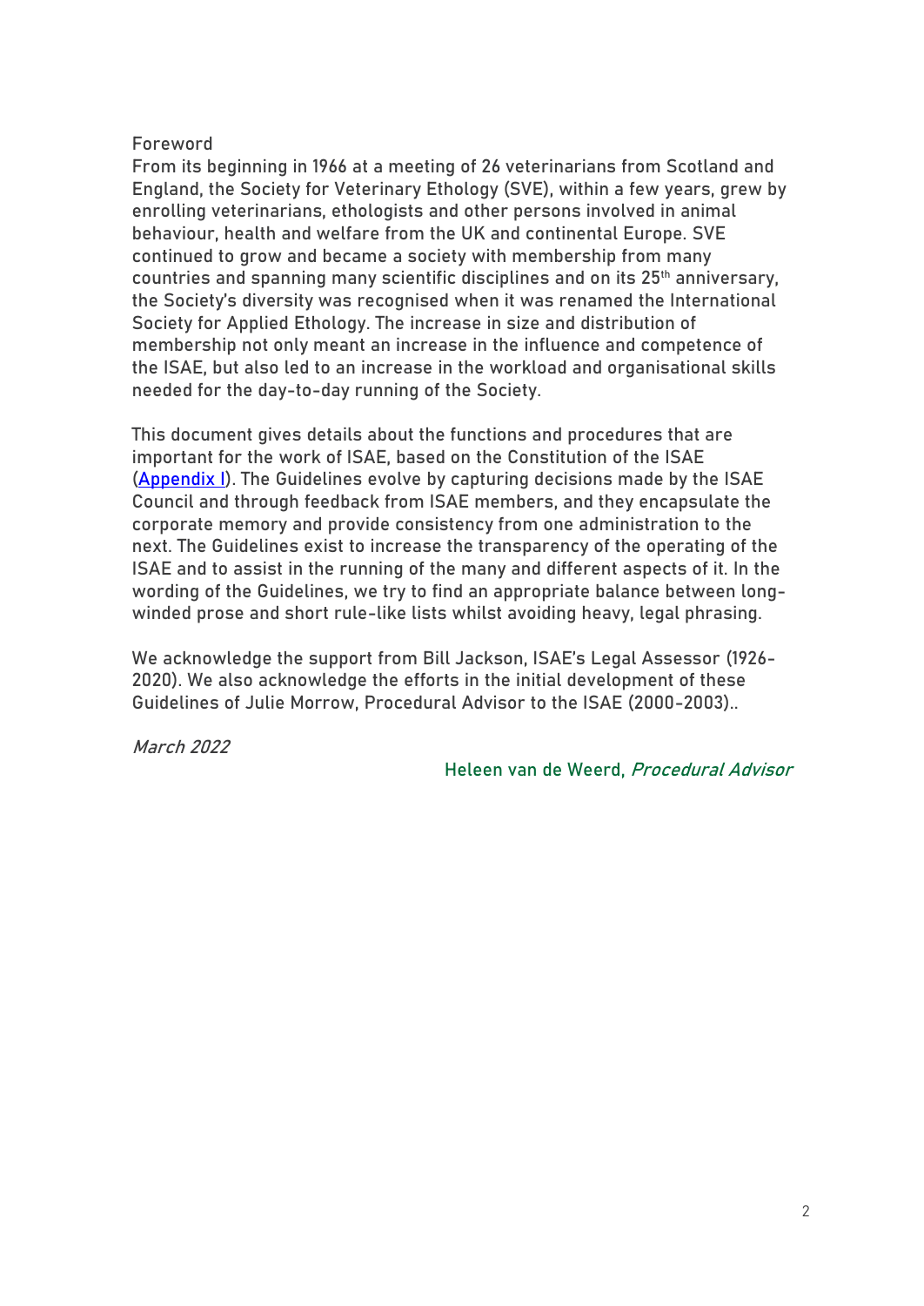# Foreword

From its beginning in 1966 at a meeting of 26 veterinarians from Scotland and England, the Society for Veterinary Ethology (SVE), within a few years, grew by enrolling veterinarians, ethologists and other persons involved in animal behaviour, health and welfare from the UK and continental Europe. SVE continued to grow and became a society with membership from many countries and spanning many scientific disciplines and on its 25th anniversary, the Society's diversity was recognised when it was renamed the International Society for Applied Ethology. The increase in size and distribution of membership not only meant an increase in the influence and competence of the ISAE, but also led to an increase in the workload and organisational skills needed for the day-to-day running of the Society.

This document gives details about the functions and procedures that are important for the work of ISAE, based on the Constitution of the ISAE (Appendix I). The Guidelines evolve by capturing decisions made by the ISAE Council and through feedback from ISAE members, and they encapsulate the corporate memory and provide consistency from one administration to the next. The Guidelines exist to increase the transparency of the operating of the ISAE and to assist in the running of the many and different aspects of it. In the wording of the Guidelines, we try to find an appropriate balance between long-winded prose and short rule-like lists whilst avoiding heavy, legal phrasing.

We acknowledge the support from Bill Jackson, ISAE's Legal Assessor (1926-2020). We also acknowledge the efforts in the initial development of these Guidelines of Julie Morrow, Procedural Advisor to the ISAE (2000-2003)..

*March 2022*

Heleen van de Weerd, *Procedural Advisor*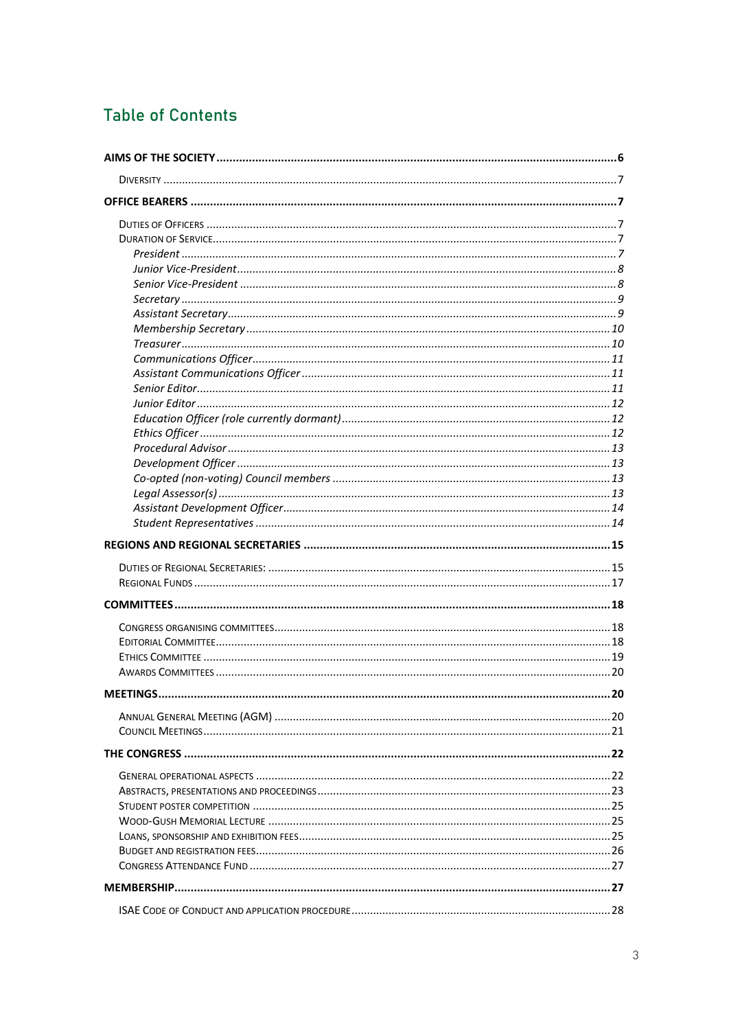## Table of Contents

**AIMS OF THE SOCIETY** ..... 6
- Diversity ..... 7

**OFFICE BEARERS** ..... 7
- Duties of Officers ..... 7
- Duration of Service ..... 7
  - *President* ..... 7
  - *Junior Vice-President* ..... 8
  - *Senior Vice-President* ..... 8
  - *Secretary* ..... 9
  - *Assistant Secretary* ..... 9
  - *Membership Secretary* ..... 10
  - *Treasurer* ..... 10
  - *Communications Officer* ..... 11
  - *Assistant Communications Officer* ..... 11
  - *Senior Editor* ..... 11
  - *Junior Editor* ..... 12
  - *Education Officer (role currently dormant)* ..... 12
  - *Ethics Officer* ..... 12
  - *Procedural Advisor* ..... 13
  - *Development Officer* ..... 13
  - *Co-opted (non-voting) Council members* ..... 13
  - *Legal Assessor(s)* ..... 13
  - *Assistant Development Officer* ..... 14
  - *Student Representatives* ..... 14

**REGIONS AND REGIONAL SECRETARIES** ..... 15
- Duties of Regional Secretaries: ..... 15
- Regional Funds ..... 17

**COMMITTEES** ..... 18
- Congress organising committees ..... 18
- Editorial Committee ..... 18
- Ethics Committee ..... 19
- Awards Committees ..... 20

**MEETINGS** ..... 20
- Annual General Meeting (AGM) ..... 20
- Council Meetings ..... 21

**THE CONGRESS** ..... 22
- General operational aspects ..... 22
- Abstracts, presentations and proceedings ..... 23
- Student poster competition ..... 25
- Wood-Gush Memorial Lecture ..... 25
- Loans, sponsorship and exhibition fees ..... 25
- Budget and registration fees ..... 26
- Congress Attendance Fund ..... 27

**MEMBERSHIP** ..... 27
- ISAE Code of Conduct and application procedure ..... 28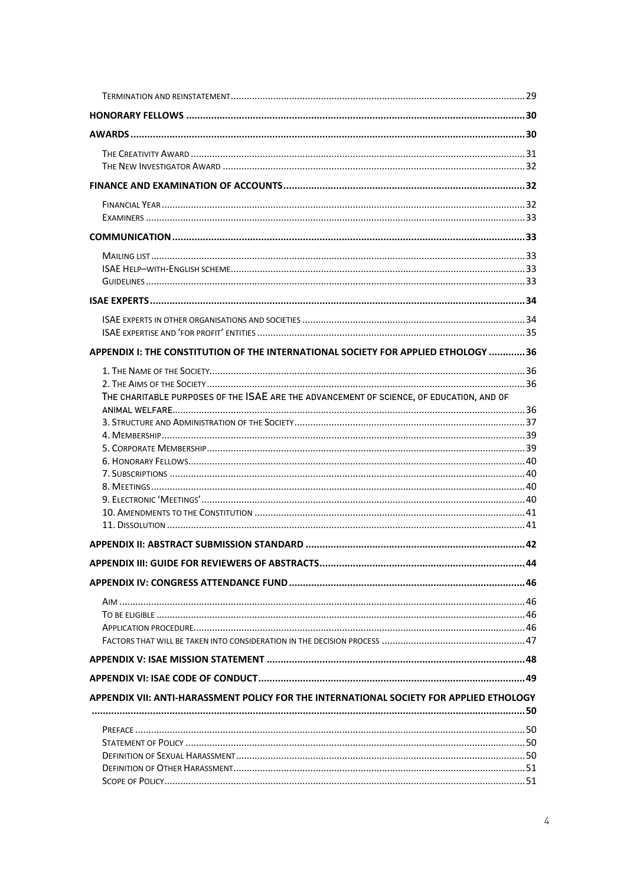Termination and reinstatement ..... 29

**HONORARY FELLOWS ..... 30**

**AWARDS ..... 30**

The Creativity Award ..... 31
The New Investigator Award ..... 32

**FINANCE AND EXAMINATION OF ACCOUNTS ..... 32**

Financial Year ..... 32
Examiners ..... 33

**COMMUNICATION ..... 33**

Mailing list ..... 33
ISAE Help–with–English scheme ..... 33
Guidelines ..... 33

**ISAE EXPERTS ..... 34**

ISAE experts in other organisations and societies ..... 34
ISAE expertise and 'for profit' entities ..... 35

**APPENDIX I: THE CONSTITUTION OF THE INTERNATIONAL SOCIETY FOR APPLIED ETHOLOGY ..... 36**

1. The Name of the Society ..... 36
2. The Aims of the Society ..... 36
The charitable purposes of the ISAE are the advancement of science, of education, and of animal welfare ..... 36
3. Structure and Administration of the Society ..... 37
4. Membership ..... 39
5. Corporate Membership ..... 39
6. Honorary Fellows ..... 40
7. Subscriptions ..... 40
8. Meetings ..... 40
9. Electronic 'Meetings' ..... 40
10. Amendments to the Constitution ..... 41
11. Dissolution ..... 41

**APPENDIX II: ABSTRACT SUBMISSION STANDARD ..... 42**

**APPENDIX III: GUIDE FOR REVIEWERS OF ABSTRACTS ..... 44**

**APPENDIX IV: CONGRESS ATTENDANCE FUND ..... 46**

Aim ..... 46
To be eligible ..... 46
Application procedure ..... 46
Factors that will be taken into consideration in the decision process ..... 47

**APPENDIX V: ISAE MISSION STATEMENT ..... 48**

**APPENDIX VI: ISAE CODE OF CONDUCT ..... 49**

**APPENDIX VII: ANTI-HARASSMENT POLICY FOR THE INTERNATIONAL SOCIETY FOR APPLIED ETHOLOGY ..... 50**

Preface ..... 50
Statement of Policy ..... 50
Definition of Sexual Harassment ..... 50
Definition of Other Harassment ..... 51
Scope of Policy ..... 51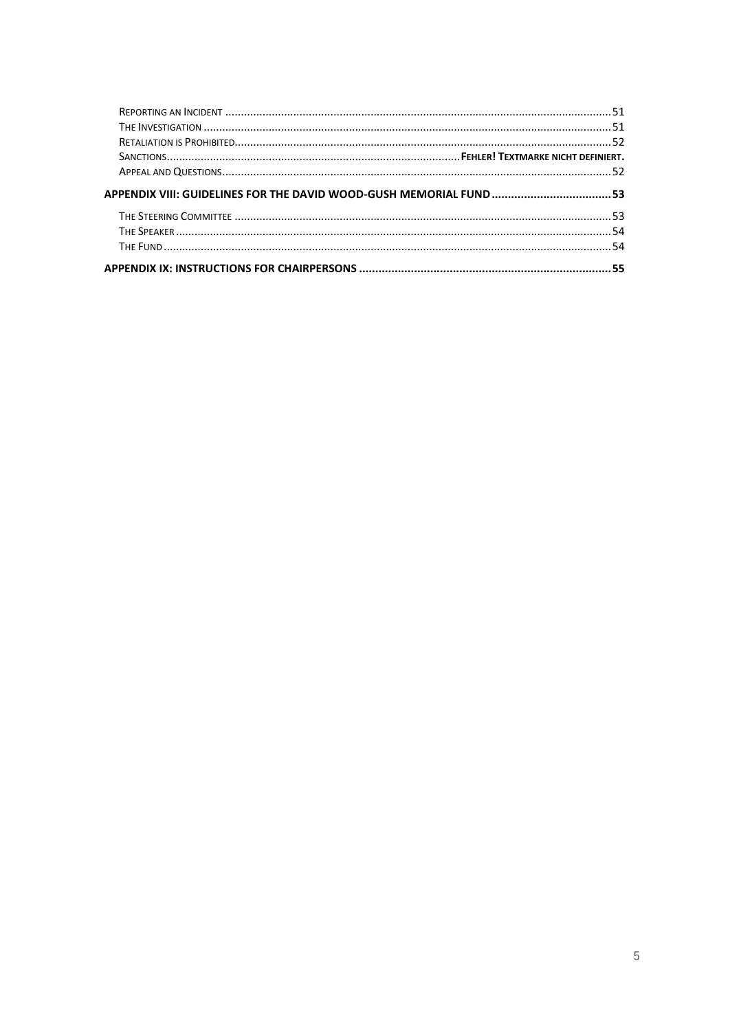Reporting an Incident ........ 51
The Investigation ........ 51
Retaliation is Prohibited ........ 52
Sanctions ........ Fehler! Textmarke nicht definiert.
Appeal and Questions ........ 52

**APPENDIX VIII: GUIDELINES FOR THE DAVID WOOD-GUSH MEMORIAL FUND ........ 53**

The Steering Committee ........ 53
The Speaker ........ 54
The Fund ........ 54

**APPENDIX IX: INSTRUCTIONS FOR CHAIRPERSONS ........ 55**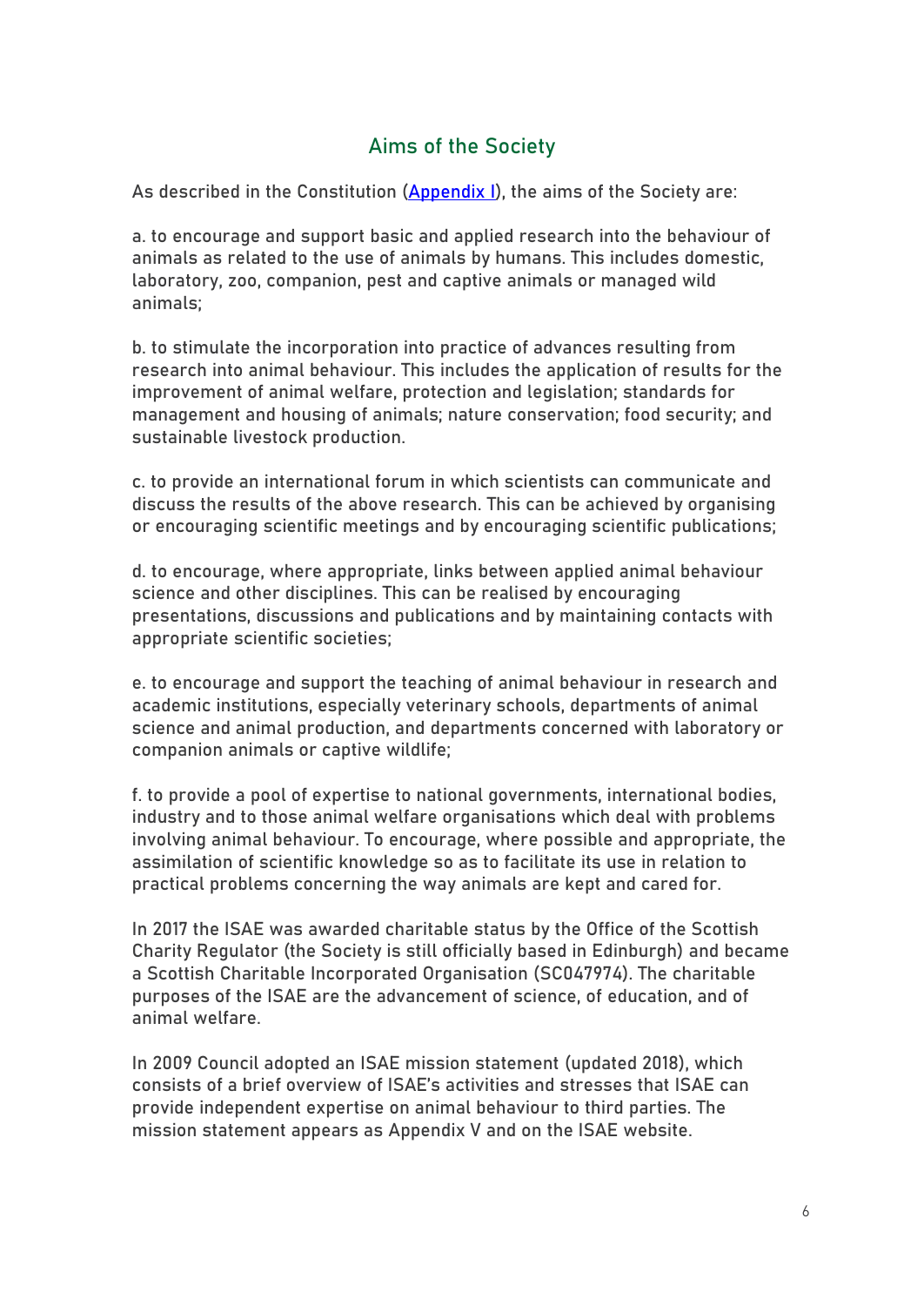## Aims of the Society

As described in the Constitution ([Appendix I](#)), the aims of the Society are:

a. to encourage and support basic and applied research into the behaviour of animals as related to the use of animals by humans. This includes domestic, laboratory, zoo, companion, pest and captive animals or managed wild animals;

b. to stimulate the incorporation into practice of advances resulting from research into animal behaviour. This includes the application of results for the improvement of animal welfare, protection and legislation; standards for management and housing of animals; nature conservation; food security; and sustainable livestock production.

c. to provide an international forum in which scientists can communicate and discuss the results of the above research. This can be achieved by organising or encouraging scientific meetings and by encouraging scientific publications;

d. to encourage, where appropriate, links between applied animal behaviour science and other disciplines. This can be realised by encouraging presentations, discussions and publications and by maintaining contacts with appropriate scientific societies;

e. to encourage and support the teaching of animal behaviour in research and academic institutions, especially veterinary schools, departments of animal science and animal production, and departments concerned with laboratory or companion animals or captive wildlife;

f. to provide a pool of expertise to national governments, international bodies, industry and to those animal welfare organisations which deal with problems involving animal behaviour. To encourage, where possible and appropriate, the assimilation of scientific knowledge so as to facilitate its use in relation to practical problems concerning the way animals are kept and cared for.

In 2017 the ISAE was awarded charitable status by the Office of the Scottish Charity Regulator (the Society is still officially based in Edinburgh) and became a Scottish Charitable Incorporated Organisation (SC047974). The charitable purposes of the ISAE are the advancement of science, of education, and of animal welfare.

In 2009 Council adopted an ISAE mission statement (updated 2018), which consists of a brief overview of ISAE's activities and stresses that ISAE can provide independent expertise on animal behaviour to third parties. The mission statement appears as Appendix V and on the ISAE website.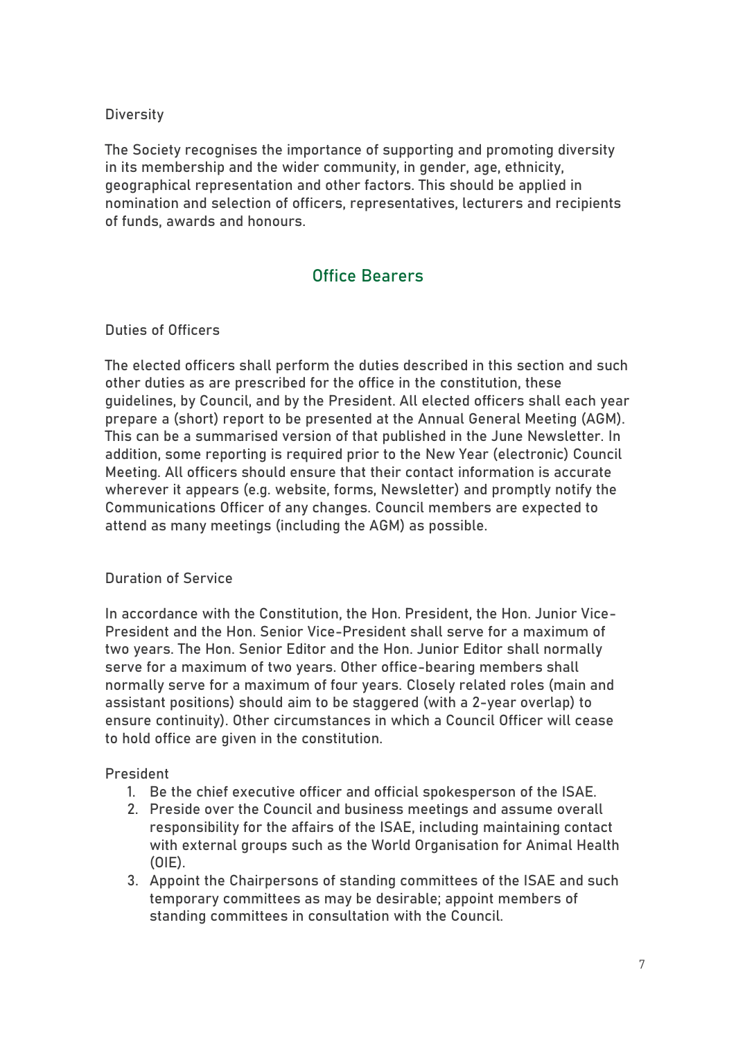### Diversity

The Society recognises the importance of supporting and promoting diversity in its membership and the wider community, in gender, age, ethnicity, geographical representation and other factors. This should be applied in nomination and selection of officers, representatives, lecturers and recipients of funds, awards and honours.

## Office Bearers

### Duties of Officers

The elected officers shall perform the duties described in this section and such other duties as are prescribed for the office in the constitution, these guidelines, by Council, and by the President. All elected officers shall each year prepare a (short) report to be presented at the Annual General Meeting (AGM). This can be a summarised version of that published in the June Newsletter. In addition, some reporting is required prior to the New Year (electronic) Council Meeting. All officers should ensure that their contact information is accurate wherever it appears (e.g. website, forms, Newsletter) and promptly notify the Communications Officer of any changes. Council members are expected to attend as many meetings (including the AGM) as possible.

### Duration of Service

In accordance with the Constitution, the Hon. President, the Hon. Junior Vice-President and the Hon. Senior Vice-President shall serve for a maximum of two years. The Hon. Senior Editor and the Hon. Junior Editor shall normally serve for a maximum of two years. Other office-bearing members shall normally serve for a maximum of four years. Closely related roles (main and assistant positions) should aim to be staggered (with a 2-year overlap) to ensure continuity). Other circumstances in which a Council Officer will cease to hold office are given in the constitution.

### President

1. Be the chief executive officer and official spokesperson of the ISAE.
2. Preside over the Council and business meetings and assume overall responsibility for the affairs of the ISAE, including maintaining contact with external groups such as the World Organisation for Animal Health (OIE).
3. Appoint the Chairpersons of standing committees of the ISAE and such temporary committees as may be desirable; appoint members of standing committees in consultation with the Council.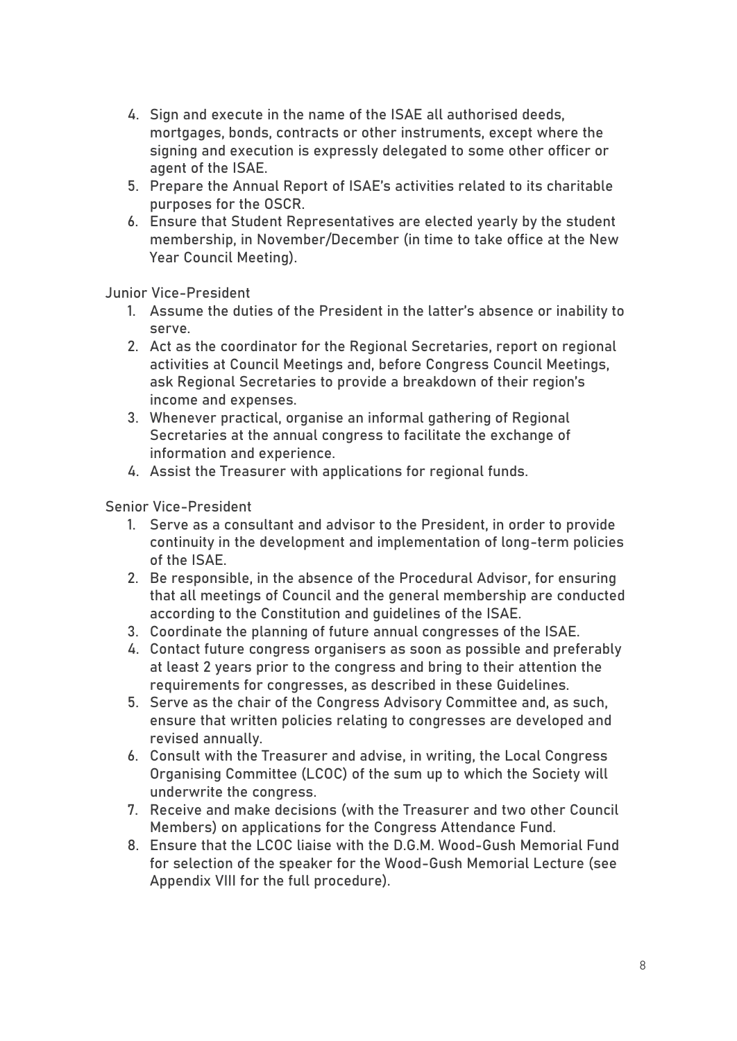4. Sign and execute in the name of the ISAE all authorised deeds, mortgages, bonds, contracts or other instruments, except where the signing and execution is expressly delegated to some other officer or agent of the ISAE.
5. Prepare the Annual Report of ISAE's activities related to its charitable purposes for the OSCR.
6. Ensure that Student Representatives are elected yearly by the student membership, in November/December (in time to take office at the New Year Council Meeting).

Junior Vice-President

1. Assume the duties of the President in the latter's absence or inability to serve.
2. Act as the coordinator for the Regional Secretaries, report on regional activities at Council Meetings and, before Congress Council Meetings, ask Regional Secretaries to provide a breakdown of their region's income and expenses.
3. Whenever practical, organise an informal gathering of Regional Secretaries at the annual congress to facilitate the exchange of information and experience.
4. Assist the Treasurer with applications for regional funds.

Senior Vice-President

1. Serve as a consultant and advisor to the President, in order to provide continuity in the development and implementation of long-term policies of the ISAE.
2. Be responsible, in the absence of the Procedural Advisor, for ensuring that all meetings of Council and the general membership are conducted according to the Constitution and guidelines of the ISAE.
3. Coordinate the planning of future annual congresses of the ISAE.
4. Contact future congress organisers as soon as possible and preferably at least 2 years prior to the congress and bring to their attention the requirements for congresses, as described in these Guidelines.
5. Serve as the chair of the Congress Advisory Committee and, as such, ensure that written policies relating to congresses are developed and revised annually.
6. Consult with the Treasurer and advise, in writing, the Local Congress Organising Committee (LCOC) of the sum up to which the Society will underwrite the congress.
7. Receive and make decisions (with the Treasurer and two other Council Members) on applications for the Congress Attendance Fund.
8. Ensure that the LCOC liaise with the D.G.M. Wood-Gush Memorial Fund for selection of the speaker for the Wood-Gush Memorial Lecture (see Appendix VIII for the full procedure).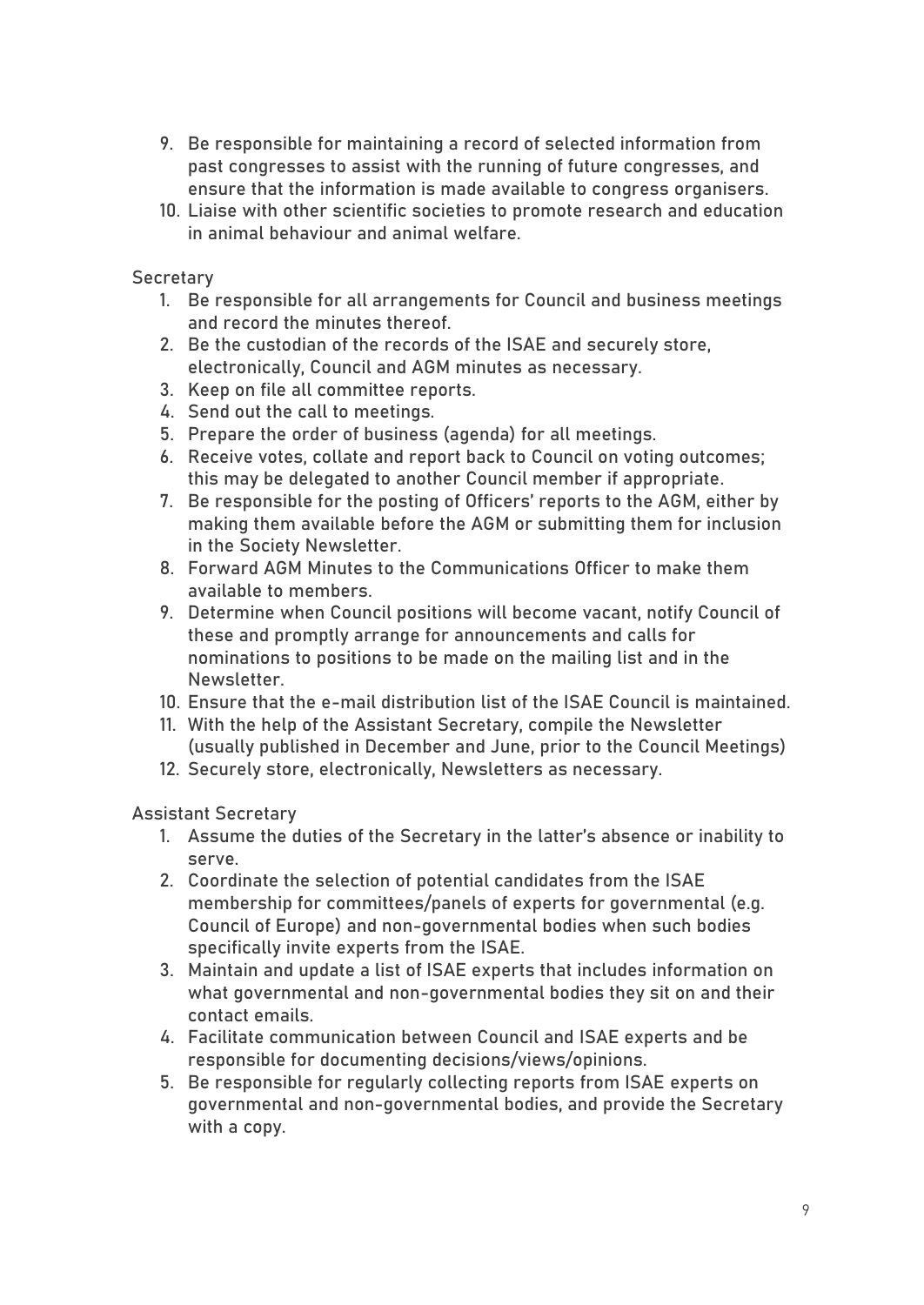9. Be responsible for maintaining a record of selected information from past congresses to assist with the running of future congresses, and ensure that the information is made available to congress organisers.
10. Liaise with other scientific societies to promote research and education in animal behaviour and animal welfare.

Secretary

1. Be responsible for all arrangements for Council and business meetings and record the minutes thereof.
2. Be the custodian of the records of the ISAE and securely store, electronically, Council and AGM minutes as necessary.
3. Keep on file all committee reports.
4. Send out the call to meetings.
5. Prepare the order of business (agenda) for all meetings.
6. Receive votes, collate and report back to Council on voting outcomes; this may be delegated to another Council member if appropriate.
7. Be responsible for the posting of Officers' reports to the AGM, either by making them available before the AGM or submitting them for inclusion in the Society Newsletter.
8. Forward AGM Minutes to the Communications Officer to make them available to members.
9. Determine when Council positions will become vacant, notify Council of these and promptly arrange for announcements and calls for nominations to positions to be made on the mailing list and in the Newsletter.
10. Ensure that the e-mail distribution list of the ISAE Council is maintained.
11. With the help of the Assistant Secretary, compile the Newsletter (usually published in December and June, prior to the Council Meetings)
12. Securely store, electronically, Newsletters as necessary.

Assistant Secretary

1. Assume the duties of the Secretary in the latter's absence or inability to serve.
2. Coordinate the selection of potential candidates from the ISAE membership for committees/panels of experts for governmental (e.g. Council of Europe) and non-governmental bodies when such bodies specifically invite experts from the ISAE.
3. Maintain and update a list of ISAE experts that includes information on what governmental and non-governmental bodies they sit on and their contact emails.
4. Facilitate communication between Council and ISAE experts and be responsible for documenting decisions/views/opinions.
5. Be responsible for regularly collecting reports from ISAE experts on governmental and non-governmental bodies, and provide the Secretary with a copy.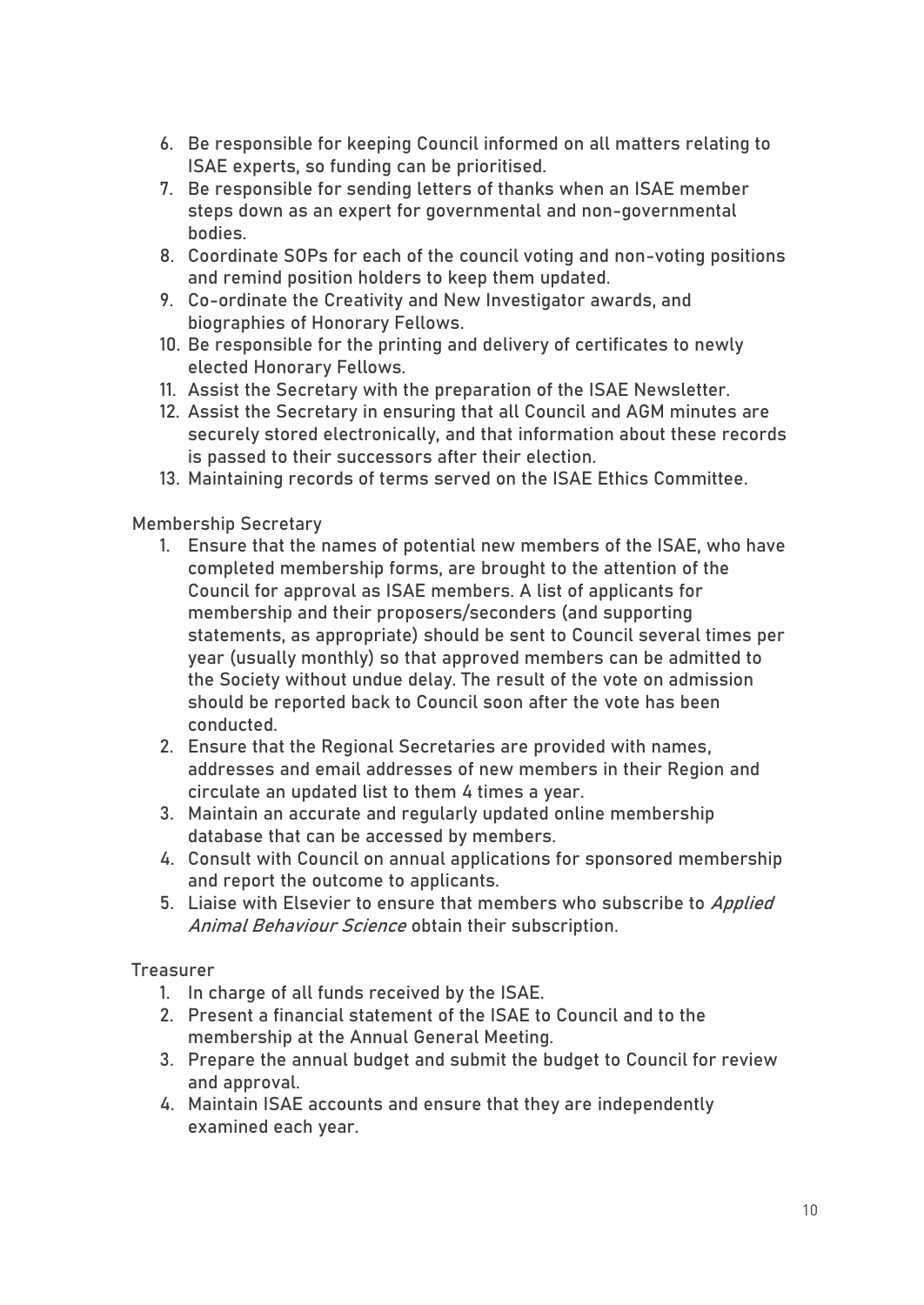6. Be responsible for keeping Council informed on all matters relating to ISAE experts, so funding can be prioritised.
7. Be responsible for sending letters of thanks when an ISAE member steps down as an expert for governmental and non-governmental bodies.
8. Coordinate SOPs for each of the council voting and non-voting positions and remind position holders to keep them updated.
9. Co-ordinate the Creativity and New Investigator awards, and biographies of Honorary Fellows.
10. Be responsible for the printing and delivery of certificates to newly elected Honorary Fellows.
11. Assist the Secretary with the preparation of the ISAE Newsletter.
12. Assist the Secretary in ensuring that all Council and AGM minutes are securely stored electronically, and that information about these records is passed to their successors after their election.
13. Maintaining records of terms served on the ISAE Ethics Committee.

Membership Secretary

1. Ensure that the names of potential new members of the ISAE, who have completed membership forms, are brought to the attention of the Council for approval as ISAE members. A list of applicants for membership and their proposers/seconders (and supporting statements, as appropriate) should be sent to Council several times per year (usually monthly) so that approved members can be admitted to the Society without undue delay. The result of the vote on admission should be reported back to Council soon after the vote has been conducted.
2. Ensure that the Regional Secretaries are provided with names, addresses and email addresses of new members in their Region and circulate an updated list to them 4 times a year.
3. Maintain an accurate and regularly updated online membership database that can be accessed by members.
4. Consult with Council on annual applications for sponsored membership and report the outcome to applicants.
5. Liaise with Elsevier to ensure that members who subscribe to *Applied Animal Behaviour Science* obtain their subscription.

Treasurer

1. In charge of all funds received by the ISAE.
2. Present a financial statement of the ISAE to Council and to the membership at the Annual General Meeting.
3. Prepare the annual budget and submit the budget to Council for review and approval.
4. Maintain ISAE accounts and ensure that they are independently examined each year.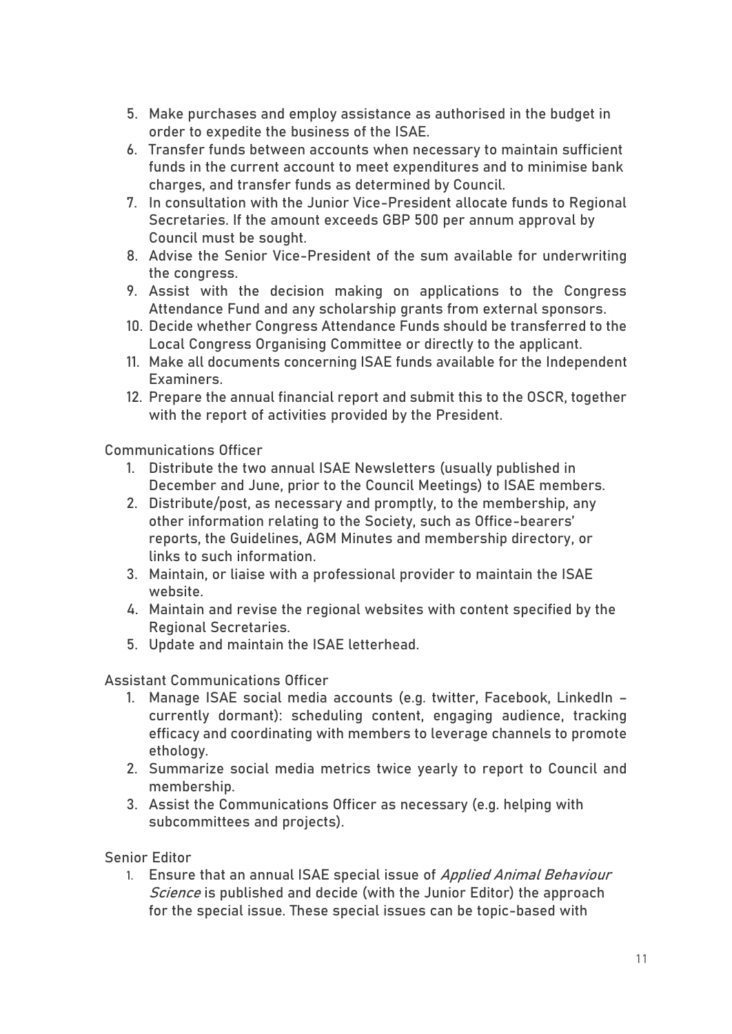5. Make purchases and employ assistance as authorised in the budget in order to expedite the business of the ISAE.
6. Transfer funds between accounts when necessary to maintain sufficient funds in the current account to meet expenditures and to minimise bank charges, and transfer funds as determined by Council.
7. In consultation with the Junior Vice-President allocate funds to Regional Secretaries. If the amount exceeds GBP 500 per annum approval by Council must be sought.
8. Advise the Senior Vice-President of the sum available for underwriting the congress.
9. Assist with the decision making on applications to the Congress Attendance Fund and any scholarship grants from external sponsors.
10. Decide whether Congress Attendance Funds should be transferred to the Local Congress Organising Committee or directly to the applicant.
11. Make all documents concerning ISAE funds available for the Independent Examiners.
12. Prepare the annual financial report and submit this to the OSCR, together with the report of activities provided by the President.

Communications Officer

1. Distribute the two annual ISAE Newsletters (usually published in December and June, prior to the Council Meetings) to ISAE members.
2. Distribute/post, as necessary and promptly, to the membership, any other information relating to the Society, such as Office-bearers' reports, the Guidelines, AGM Minutes and membership directory, or links to such information.
3. Maintain, or liaise with a professional provider to maintain the ISAE website.
4. Maintain and revise the regional websites with content specified by the Regional Secretaries.
5. Update and maintain the ISAE letterhead.

Assistant Communications Officer

1. Manage ISAE social media accounts (e.g. twitter, Facebook, LinkedIn – currently dormant): scheduling content, engaging audience, tracking efficacy and coordinating with members to leverage channels to promote ethology.
2. Summarize social media metrics twice yearly to report to Council and membership.
3. Assist the Communications Officer as necessary (e.g. helping with subcommittees and projects).

Senior Editor

1. Ensure that an annual ISAE special issue of *Applied Animal Behaviour Science* is published and decide (with the Junior Editor) the approach for the special issue. These special issues can be topic-based with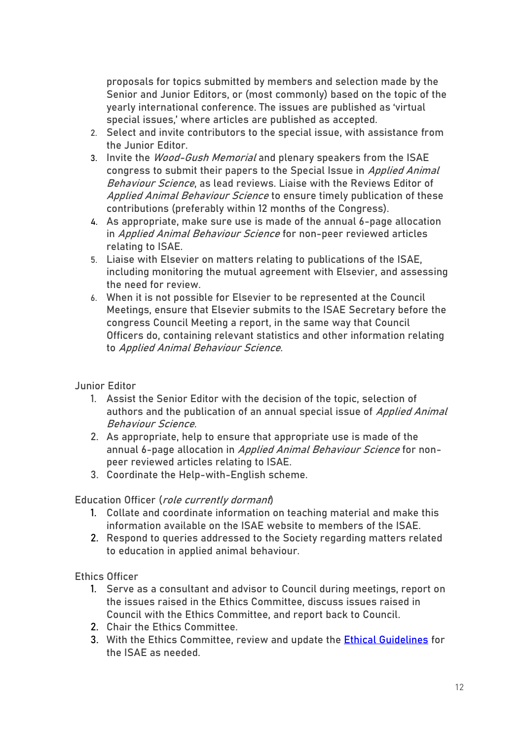proposals for topics submitted by members and selection made by the Senior and Junior Editors, or (most commonly) based on the topic of the yearly international conference. The issues are published as 'virtual special issues,' where articles are published as accepted.
2. Select and invite contributors to the special issue, with assistance from the Junior Editor.
3. Invite the *Wood-Gush Memorial* and plenary speakers from the ISAE congress to submit their papers to the Special Issue in *Applied Animal Behaviour Science*, as lead reviews. Liaise with the Reviews Editor of *Applied Animal Behaviour Science* to ensure timely publication of these contributions (preferably within 12 months of the Congress).
4. As appropriate, make sure use is made of the annual 6-page allocation in *Applied Animal Behaviour Science* for non-peer reviewed articles relating to ISAE.
5. Liaise with Elsevier on matters relating to publications of the ISAE, including monitoring the mutual agreement with Elsevier, and assessing the need for review.
6. When it is not possible for Elsevier to be represented at the Council Meetings, ensure that Elsevier submits to the ISAE Secretary before the congress Council Meeting a report, in the same way that Council Officers do, containing relevant statistics and other information relating to *Applied Animal Behaviour Science*.

Junior Editor

1. Assist the Senior Editor with the decision of the topic, selection of authors and the publication of an annual special issue of *Applied Animal Behaviour Science*.
2. As appropriate, help to ensure that appropriate use is made of the annual 6-page allocation in *Applied Animal Behaviour Science* for non-peer reviewed articles relating to ISAE.
3. Coordinate the Help-with-English scheme.

Education Officer (*role currently dormant*)

1. Collate and coordinate information on teaching material and make this information available on the ISAE website to members of the ISAE.
2. Respond to queries addressed to the Society regarding matters related to education in applied animal behaviour.

Ethics Officer

1. Serve as a consultant and advisor to Council during meetings, report on the issues raised in the Ethics Committee, discuss issues raised in Council with the Ethics Committee, and report back to Council.
2. Chair the Ethics Committee.
3. With the Ethics Committee, review and update the Ethical Guidelines for the ISAE as needed.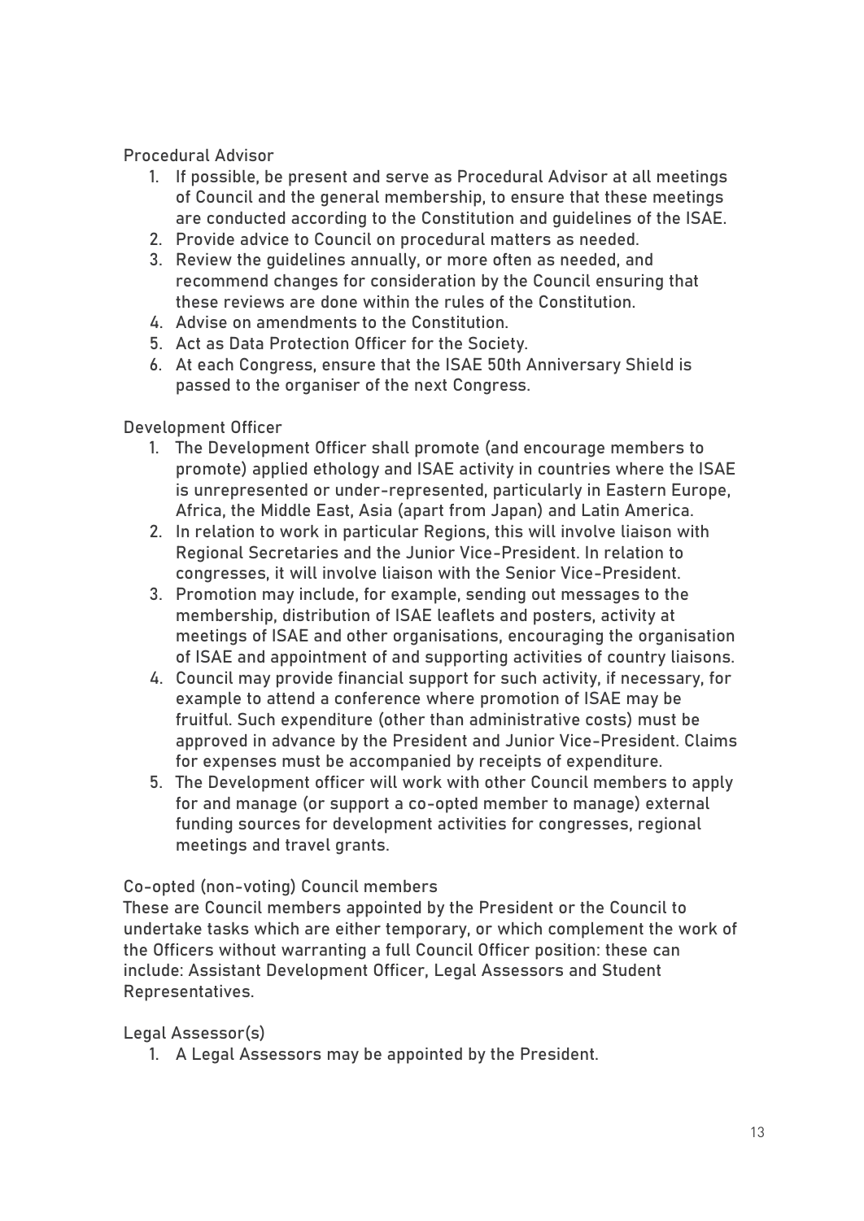Procedural Advisor

1. If possible, be present and serve as Procedural Advisor at all meetings of Council and the general membership, to ensure that these meetings are conducted according to the Constitution and guidelines of the ISAE.
2. Provide advice to Council on procedural matters as needed.
3. Review the guidelines annually, or more often as needed, and recommend changes for consideration by the Council ensuring that these reviews are done within the rules of the Constitution.
4. Advise on amendments to the Constitution.
5. Act as Data Protection Officer for the Society.
6. At each Congress, ensure that the ISAE 50th Anniversary Shield is passed to the organiser of the next Congress.

Development Officer

1. The Development Officer shall promote (and encourage members to promote) applied ethology and ISAE activity in countries where the ISAE is unrepresented or under-represented, particularly in Eastern Europe, Africa, the Middle East, Asia (apart from Japan) and Latin America.
2. In relation to work in particular Regions, this will involve liaison with Regional Secretaries and the Junior Vice-President. In relation to congresses, it will involve liaison with the Senior Vice-President.
3. Promotion may include, for example, sending out messages to the membership, distribution of ISAE leaflets and posters, activity at meetings of ISAE and other organisations, encouraging the organisation of ISAE and appointment of and supporting activities of country liaisons.
4. Council may provide financial support for such activity, if necessary, for example to attend a conference where promotion of ISAE may be fruitful. Such expenditure (other than administrative costs) must be approved in advance by the President and Junior Vice-President. Claims for expenses must be accompanied by receipts of expenditure.
5. The Development officer will work with other Council members to apply for and manage (or support a co-opted member to manage) external funding sources for development activities for congresses, regional meetings and travel grants.

Co-opted (non-voting) Council members

These are Council members appointed by the President or the Council to undertake tasks which are either temporary, or which complement the work of the Officers without warranting a full Council Officer position: these can include: Assistant Development Officer, Legal Assessors and Student Representatives.

Legal Assessor(s)

1. A Legal Assessors may be appointed by the President.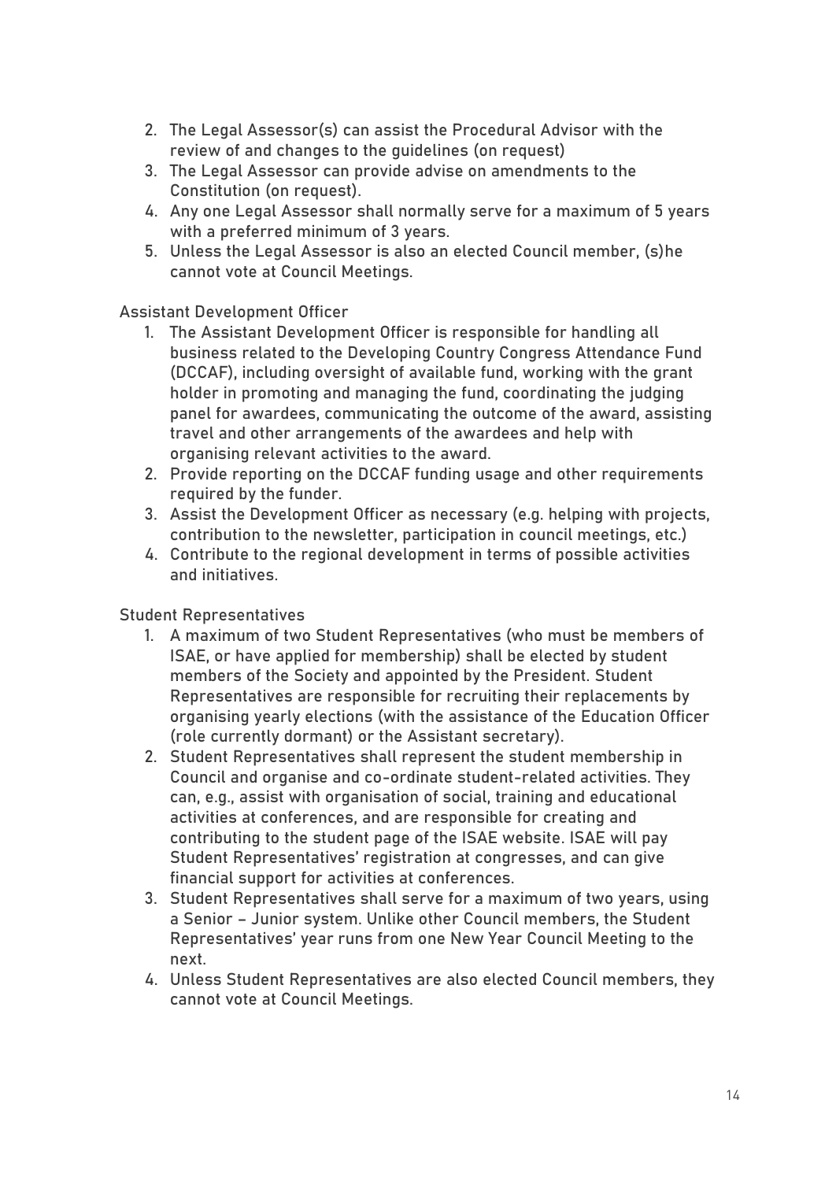2. The Legal Assessor(s) can assist the Procedural Advisor with the review of and changes to the guidelines (on request)
3. The Legal Assessor can provide advise on amendments to the Constitution (on request).
4. Any one Legal Assessor shall normally serve for a maximum of 5 years with a preferred minimum of 3 years.
5. Unless the Legal Assessor is also an elected Council member, (s)he cannot vote at Council Meetings.

Assistant Development Officer

1. The Assistant Development Officer is responsible for handling all business related to the Developing Country Congress Attendance Fund (DCCAF), including oversight of available fund, working with the grant holder in promoting and managing the fund, coordinating the judging panel for awardees, communicating the outcome of the award, assisting travel and other arrangements of the awardees and help with organising relevant activities to the award.
2. Provide reporting on the DCCAF funding usage and other requirements required by the funder.
3. Assist the Development Officer as necessary (e.g. helping with projects, contribution to the newsletter, participation in council meetings, etc.)
4. Contribute to the regional development in terms of possible activities and initiatives.

Student Representatives

1. A maximum of two Student Representatives (who must be members of ISAE, or have applied for membership) shall be elected by student members of the Society and appointed by the President. Student Representatives are responsible for recruiting their replacements by organising yearly elections (with the assistance of the Education Officer (role currently dormant) or the Assistant secretary).
2. Student Representatives shall represent the student membership in Council and organise and co-ordinate student-related activities. They can, e.g., assist with organisation of social, training and educational activities at conferences, and are responsible for creating and contributing to the student page of the ISAE website. ISAE will pay Student Representatives' registration at congresses, and can give financial support for activities at conferences.
3. Student Representatives shall serve for a maximum of two years, using a Senior – Junior system. Unlike other Council members, the Student Representatives' year runs from one New Year Council Meeting to the next.
4. Unless Student Representatives are also elected Council members, they cannot vote at Council Meetings.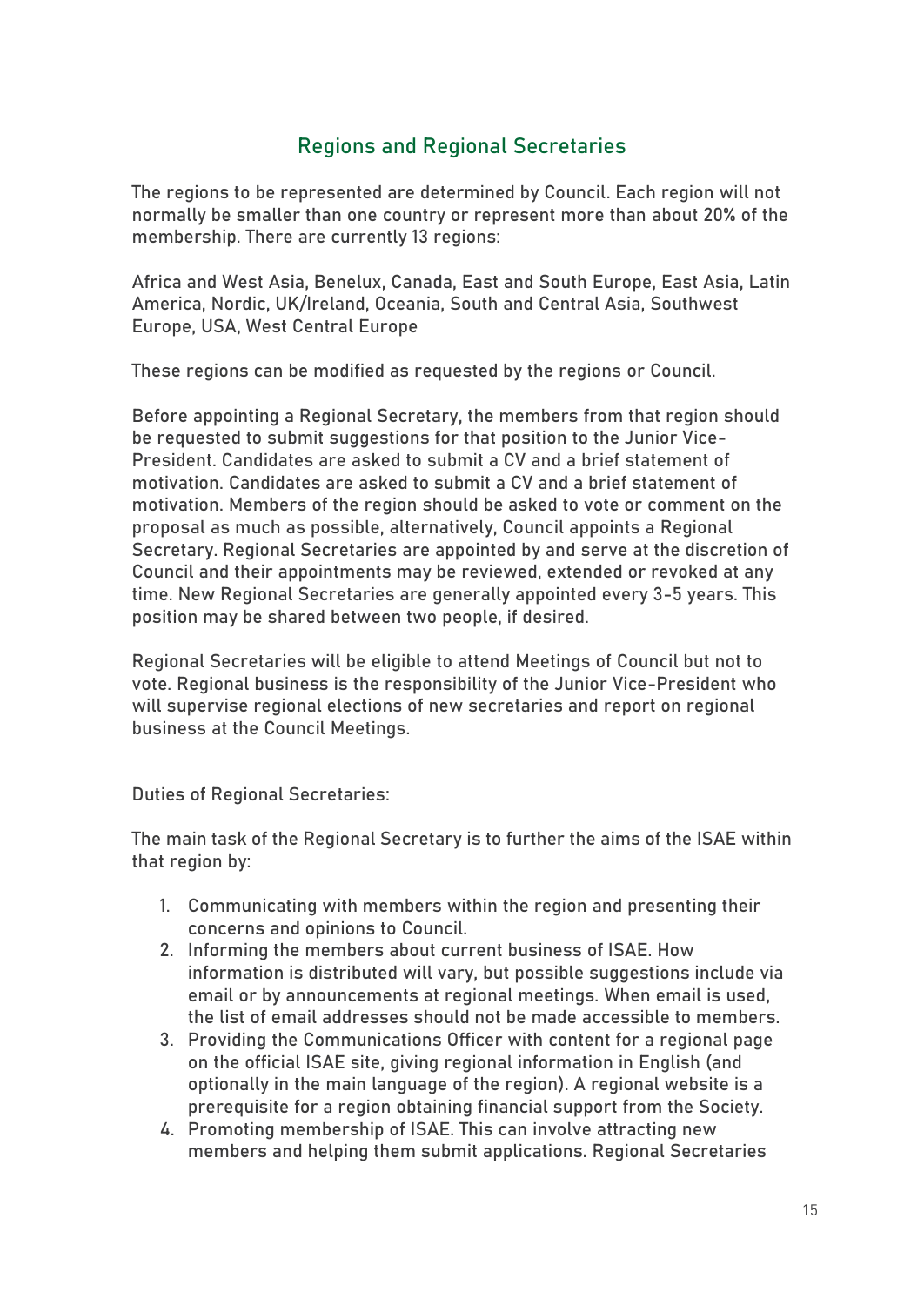## Regions and Regional Secretaries

The regions to be represented are determined by Council. Each region will not normally be smaller than one country or represent more than about 20% of the membership. There are currently 13 regions:

Africa and West Asia, Benelux, Canada, East and South Europe, East Asia, Latin America, Nordic, UK/Ireland, Oceania, South and Central Asia, Southwest Europe, USA, West Central Europe

These regions can be modified as requested by the regions or Council.

Before appointing a Regional Secretary, the members from that region should be requested to submit suggestions for that position to the Junior Vice-President. Candidates are asked to submit a CV and a brief statement of motivation. Candidates are asked to submit a CV and a brief statement of motivation. Members of the region should be asked to vote or comment on the proposal as much as possible, alternatively, Council appoints a Regional Secretary. Regional Secretaries are appointed by and serve at the discretion of Council and their appointments may be reviewed, extended or revoked at any time. New Regional Secretaries are generally appointed every 3-5 years. This position may be shared between two people, if desired.

Regional Secretaries will be eligible to attend Meetings of Council but not to vote. Regional business is the responsibility of the Junior Vice-President who will supervise regional elections of new secretaries and report on regional business at the Council Meetings.

Duties of Regional Secretaries:

The main task of the Regional Secretary is to further the aims of the ISAE within that region by:

1. Communicating with members within the region and presenting their concerns and opinions to Council.
2. Informing the members about current business of ISAE. How information is distributed will vary, but possible suggestions include via email or by announcements at regional meetings. When email is used, the list of email addresses should not be made accessible to members.
3. Providing the Communications Officer with content for a regional page on the official ISAE site, giving regional information in English (and optionally in the main language of the region). A regional website is a prerequisite for a region obtaining financial support from the Society.
4. Promoting membership of ISAE. This can involve attracting new members and helping them submit applications. Regional Secretaries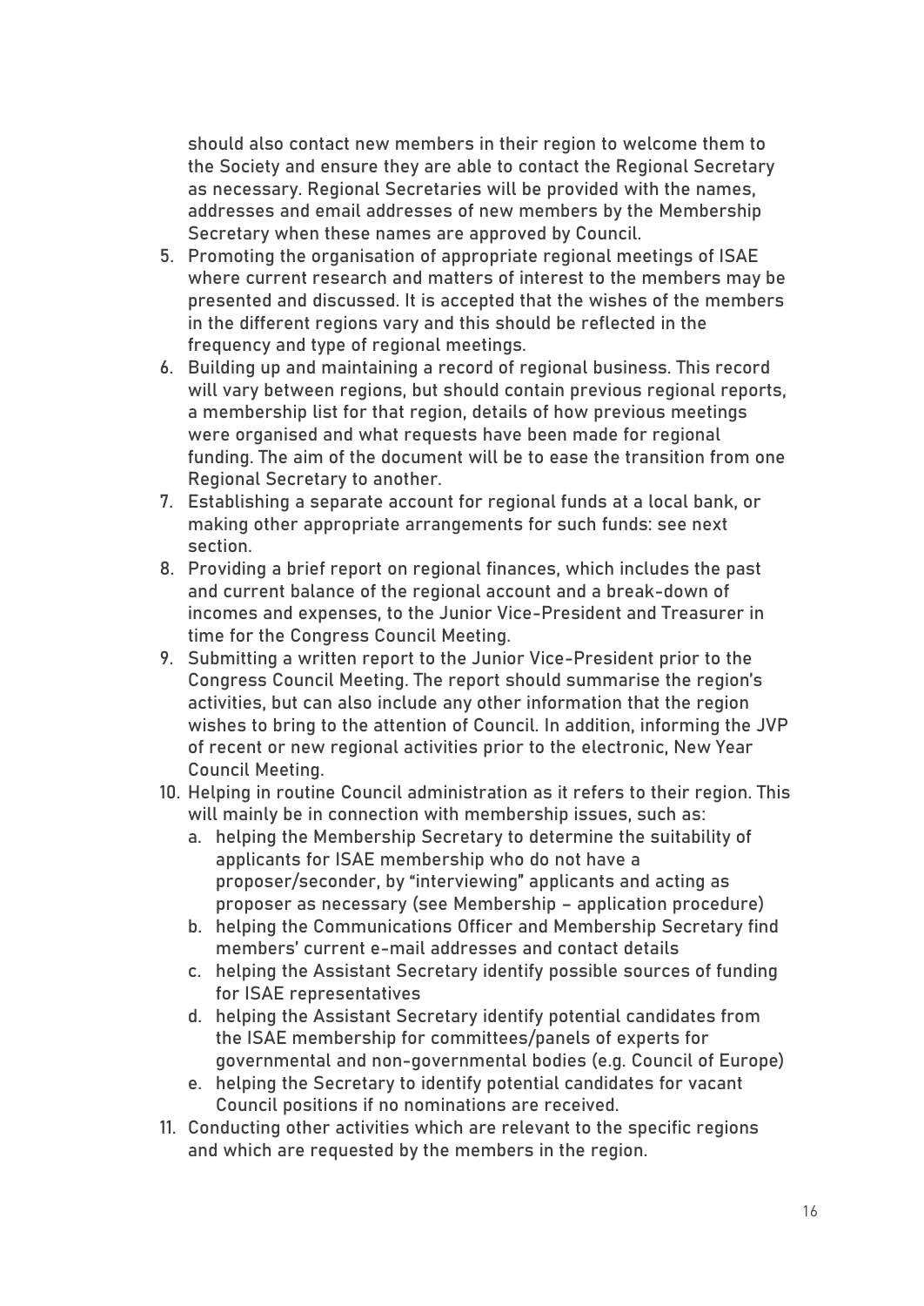should also contact new members in their region to welcome them to the Society and ensure they are able to contact the Regional Secretary as necessary. Regional Secretaries will be provided with the names, addresses and email addresses of new members by the Membership Secretary when these names are approved by Council.

5. Promoting the organisation of appropriate regional meetings of ISAE where current research and matters of interest to the members may be presented and discussed. It is accepted that the wishes of the members in the different regions vary and this should be reflected in the frequency and type of regional meetings.
6. Building up and maintaining a record of regional business. This record will vary between regions, but should contain previous regional reports, a membership list for that region, details of how previous meetings were organised and what requests have been made for regional funding. The aim of the document will be to ease the transition from one Regional Secretary to another.
7. Establishing a separate account for regional funds at a local bank, or making other appropriate arrangements for such funds: see next section.
8. Providing a brief report on regional finances, which includes the past and current balance of the regional account and a break-down of incomes and expenses, to the Junior Vice-President and Treasurer in time for the Congress Council Meeting.
9. Submitting a written report to the Junior Vice-President prior to the Congress Council Meeting. The report should summarise the region's activities, but can also include any other information that the region wishes to bring to the attention of Council. In addition, informing the JVP of recent or new regional activities prior to the electronic, New Year Council Meeting.
10. Helping in routine Council administration as it refers to their region. This will mainly be in connection with membership issues, such as:
    a. helping the Membership Secretary to determine the suitability of applicants for ISAE membership who do not have a proposer/seconder, by "interviewing" applicants and acting as proposer as necessary (see Membership – application procedure)
    b. helping the Communications Officer and Membership Secretary find members' current e-mail addresses and contact details
    c. helping the Assistant Secretary identify possible sources of funding for ISAE representatives
    d. helping the Assistant Secretary identify potential candidates from the ISAE membership for committees/panels of experts for governmental and non-governmental bodies (e.g. Council of Europe)
    e. helping the Secretary to identify potential candidates for vacant Council positions if no nominations are received.
11. Conducting other activities which are relevant to the specific regions and which are requested by the members in the region.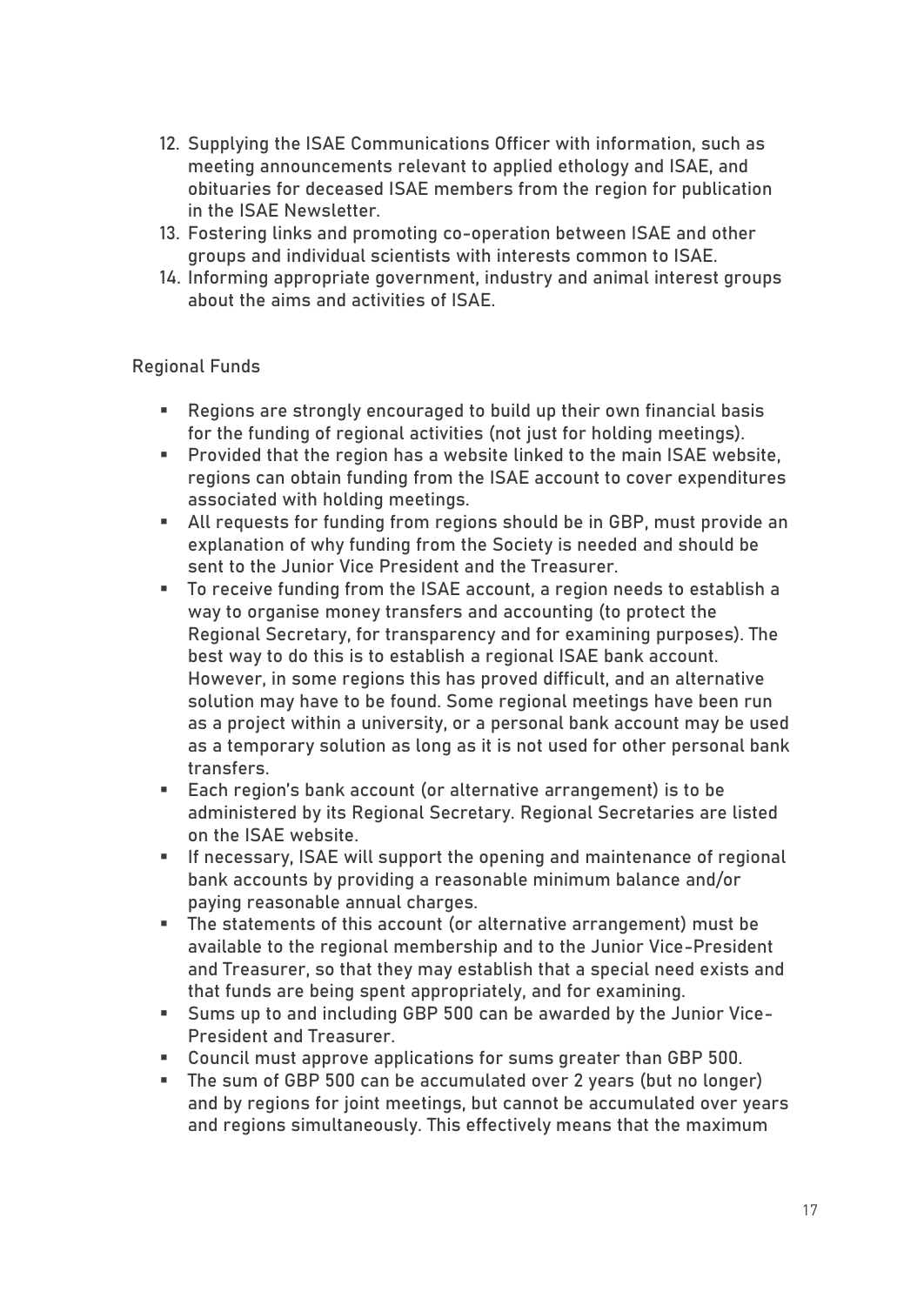12. Supplying the ISAE Communications Officer with information, such as meeting announcements relevant to applied ethology and ISAE, and obituaries for deceased ISAE members from the region for publication in the ISAE Newsletter.
13. Fostering links and promoting co-operation between ISAE and other groups and individual scientists with interests common to ISAE.
14. Informing appropriate government, industry and animal interest groups about the aims and activities of ISAE.

Regional Funds

- Regions are strongly encouraged to build up their own financial basis for the funding of regional activities (not just for holding meetings).
- Provided that the region has a website linked to the main ISAE website, regions can obtain funding from the ISAE account to cover expenditures associated with holding meetings.
- All requests for funding from regions should be in GBP, must provide an explanation of why funding from the Society is needed and should be sent to the Junior Vice President and the Treasurer.
- To receive funding from the ISAE account, a region needs to establish a way to organise money transfers and accounting (to protect the Regional Secretary, for transparency and for examining purposes). The best way to do this is to establish a regional ISAE bank account. However, in some regions this has proved difficult, and an alternative solution may have to be found. Some regional meetings have been run as a project within a university, or a personal bank account may be used as a temporary solution as long as it is not used for other personal bank transfers.
- Each region's bank account (or alternative arrangement) is to be administered by its Regional Secretary. Regional Secretaries are listed on the ISAE website.
- If necessary, ISAE will support the opening and maintenance of regional bank accounts by providing a reasonable minimum balance and/or paying reasonable annual charges.
- The statements of this account (or alternative arrangement) must be available to the regional membership and to the Junior Vice-President and Treasurer, so that they may establish that a special need exists and that funds are being spent appropriately, and for examining.
- Sums up to and including GBP 500 can be awarded by the Junior Vice-President and Treasurer.
- Council must approve applications for sums greater than GBP 500.
- The sum of GBP 500 can be accumulated over 2 years (but no longer) and by regions for joint meetings, but cannot be accumulated over years and regions simultaneously. This effectively means that the maximum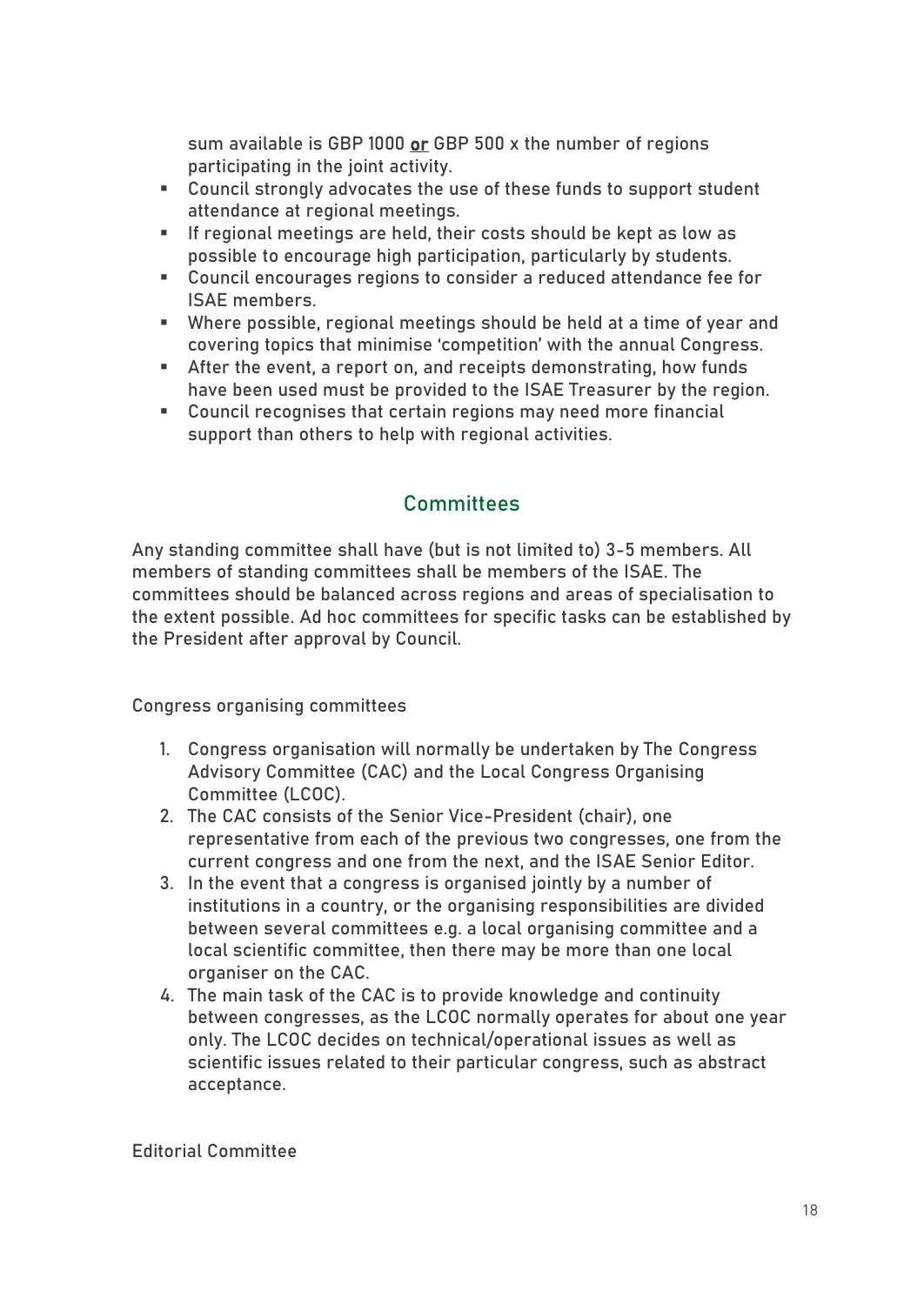sum available is GBP 1000 **or** GBP 500 x the number of regions participating in the joint activity.

- Council strongly advocates the use of these funds to support student attendance at regional meetings.
- If regional meetings are held, their costs should be kept as low as possible to encourage high participation, particularly by students.
- Council encourages regions to consider a reduced attendance fee for ISAE members.
- Where possible, regional meetings should be held at a time of year and covering topics that minimise 'competition' with the annual Congress.
- After the event, a report on, and receipts demonstrating, how funds have been used must be provided to the ISAE Treasurer by the region.
- Council recognises that certain regions may need more financial support than others to help with regional activities.

## Committees

Any standing committee shall have (but is not limited to) 3-5 members. All members of standing committees shall be members of the ISAE. The committees should be balanced across regions and areas of specialisation to the extent possible. Ad hoc committees for specific tasks can be established by the President after approval by Council.

Congress organising committees

1. Congress organisation will normally be undertaken by The Congress Advisory Committee (CAC) and the Local Congress Organising Committee (LCOC).
2. The CAC consists of the Senior Vice-President (chair), one representative from each of the previous two congresses, one from the current congress and one from the next, and the ISAE Senior Editor.
3. In the event that a congress is organised jointly by a number of institutions in a country, or the organising responsibilities are divided between several committees e.g. a local organising committee and a local scientific committee, then there may be more than one local organiser on the CAC.
4. The main task of the CAC is to provide knowledge and continuity between congresses, as the LCOC normally operates for about one year only. The LCOC decides on technical/operational issues as well as scientific issues related to their particular congress, such as abstract acceptance.

Editorial Committee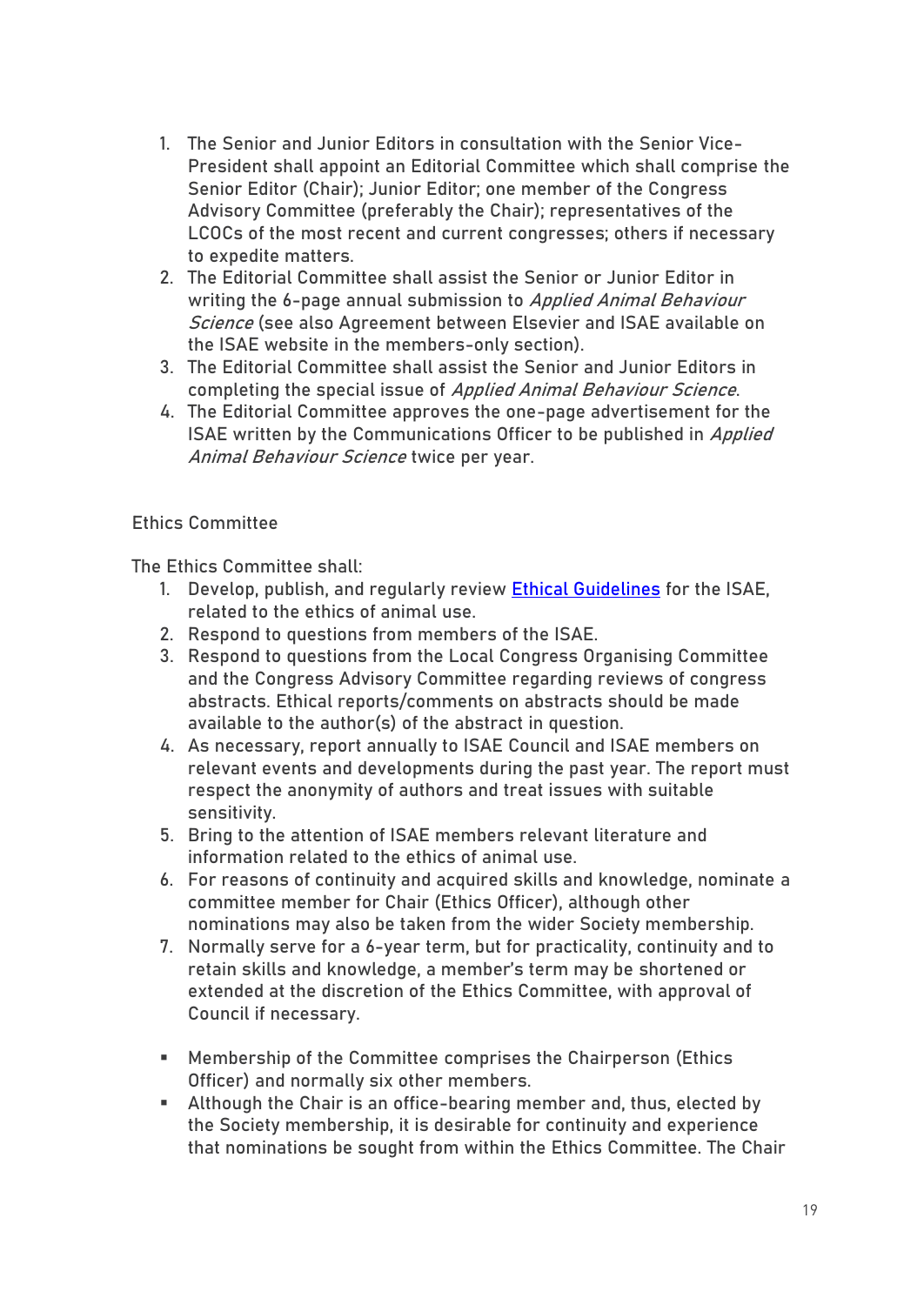1. The Senior and Junior Editors in consultation with the Senior Vice-President shall appoint an Editorial Committee which shall comprise the Senior Editor (Chair); Junior Editor; one member of the Congress Advisory Committee (preferably the Chair); representatives of the LCOCs of the most recent and current congresses; others if necessary to expedite matters.
2. The Editorial Committee shall assist the Senior or Junior Editor in writing the 6-page annual submission to *Applied Animal Behaviour Science* (see also Agreement between Elsevier and ISAE available on the ISAE website in the members-only section).
3. The Editorial Committee shall assist the Senior and Junior Editors in completing the special issue of *Applied Animal Behaviour Science*.
4. The Editorial Committee approves the one-page advertisement for the ISAE written by the Communications Officer to be published in *Applied Animal Behaviour Science* twice per year.

## Ethics Committee

The Ethics Committee shall:

1. Develop, publish, and regularly review [Ethical Guidelines] for the ISAE, related to the ethics of animal use.
2. Respond to questions from members of the ISAE.
3. Respond to questions from the Local Congress Organising Committee and the Congress Advisory Committee regarding reviews of congress abstracts. Ethical reports/comments on abstracts should be made available to the author(s) of the abstract in question.
4. As necessary, report annually to ISAE Council and ISAE members on relevant events and developments during the past year. The report must respect the anonymity of authors and treat issues with suitable sensitivity.
5. Bring to the attention of ISAE members relevant literature and information related to the ethics of animal use.
6. For reasons of continuity and acquired skills and knowledge, nominate a committee member for Chair (Ethics Officer), although other nominations may also be taken from the wider Society membership.
7. Normally serve for a 6-year term, but for practicality, continuity and to retain skills and knowledge, a member's term may be shortened or extended at the discretion of the Ethics Committee, with approval of Council if necessary.

- Membership of the Committee comprises the Chairperson (Ethics Officer) and normally six other members.
- Although the Chair is an office-bearing member and, thus, elected by the Society membership, it is desirable for continuity and experience that nominations be sought from within the Ethics Committee. The Chair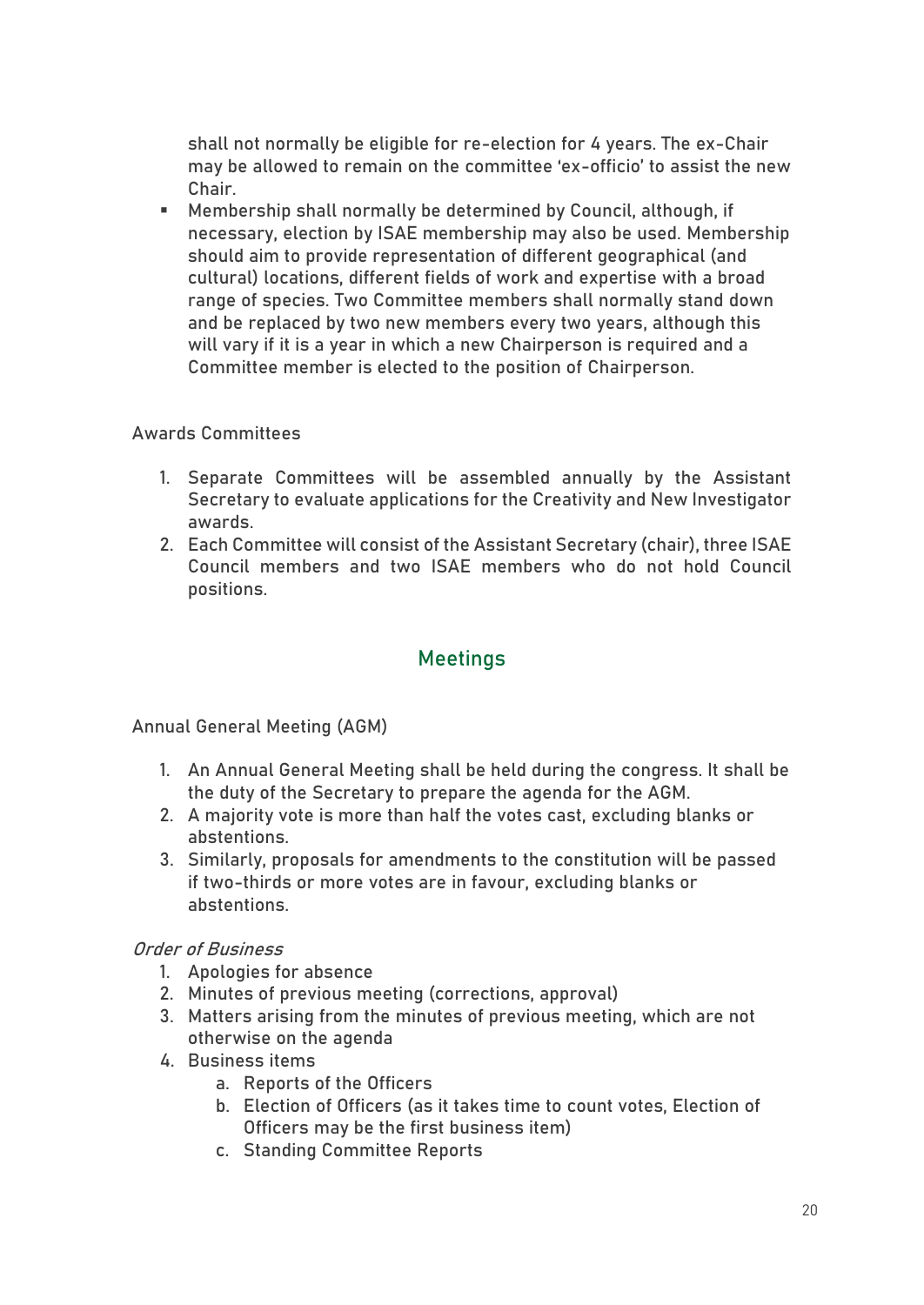shall not normally be eligible for re-election for 4 years. The ex-Chair may be allowed to remain on the committee 'ex-officio' to assist the new Chair.

- Membership shall normally be determined by Council, although, if necessary, election by ISAE membership may also be used. Membership should aim to provide representation of different geographical (and cultural) locations, different fields of work and expertise with a broad range of species. Two Committee members shall normally stand down and be replaced by two new members every two years, although this will vary if it is a year in which a new Chairperson is required and a Committee member is elected to the position of Chairperson.

Awards Committees

1. Separate Committees will be assembled annually by the Assistant Secretary to evaluate applications for the Creativity and New Investigator awards.
2. Each Committee will consist of the Assistant Secretary (chair), three ISAE Council members and two ISAE members who do not hold Council positions.

## Meetings

Annual General Meeting (AGM)

1. An Annual General Meeting shall be held during the congress. It shall be the duty of the Secretary to prepare the agenda for the AGM.
2. A majority vote is more than half the votes cast, excluding blanks or abstentions.
3. Similarly, proposals for amendments to the constitution will be passed if two-thirds or more votes are in favour, excluding blanks or abstentions.

*Order of Business*

1. Apologies for absence
2. Minutes of previous meeting (corrections, approval)
3. Matters arising from the minutes of previous meeting, which are not otherwise on the agenda
4. Business items
    a. Reports of the Officers
    b. Election of Officers (as it takes time to count votes, Election of Officers may be the first business item)
    c. Standing Committee Reports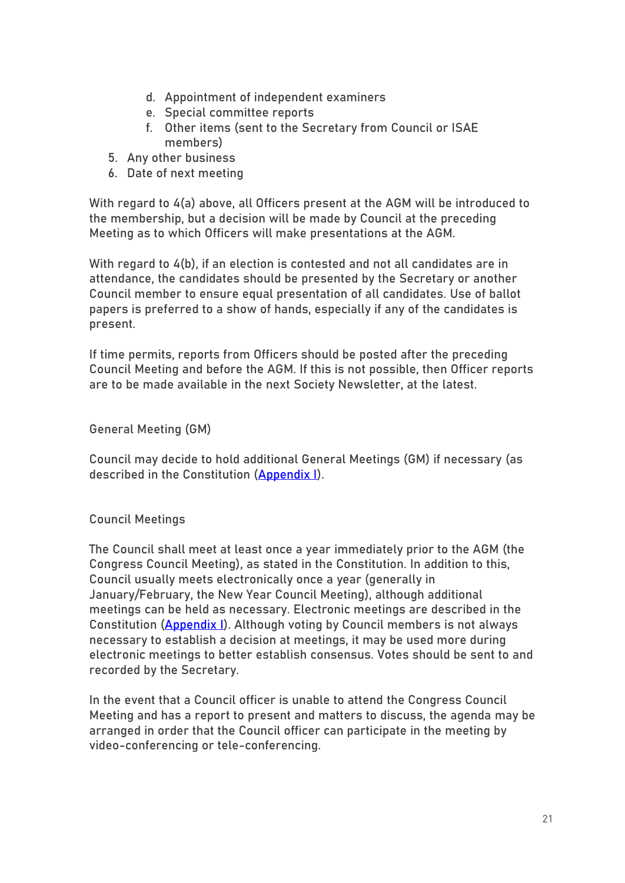d. Appointment of independent examiners
   e. Special committee reports
   f. Other items (sent to the Secretary from Council or ISAE members)
5. Any other business
6. Date of next meeting

With regard to 4(a) above, all Officers present at the AGM will be introduced to the membership, but a decision will be made by Council at the preceding Meeting as to which Officers will make presentations at the AGM.

With regard to 4(b), if an election is contested and not all candidates are in attendance, the candidates should be presented by the Secretary or another Council member to ensure equal presentation of all candidates. Use of ballot papers is preferred to a show of hands, especially if any of the candidates is present.

If time permits, reports from Officers should be posted after the preceding Council Meeting and before the AGM. If this is not possible, then Officer reports are to be made available in the next Society Newsletter, at the latest.

### General Meeting (GM)

Council may decide to hold additional General Meetings (GM) if necessary (as described in the Constitution (Appendix I).

### Council Meetings

The Council shall meet at least once a year immediately prior to the AGM (the Congress Council Meeting), as stated in the Constitution. In addition to this, Council usually meets electronically once a year (generally in January/February, the New Year Council Meeting), although additional meetings can be held as necessary. Electronic meetings are described in the Constitution (Appendix I). Although voting by Council members is not always necessary to establish a decision at meetings, it may be used more during electronic meetings to better establish consensus. Votes should be sent to and recorded by the Secretary.

In the event that a Council officer is unable to attend the Congress Council Meeting and has a report to present and matters to discuss, the agenda may be arranged in order that the Council officer can participate in the meeting by video-conferencing or tele-conferencing.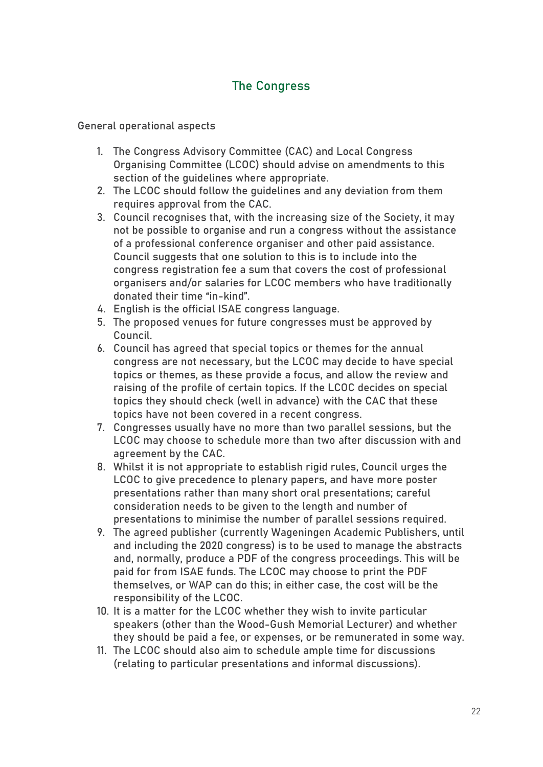## The Congress

General operational aspects

1. The Congress Advisory Committee (CAC) and Local Congress Organising Committee (LCOC) should advise on amendments to this section of the guidelines where appropriate.
2. The LCOC should follow the guidelines and any deviation from them requires approval from the CAC.
3. Council recognises that, with the increasing size of the Society, it may not be possible to organise and run a congress without the assistance of a professional conference organiser and other paid assistance. Council suggests that one solution to this is to include into the congress registration fee a sum that covers the cost of professional organisers and/or salaries for LCOC members who have traditionally donated their time "in-kind".
4. English is the official ISAE congress language.
5. The proposed venues for future congresses must be approved by Council.
6. Council has agreed that special topics or themes for the annual congress are not necessary, but the LCOC may decide to have special topics or themes, as these provide a focus, and allow the review and raising of the profile of certain topics. If the LCOC decides on special topics they should check (well in advance) with the CAC that these topics have not been covered in a recent congress.
7. Congresses usually have no more than two parallel sessions, but the LCOC may choose to schedule more than two after discussion with and agreement by the CAC.
8. Whilst it is not appropriate to establish rigid rules, Council urges the LCOC to give precedence to plenary papers, and have more poster presentations rather than many short oral presentations; careful consideration needs to be given to the length and number of presentations to minimise the number of parallel sessions required.
9. The agreed publisher (currently Wageningen Academic Publishers, until and including the 2020 congress) is to be used to manage the abstracts and, normally, produce a PDF of the congress proceedings. This will be paid for from ISAE funds. The LCOC may choose to print the PDF themselves, or WAP can do this; in either case, the cost will be the responsibility of the LCOC.
10. It is a matter for the LCOC whether they wish to invite particular speakers (other than the Wood-Gush Memorial Lecturer) and whether they should be paid a fee, or expenses, or be remunerated in some way.
11. The LCOC should also aim to schedule ample time for discussions (relating to particular presentations and informal discussions).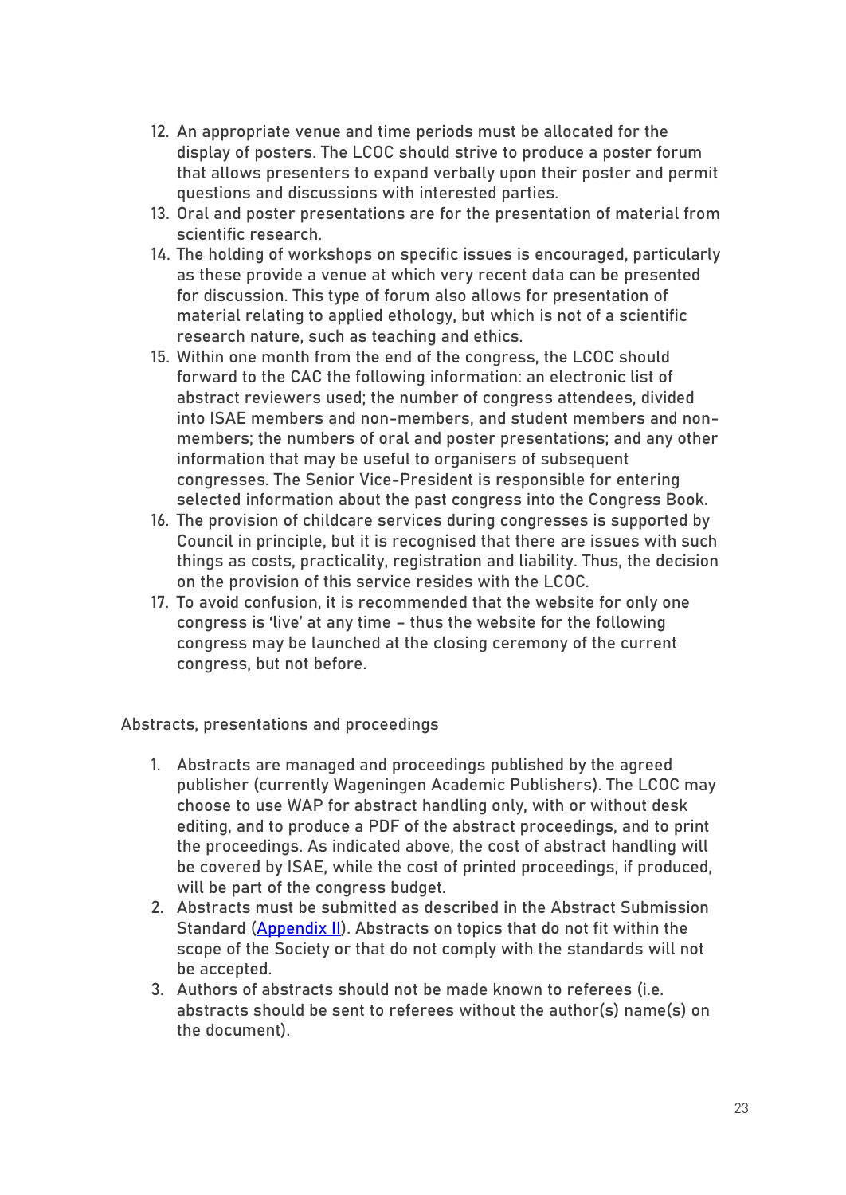12. An appropriate venue and time periods must be allocated for the display of posters. The LCOC should strive to produce a poster forum that allows presenters to expand verbally upon their poster and permit questions and discussions with interested parties.
13. Oral and poster presentations are for the presentation of material from scientific research.
14. The holding of workshops on specific issues is encouraged, particularly as these provide a venue at which very recent data can be presented for discussion. This type of forum also allows for presentation of material relating to applied ethology, but which is not of a scientific research nature, such as teaching and ethics.
15. Within one month from the end of the congress, the LCOC should forward to the CAC the following information: an electronic list of abstract reviewers used; the number of congress attendees, divided into ISAE members and non-members, and student members and non-members; the numbers of oral and poster presentations; and any other information that may be useful to organisers of subsequent congresses. The Senior Vice-President is responsible for entering selected information about the past congress into the Congress Book.
16. The provision of childcare services during congresses is supported by Council in principle, but it is recognised that there are issues with such things as costs, practicality, registration and liability. Thus, the decision on the provision of this service resides with the LCOC.
17. To avoid confusion, it is recommended that the website for only one congress is 'live' at any time – thus the website for the following congress may be launched at the closing ceremony of the current congress, but not before.

Abstracts, presentations and proceedings

1. Abstracts are managed and proceedings published by the agreed publisher (currently Wageningen Academic Publishers). The LCOC may choose to use WAP for abstract handling only, with or without desk editing, and to produce a PDF of the abstract proceedings, and to print the proceedings. As indicated above, the cost of abstract handling will be covered by ISAE, while the cost of printed proceedings, if produced, will be part of the congress budget.
2. Abstracts must be submitted as described in the Abstract Submission Standard (Appendix II). Abstracts on topics that do not fit within the scope of the Society or that do not comply with the standards will not be accepted.
3. Authors of abstracts should not be made known to referees (i.e. abstracts should be sent to referees without the author(s) name(s) on the document).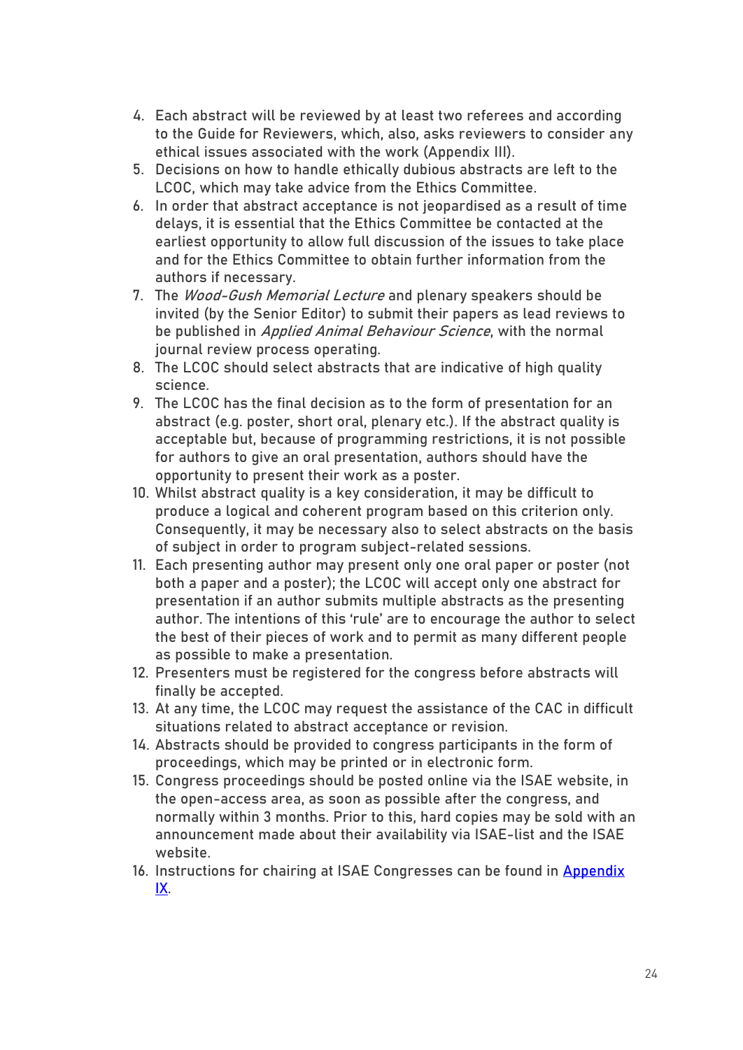4. Each abstract will be reviewed by at least two referees and according to the Guide for Reviewers, which, also, asks reviewers to consider any ethical issues associated with the work (Appendix III).
5. Decisions on how to handle ethically dubious abstracts are left to the LCOC, which may take advice from the Ethics Committee.
6. In order that abstract acceptance is not jeopardised as a result of time delays, it is essential that the Ethics Committee be contacted at the earliest opportunity to allow full discussion of the issues to take place and for the Ethics Committee to obtain further information from the authors if necessary.
7. The *Wood-Gush Memorial Lecture* and plenary speakers should be invited (by the Senior Editor) to submit their papers as lead reviews to be published in *Applied Animal Behaviour Science*, with the normal journal review process operating.
8. The LCOC should select abstracts that are indicative of high quality science.
9. The LCOC has the final decision as to the form of presentation for an abstract (e.g. poster, short oral, plenary etc.). If the abstract quality is acceptable but, because of programming restrictions, it is not possible for authors to give an oral presentation, authors should have the opportunity to present their work as a poster.
10. Whilst abstract quality is a key consideration, it may be difficult to produce a logical and coherent program based on this criterion only. Consequently, it may be necessary also to select abstracts on the basis of subject in order to program subject-related sessions.
11. Each presenting author may present only one oral paper or poster (not both a paper and a poster); the LCOC will accept only one abstract for presentation if an author submits multiple abstracts as the presenting author. The intentions of this 'rule' are to encourage the author to select the best of their pieces of work and to permit as many different people as possible to make a presentation.
12. Presenters must be registered for the congress before abstracts will finally be accepted.
13. At any time, the LCOC may request the assistance of the CAC in difficult situations related to abstract acceptance or revision.
14. Abstracts should be provided to congress participants in the form of proceedings, which may be printed or in electronic form.
15. Congress proceedings should be posted online via the ISAE website, in the open-access area, as soon as possible after the congress, and normally within 3 months. Prior to this, hard copies may be sold with an announcement made about their availability via ISAE-list and the ISAE website.
16. Instructions for chairing at ISAE Congresses can be found in Appendix IX.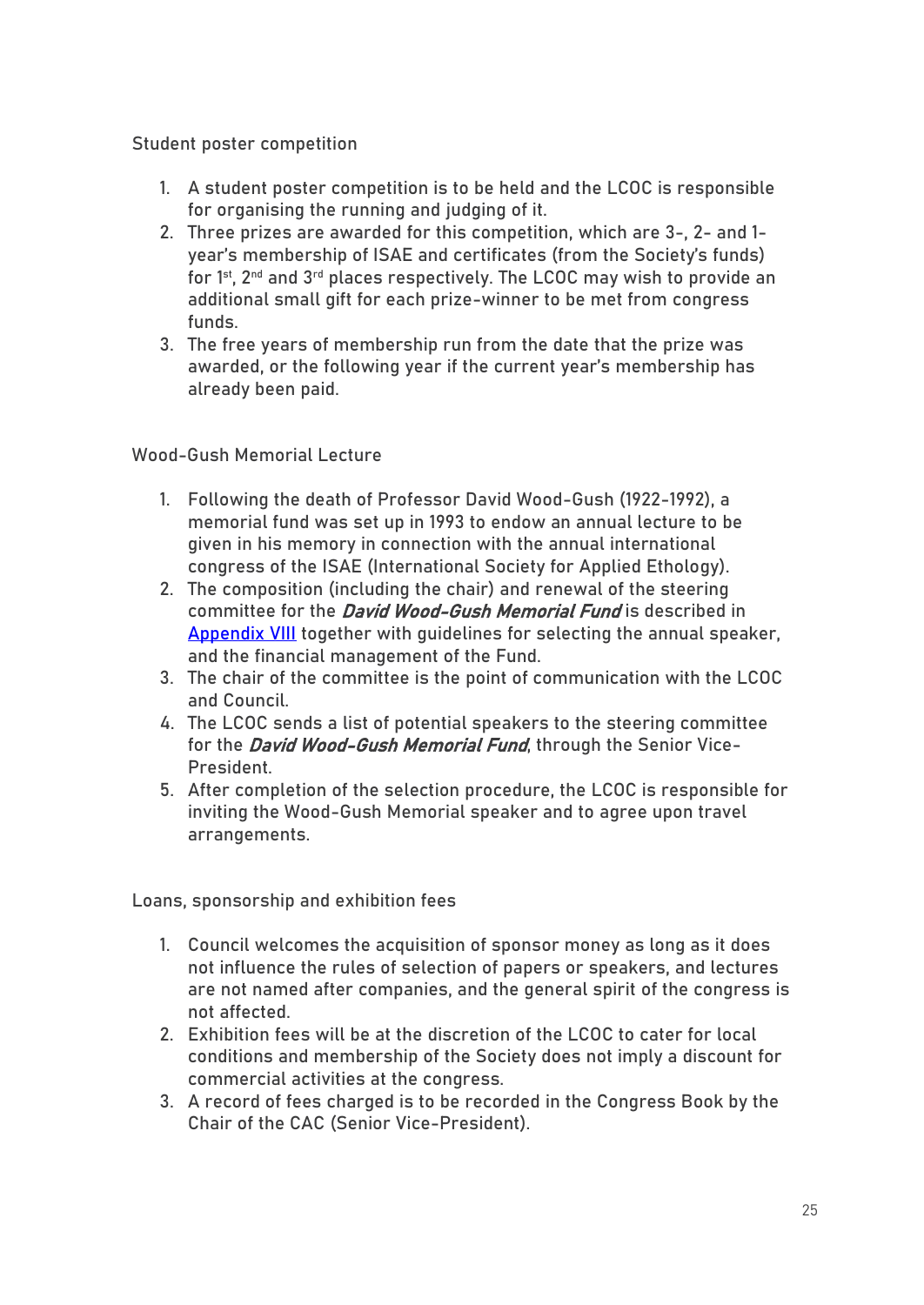### Student poster competition

1. A student poster competition is to be held and the LCOC is responsible for organising the running and judging of it.
2. Three prizes are awarded for this competition, which are 3-, 2- and 1-year's membership of ISAE and certificates (from the Society's funds) for 1st, 2nd and 3rd places respectively. The LCOC may wish to provide an additional small gift for each prize-winner to be met from congress funds.
3. The free years of membership run from the date that the prize was awarded, or the following year if the current year's membership has already been paid.

### Wood-Gush Memorial Lecture

1. Following the death of Professor David Wood-Gush (1922-1992), a memorial fund was set up in 1993 to endow an annual lecture to be given in his memory in connection with the annual international congress of the ISAE (International Society for Applied Ethology).
2. The composition (including the chair) and renewal of the steering committee for the ***David Wood-Gush Memorial Fund*** is described in Appendix VIII together with guidelines for selecting the annual speaker, and the financial management of the Fund.
3. The chair of the committee is the point of communication with the LCOC and Council.
4. The LCOC sends a list of potential speakers to the steering committee for the ***David Wood-Gush Memorial Fund***, through the Senior Vice-President.
5. After completion of the selection procedure, the LCOC is responsible for inviting the Wood-Gush Memorial speaker and to agree upon travel arrangements.

### Loans, sponsorship and exhibition fees

1. Council welcomes the acquisition of sponsor money as long as it does not influence the rules of selection of papers or speakers, and lectures are not named after companies, and the general spirit of the congress is not affected.
2. Exhibition fees will be at the discretion of the LCOC to cater for local conditions and membership of the Society does not imply a discount for commercial activities at the congress.
3. A record of fees charged is to be recorded in the Congress Book by the Chair of the CAC (Senior Vice-President).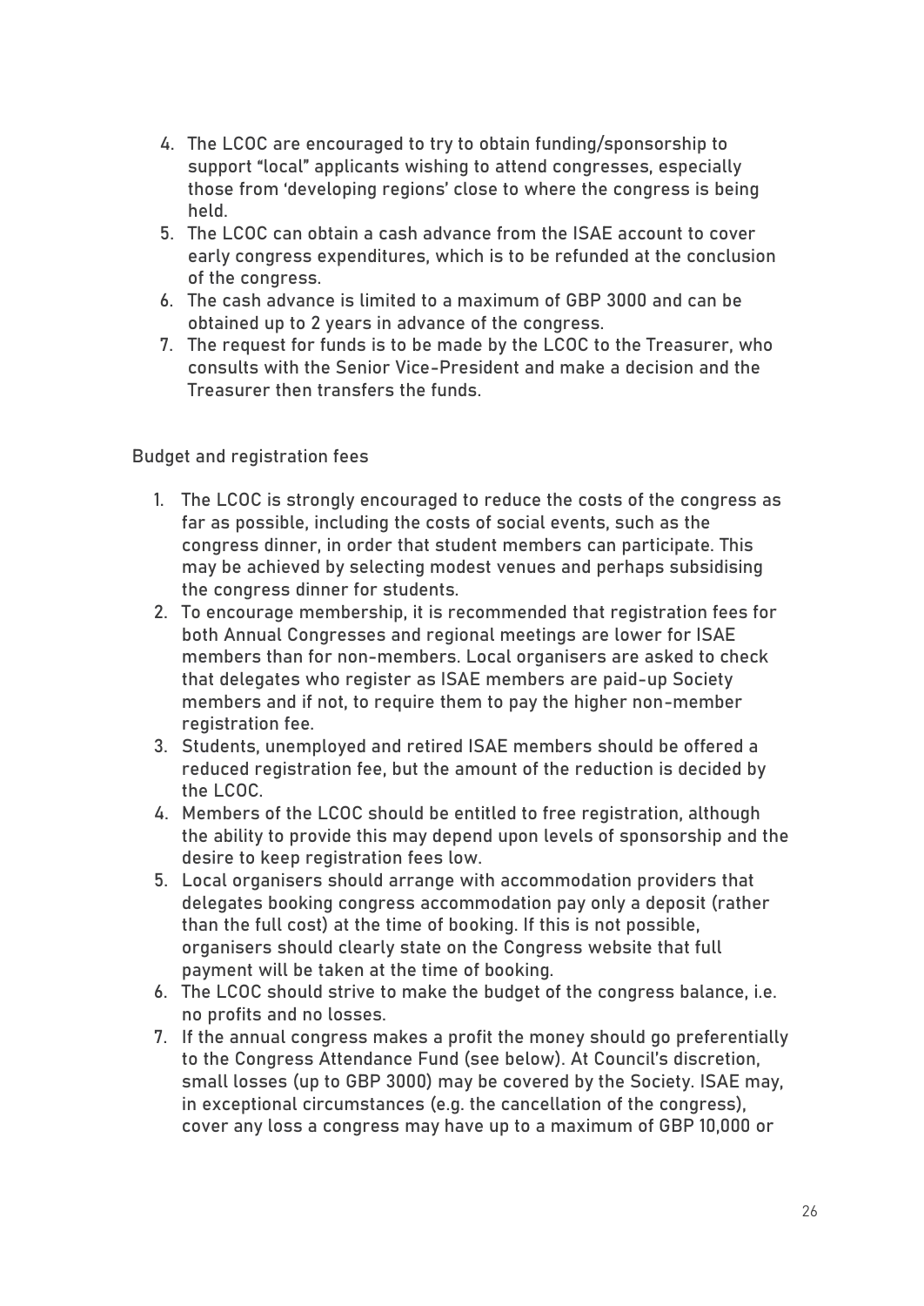4. The LCOC are encouraged to try to obtain funding/sponsorship to support "local" applicants wishing to attend congresses, especially those from 'developing regions' close to where the congress is being held.
5. The LCOC can obtain a cash advance from the ISAE account to cover early congress expenditures, which is to be refunded at the conclusion of the congress.
6. The cash advance is limited to a maximum of GBP 3000 and can be obtained up to 2 years in advance of the congress.
7. The request for funds is to be made by the LCOC to the Treasurer, who consults with the Senior Vice-President and make a decision and the Treasurer then transfers the funds.

Budget and registration fees

1. The LCOC is strongly encouraged to reduce the costs of the congress as far as possible, including the costs of social events, such as the congress dinner, in order that student members can participate. This may be achieved by selecting modest venues and perhaps subsidising the congress dinner for students.
2. To encourage membership, it is recommended that registration fees for both Annual Congresses and regional meetings are lower for ISAE members than for non-members. Local organisers are asked to check that delegates who register as ISAE members are paid-up Society members and if not, to require them to pay the higher non-member registration fee.
3. Students, unemployed and retired ISAE members should be offered a reduced registration fee, but the amount of the reduction is decided by the LCOC.
4. Members of the LCOC should be entitled to free registration, although the ability to provide this may depend upon levels of sponsorship and the desire to keep registration fees low.
5. Local organisers should arrange with accommodation providers that delegates booking congress accommodation pay only a deposit (rather than the full cost) at the time of booking. If this is not possible, organisers should clearly state on the Congress website that full payment will be taken at the time of booking.
6. The LCOC should strive to make the budget of the congress balance, i.e. no profits and no losses.
7. If the annual congress makes a profit the money should go preferentially to the Congress Attendance Fund (see below). At Council's discretion, small losses (up to GBP 3000) may be covered by the Society. ISAE may, in exceptional circumstances (e.g. the cancellation of the congress), cover any loss a congress may have up to a maximum of GBP 10,000 or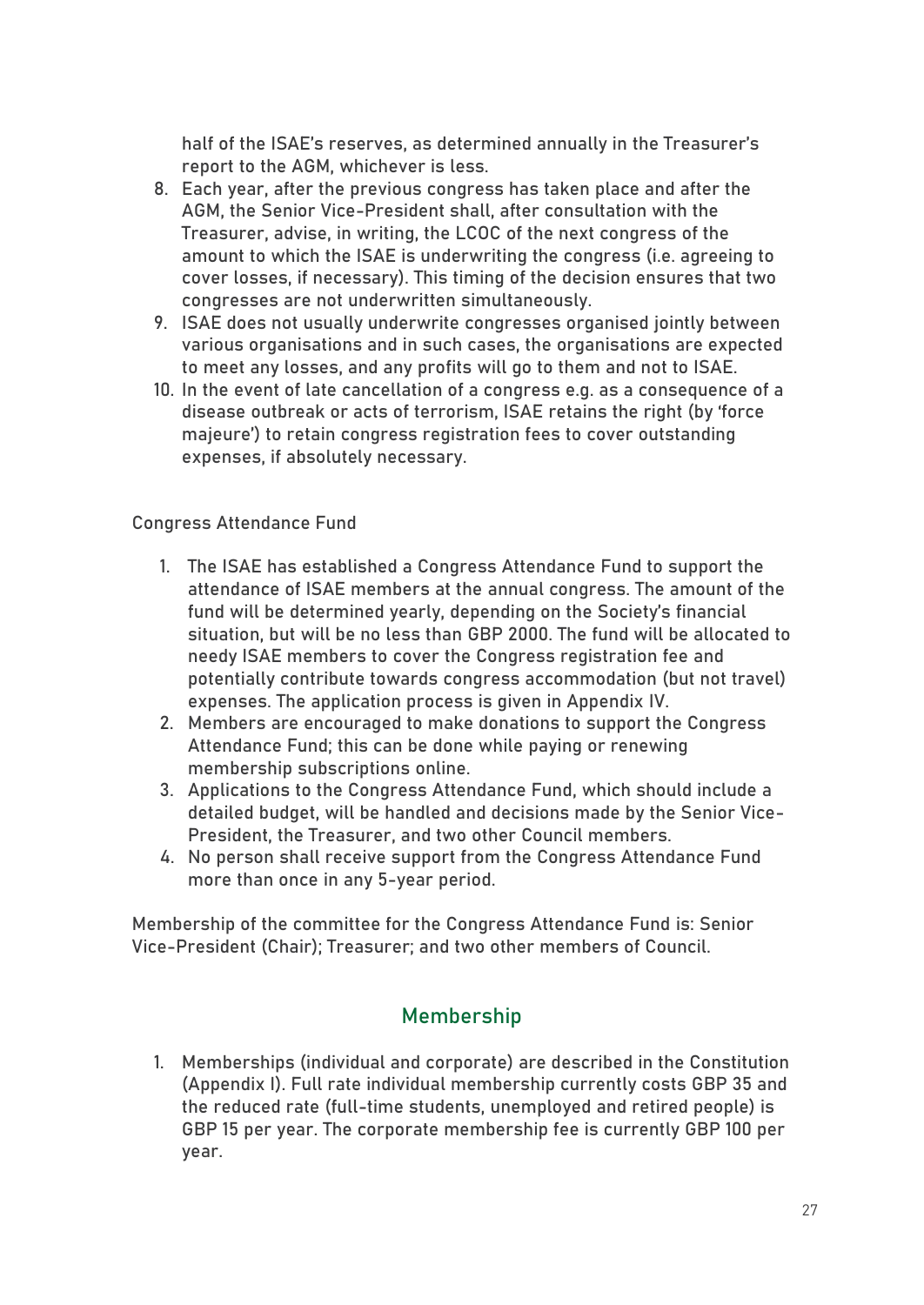half of the ISAE's reserves, as determined annually in the Treasurer's report to the AGM, whichever is less.

8. Each year, after the previous congress has taken place and after the AGM, the Senior Vice-President shall, after consultation with the Treasurer, advise, in writing, the LCOC of the next congress of the amount to which the ISAE is underwriting the congress (i.e. agreeing to cover losses, if necessary). This timing of the decision ensures that two congresses are not underwritten simultaneously.
9. ISAE does not usually underwrite congresses organised jointly between various organisations and in such cases, the organisations are expected to meet any losses, and any profits will go to them and not to ISAE.
10. In the event of late cancellation of a congress e.g. as a consequence of a disease outbreak or acts of terrorism, ISAE retains the right (by 'force majeure') to retain congress registration fees to cover outstanding expenses, if absolutely necessary.

Congress Attendance Fund

1. The ISAE has established a Congress Attendance Fund to support the attendance of ISAE members at the annual congress. The amount of the fund will be determined yearly, depending on the Society's financial situation, but will be no less than GBP 2000. The fund will be allocated to needy ISAE members to cover the Congress registration fee and potentially contribute towards congress accommodation (but not travel) expenses. The application process is given in Appendix IV.
2. Members are encouraged to make donations to support the Congress Attendance Fund; this can be done while paying or renewing membership subscriptions online.
3. Applications to the Congress Attendance Fund, which should include a detailed budget, will be handled and decisions made by the Senior Vice-President, the Treasurer, and two other Council members.
4. No person shall receive support from the Congress Attendance Fund more than once in any 5-year period.

Membership of the committee for the Congress Attendance Fund is: Senior Vice-President (Chair); Treasurer; and two other members of Council.

## Membership

1. Memberships (individual and corporate) are described in the Constitution (Appendix I). Full rate individual membership currently costs GBP 35 and the reduced rate (full-time students, unemployed and retired people) is GBP 15 per year. The corporate membership fee is currently GBP 100 per year.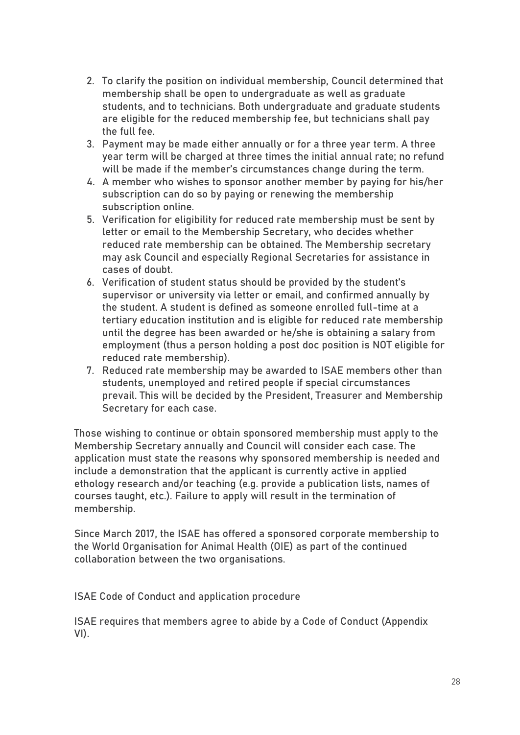2. To clarify the position on individual membership, Council determined that membership shall be open to undergraduate as well as graduate students, and to technicians. Both undergraduate and graduate students are eligible for the reduced membership fee, but technicians shall pay the full fee.
3. Payment may be made either annually or for a three year term. A three year term will be charged at three times the initial annual rate; no refund will be made if the member's circumstances change during the term.
4. A member who wishes to sponsor another member by paying for his/her subscription can do so by paying or renewing the membership subscription online.
5. Verification for eligibility for reduced rate membership must be sent by letter or email to the Membership Secretary, who decides whether reduced rate membership can be obtained. The Membership secretary may ask Council and especially Regional Secretaries for assistance in cases of doubt.
6. Verification of student status should be provided by the student's supervisor or university via letter or email, and confirmed annually by the student. A student is defined as someone enrolled full-time at a tertiary education institution and is eligible for reduced rate membership until the degree has been awarded or he/she is obtaining a salary from employment (thus a person holding a post doc position is NOT eligible for reduced rate membership).
7. Reduced rate membership may be awarded to ISAE members other than students, unemployed and retired people if special circumstances prevail. This will be decided by the President, Treasurer and Membership Secretary for each case.

Those wishing to continue or obtain sponsored membership must apply to the Membership Secretary annually and Council will consider each case. The application must state the reasons why sponsored membership is needed and include a demonstration that the applicant is currently active in applied ethology research and/or teaching (e.g. provide a publication lists, names of courses taught, etc.). Failure to apply will result in the termination of membership.

Since March 2017, the ISAE has offered a sponsored corporate membership to the World Organisation for Animal Health (OIE) as part of the continued collaboration between the two organisations.

ISAE Code of Conduct and application procedure

ISAE requires that members agree to abide by a Code of Conduct (Appendix VI).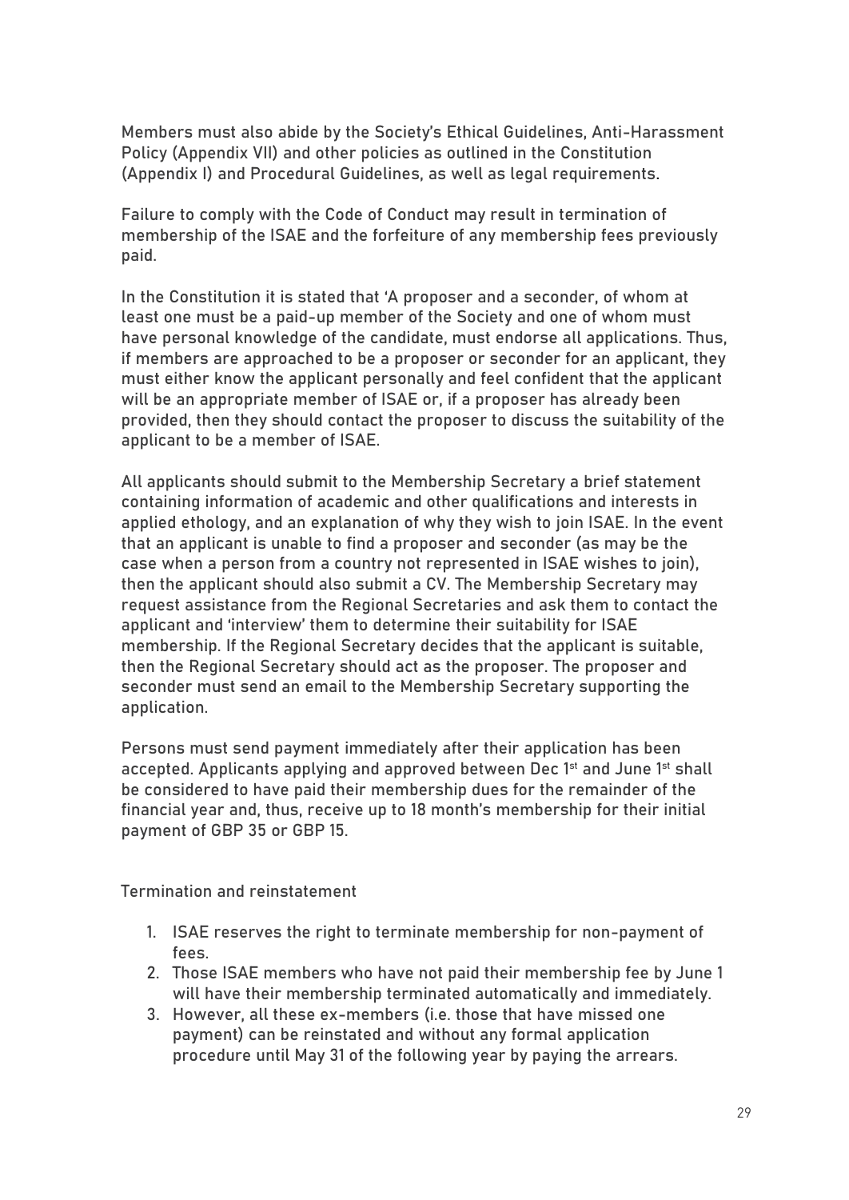Members must also abide by the Society's Ethical Guidelines, Anti-Harassment Policy (Appendix VII) and other policies as outlined in the Constitution (Appendix I) and Procedural Guidelines, as well as legal requirements.

Failure to comply with the Code of Conduct may result in termination of membership of the ISAE and the forfeiture of any membership fees previously paid.

In the Constitution it is stated that 'A proposer and a seconder, of whom at least one must be a paid-up member of the Society and one of whom must have personal knowledge of the candidate, must endorse all applications. Thus, if members are approached to be a proposer or seconder for an applicant, they must either know the applicant personally and feel confident that the applicant will be an appropriate member of ISAE or, if a proposer has already been provided, then they should contact the proposer to discuss the suitability of the applicant to be a member of ISAE.

All applicants should submit to the Membership Secretary a brief statement containing information of academic and other qualifications and interests in applied ethology, and an explanation of why they wish to join ISAE. In the event that an applicant is unable to find a proposer and seconder (as may be the case when a person from a country not represented in ISAE wishes to join), then the applicant should also submit a CV. The Membership Secretary may request assistance from the Regional Secretaries and ask them to contact the applicant and 'interview' them to determine their suitability for ISAE membership. If the Regional Secretary decides that the applicant is suitable, then the Regional Secretary should act as the proposer. The proposer and seconder must send an email to the Membership Secretary supporting the application.

Persons must send payment immediately after their application has been accepted. Applicants applying and approved between Dec 1st and June 1st shall be considered to have paid their membership dues for the remainder of the financial year and, thus, receive up to 18 month's membership for their initial payment of GBP 35 or GBP 15.

Termination and reinstatement

1. ISAE reserves the right to terminate membership for non-payment of fees.
2. Those ISAE members who have not paid their membership fee by June 1 will have their membership terminated automatically and immediately.
3. However, all these ex-members (i.e. those that have missed one payment) can be reinstated and without any formal application procedure until May 31 of the following year by paying the arrears.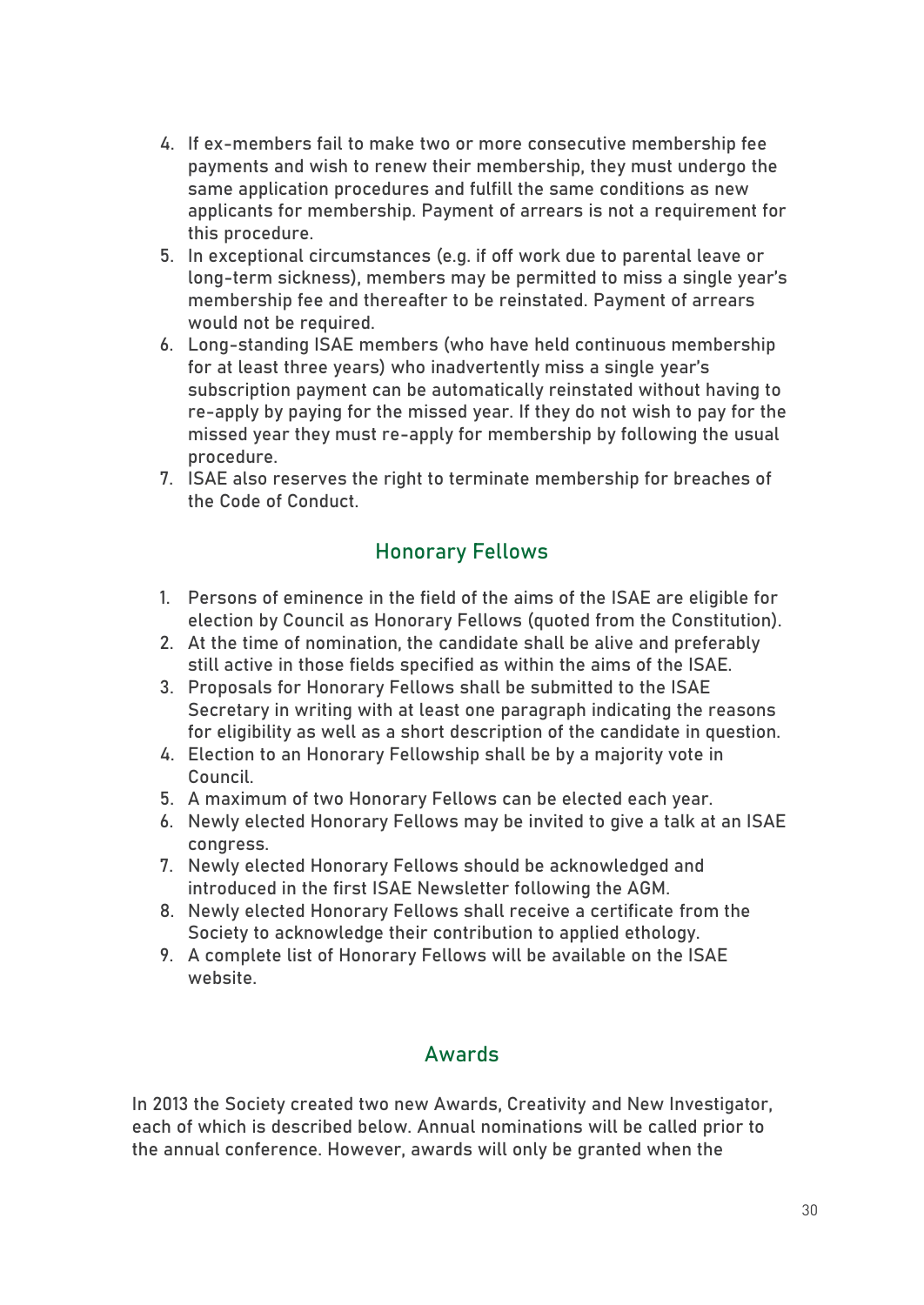4. If ex-members fail to make two or more consecutive membership fee payments and wish to renew their membership, they must undergo the same application procedures and fulfill the same conditions as new applicants for membership. Payment of arrears is not a requirement for this procedure.
5. In exceptional circumstances (e.g. if off work due to parental leave or long-term sickness), members may be permitted to miss a single year's membership fee and thereafter to be reinstated. Payment of arrears would not be required.
6. Long-standing ISAE members (who have held continuous membership for at least three years) who inadvertently miss a single year's subscription payment can be automatically reinstated without having to re-apply by paying for the missed year. If they do not wish to pay for the missed year they must re-apply for membership by following the usual procedure.
7. ISAE also reserves the right to terminate membership for breaches of the Code of Conduct.

## Honorary Fellows

1. Persons of eminence in the field of the aims of the ISAE are eligible for election by Council as Honorary Fellows (quoted from the Constitution).
2. At the time of nomination, the candidate shall be alive and preferably still active in those fields specified as within the aims of the ISAE.
3. Proposals for Honorary Fellows shall be submitted to the ISAE Secretary in writing with at least one paragraph indicating the reasons for eligibility as well as a short description of the candidate in question.
4. Election to an Honorary Fellowship shall be by a majority vote in Council.
5. A maximum of two Honorary Fellows can be elected each year.
6. Newly elected Honorary Fellows may be invited to give a talk at an ISAE congress.
7. Newly elected Honorary Fellows should be acknowledged and introduced in the first ISAE Newsletter following the AGM.
8. Newly elected Honorary Fellows shall receive a certificate from the Society to acknowledge their contribution to applied ethology.
9. A complete list of Honorary Fellows will be available on the ISAE website.

## Awards

In 2013 the Society created two new Awards, Creativity and New Investigator, each of which is described below. Annual nominations will be called prior to the annual conference. However, awards will only be granted when the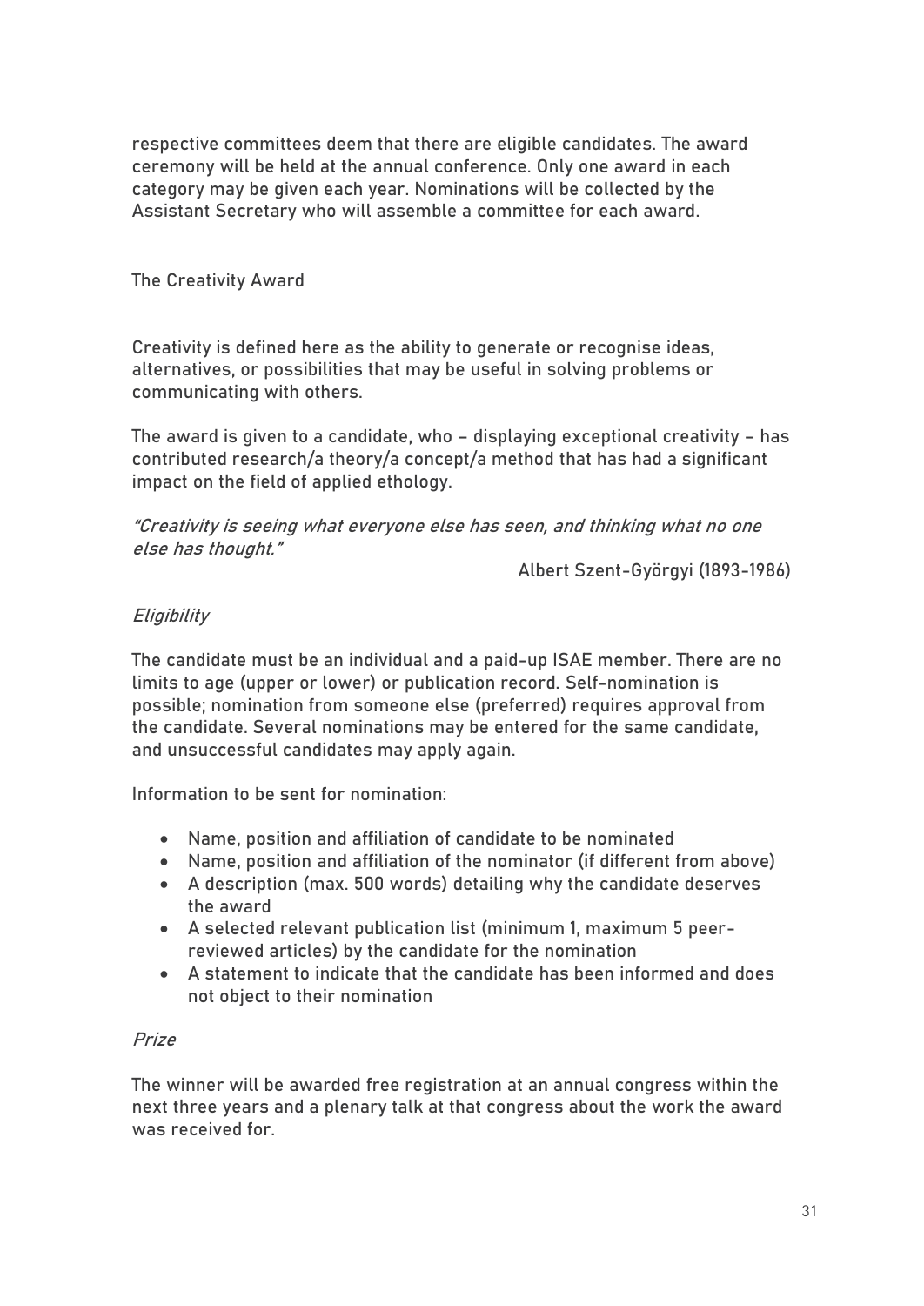respective committees deem that there are eligible candidates. The award ceremony will be held at the annual conference. Only one award in each category may be given each year. Nominations will be collected by the Assistant Secretary who will assemble a committee for each award.

## The Creativity Award

Creativity is defined here as the ability to generate or recognise ideas, alternatives, or possibilities that may be useful in solving problems or communicating with others.

The award is given to a candidate, who – displaying exceptional creativity – has contributed research/a theory/a concept/a method that has had a significant impact on the field of applied ethology.

*"Creativity is seeing what everyone else has seen, and thinking what no one else has thought."*

Albert Szent-Györgyi (1893-1986)

### *Eligibility*

The candidate must be an individual and a paid-up ISAE member. There are no limits to age (upper or lower) or publication record. Self-nomination is possible; nomination from someone else (preferred) requires approval from the candidate. Several nominations may be entered for the same candidate, and unsuccessful candidates may apply again.

Information to be sent for nomination:

- Name, position and affiliation of candidate to be nominated
- Name, position and affiliation of the nominator (if different from above)
- A description (max. 500 words) detailing why the candidate deserves the award
- A selected relevant publication list (minimum 1, maximum 5 peer-reviewed articles) by the candidate for the nomination
- A statement to indicate that the candidate has been informed and does not object to their nomination

### *Prize*

The winner will be awarded free registration at an annual congress within the next three years and a plenary talk at that congress about the work the award was received for.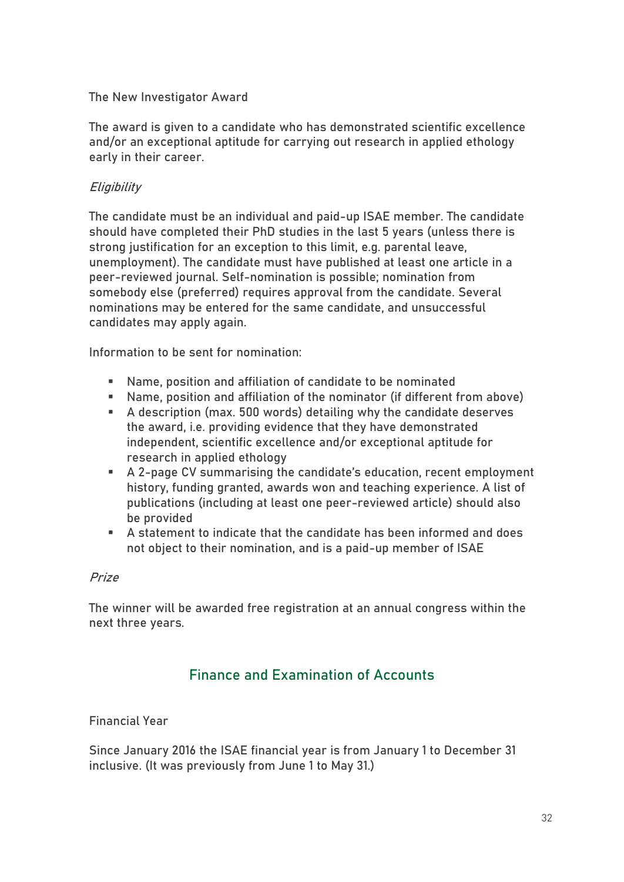### The New Investigator Award

The award is given to a candidate who has demonstrated scientific excellence and/or an exceptional aptitude for carrying out research in applied ethology early in their career.

*Eligibility*

The candidate must be an individual and paid-up ISAE member. The candidate should have completed their PhD studies in the last 5 years (unless there is strong justification for an exception to this limit, e.g. parental leave, unemployment). The candidate must have published at least one article in a peer-reviewed journal. Self-nomination is possible; nomination from somebody else (preferred) requires approval from the candidate. Several nominations may be entered for the same candidate, and unsuccessful candidates may apply again.

Information to be sent for nomination:

- Name, position and affiliation of candidate to be nominated
- Name, position and affiliation of the nominator (if different from above)
- A description (max. 500 words) detailing why the candidate deserves the award, i.e. providing evidence that they have demonstrated independent, scientific excellence and/or exceptional aptitude for research in applied ethology
- A 2-page CV summarising the candidate's education, recent employment history, funding granted, awards won and teaching experience. A list of publications (including at least one peer-reviewed article) should also be provided
- A statement to indicate that the candidate has been informed and does not object to their nomination, and is a paid-up member of ISAE

*Prize*

The winner will be awarded free registration at an annual congress within the next three years.

## Finance and Examination of Accounts

### Financial Year

Since January 2016 the ISAE financial year is from January 1 to December 31 inclusive. (It was previously from June 1 to May 31.)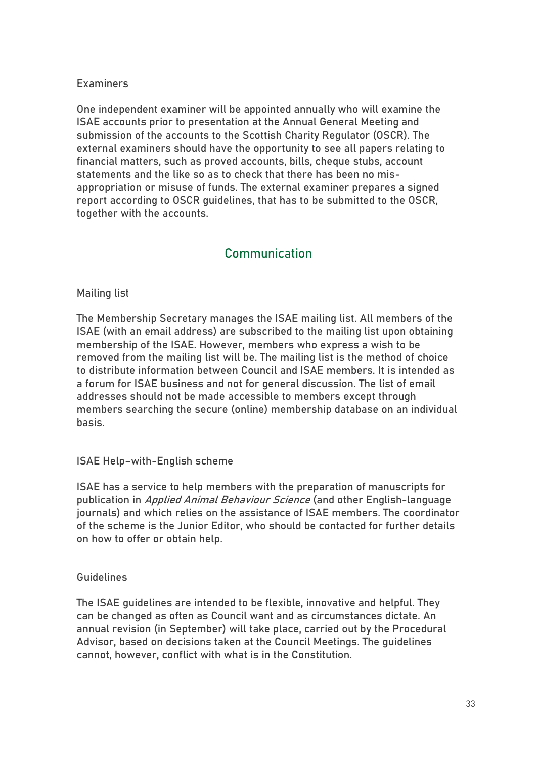### Examiners

One independent examiner will be appointed annually who will examine the ISAE accounts prior to presentation at the Annual General Meeting and submission of the accounts to the Scottish Charity Regulator (OSCR). The external examiners should have the opportunity to see all papers relating to financial matters, such as proved accounts, bills, cheque stubs, account statements and the like so as to check that there has been no mis-appropriation or misuse of funds. The external examiner prepares a signed report according to OSCR guidelines, that has to be submitted to the OSCR, together with the accounts.

## Communication

### Mailing list

The Membership Secretary manages the ISAE mailing list. All members of the ISAE (with an email address) are subscribed to the mailing list upon obtaining membership of the ISAE. However, members who express a wish to be removed from the mailing list will be. The mailing list is the method of choice to distribute information between Council and ISAE members. It is intended as a forum for ISAE business and not for general discussion. The list of email addresses should not be made accessible to members except through members searching the secure (online) membership database on an individual basis.

### ISAE Help-with-English scheme

ISAE has a service to help members with the preparation of manuscripts for publication in *Applied Animal Behaviour Science* (and other English-language journals) and which relies on the assistance of ISAE members. The coordinator of the scheme is the Junior Editor, who should be contacted for further details on how to offer or obtain help.

### Guidelines

The ISAE guidelines are intended to be flexible, innovative and helpful. They can be changed as often as Council want and as circumstances dictate. An annual revision (in September) will take place, carried out by the Procedural Advisor, based on decisions taken at the Council Meetings. The guidelines cannot, however, conflict with what is in the Constitution.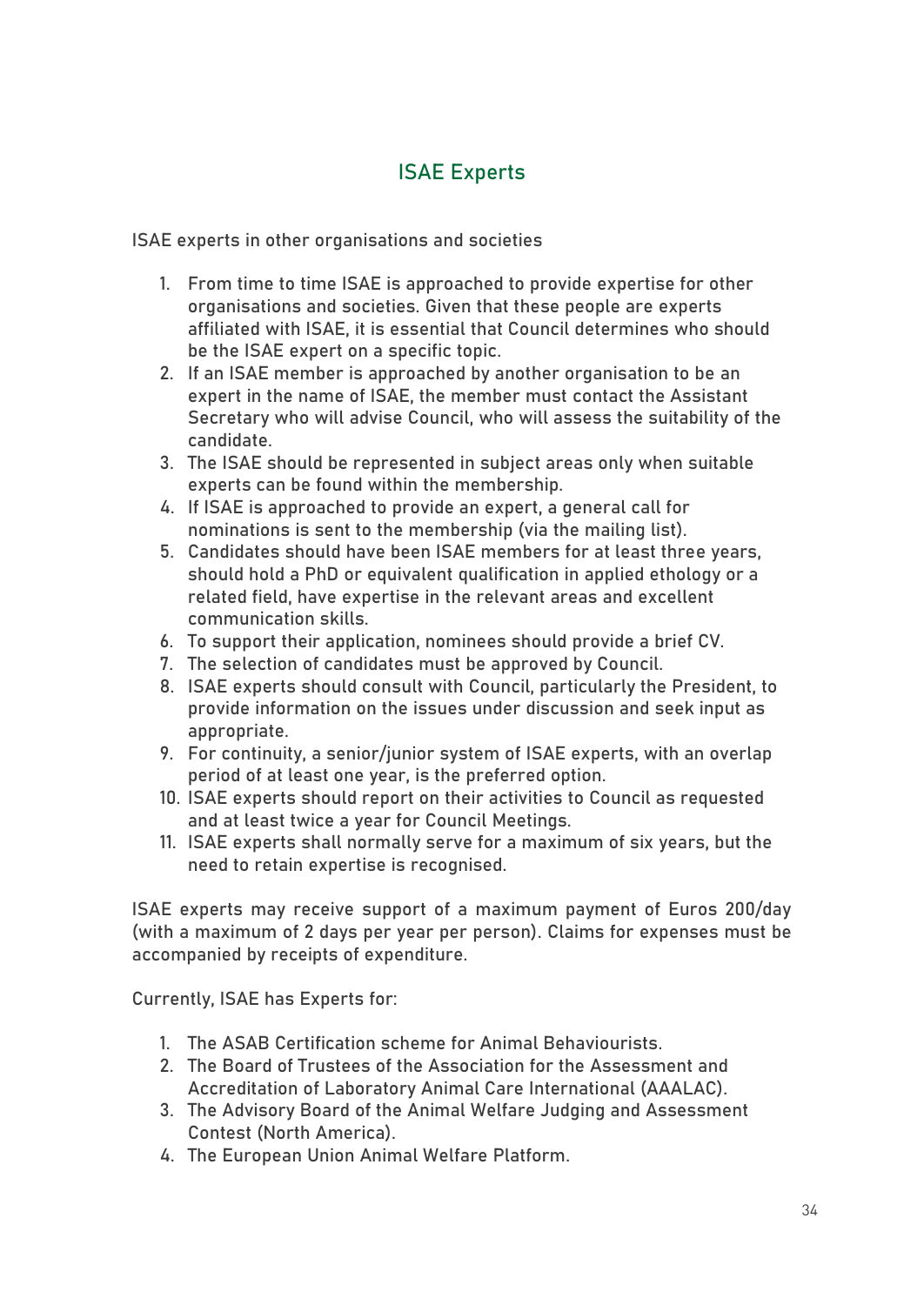## ISAE Experts

ISAE experts in other organisations and societies

1. From time to time ISAE is approached to provide expertise for other organisations and societies. Given that these people are experts affiliated with ISAE, it is essential that Council determines who should be the ISAE expert on a specific topic.
2. If an ISAE member is approached by another organisation to be an expert in the name of ISAE, the member must contact the Assistant Secretary who will advise Council, who will assess the suitability of the candidate.
3. The ISAE should be represented in subject areas only when suitable experts can be found within the membership.
4. If ISAE is approached to provide an expert, a general call for nominations is sent to the membership (via the mailing list).
5. Candidates should have been ISAE members for at least three years, should hold a PhD or equivalent qualification in applied ethology or a related field, have expertise in the relevant areas and excellent communication skills.
6. To support their application, nominees should provide a brief CV.
7. The selection of candidates must be approved by Council.
8. ISAE experts should consult with Council, particularly the President, to provide information on the issues under discussion and seek input as appropriate.
9. For continuity, a senior/junior system of ISAE experts, with an overlap period of at least one year, is the preferred option.
10. ISAE experts should report on their activities to Council as requested and at least twice a year for Council Meetings.
11. ISAE experts shall normally serve for a maximum of six years, but the need to retain expertise is recognised.

ISAE experts may receive support of a maximum payment of Euros 200/day (with a maximum of 2 days per year per person). Claims for expenses must be accompanied by receipts of expenditure.

Currently, ISAE has Experts for:

1. The ASAB Certification scheme for Animal Behaviourists.
2. The Board of Trustees of the Association for the Assessment and Accreditation of Laboratory Animal Care International (AAALAC).
3. The Advisory Board of the Animal Welfare Judging and Assessment Contest (North America).
4. The European Union Animal Welfare Platform.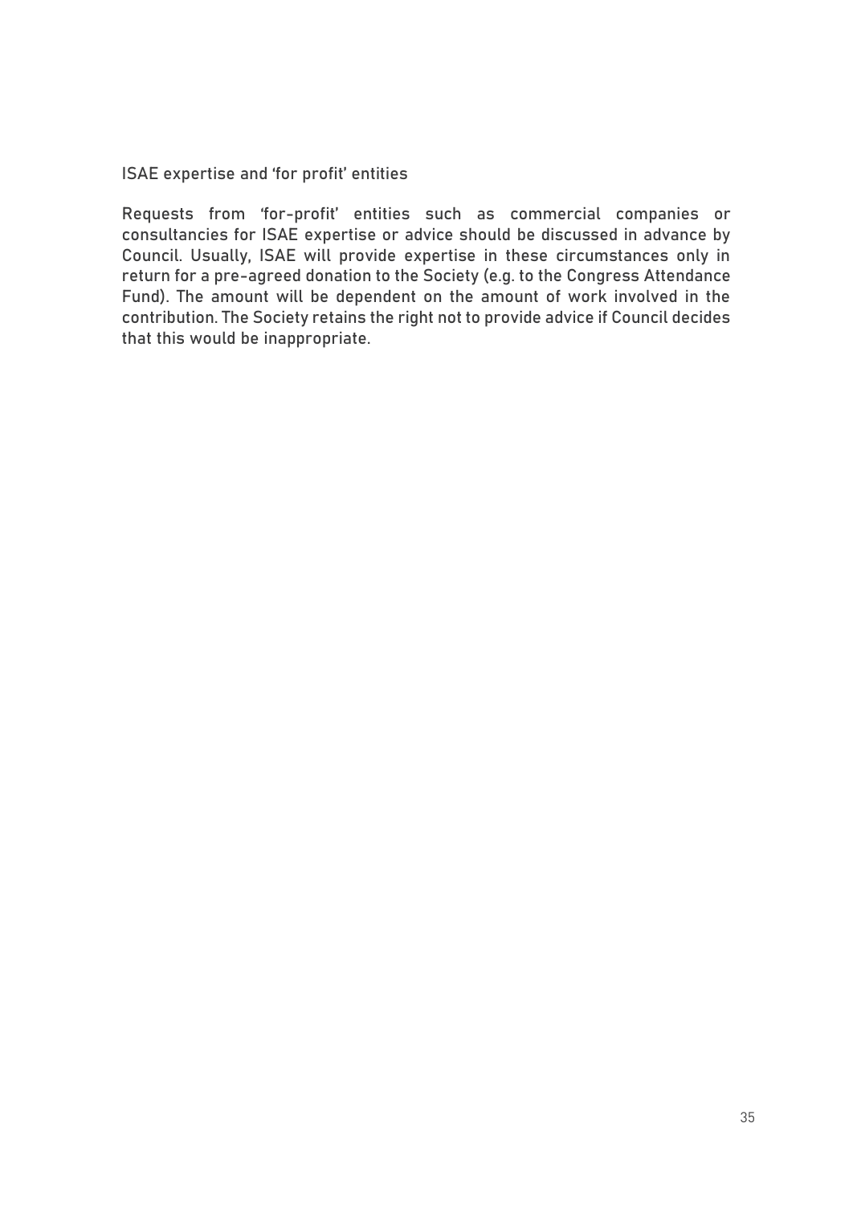## ISAE expertise and 'for profit' entities

Requests from 'for-profit' entities such as commercial companies or consultancies for ISAE expertise or advice should be discussed in advance by Council. Usually, ISAE will provide expertise in these circumstances only in return for a pre-agreed donation to the Society (e.g. to the Congress Attendance Fund). The amount will be dependent on the amount of work involved in the contribution. The Society retains the right not to provide advice if Council decides that this would be inappropriate.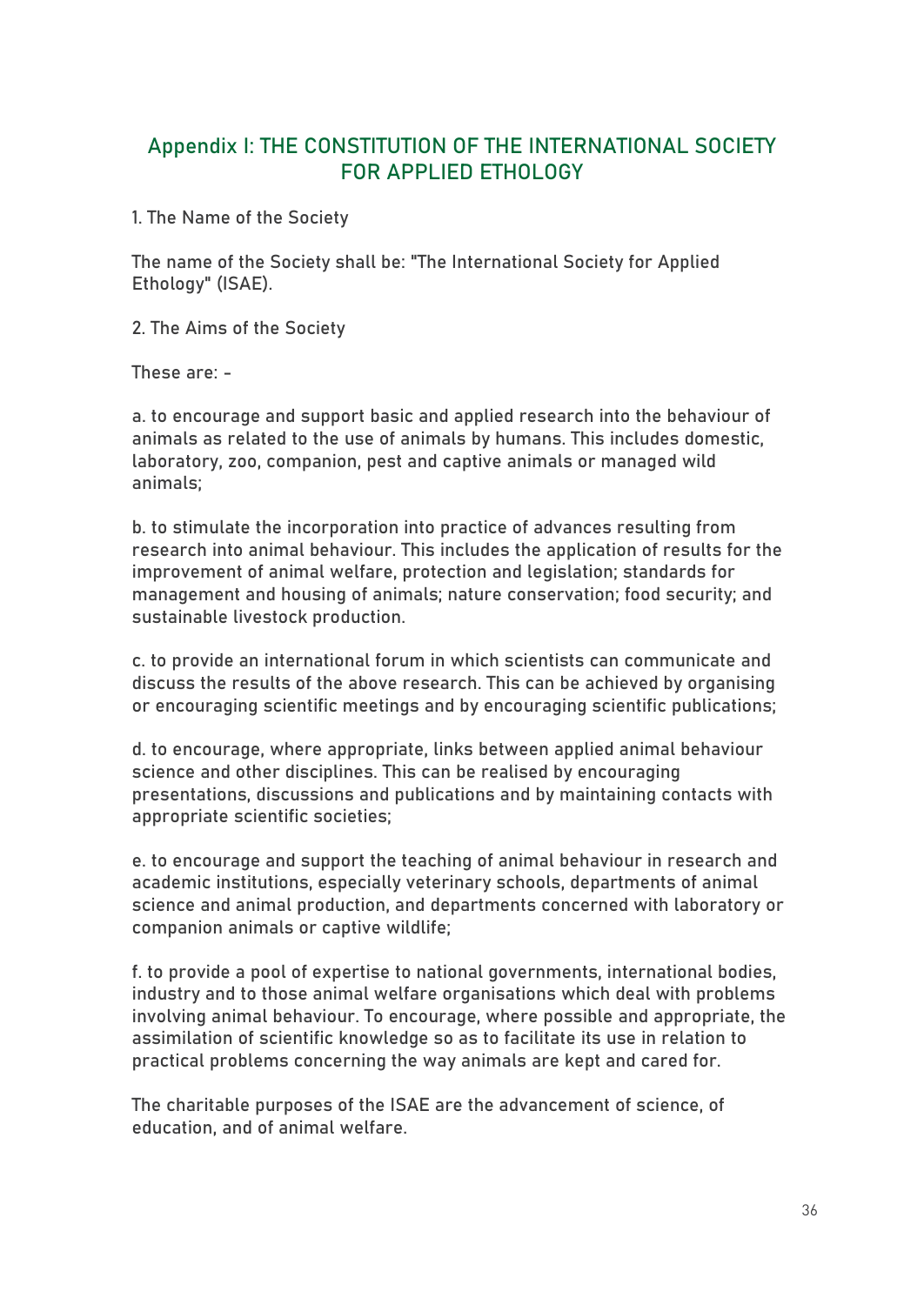## Appendix I: THE CONSTITUTION OF THE INTERNATIONAL SOCIETY FOR APPLIED ETHOLOGY

1. The Name of the Society

The name of the Society shall be: "The International Society for Applied Ethology" (ISAE).

2. The Aims of the Society

These are: -

a. to encourage and support basic and applied research into the behaviour of animals as related to the use of animals by humans. This includes domestic, laboratory, zoo, companion, pest and captive animals or managed wild animals;

b. to stimulate the incorporation into practice of advances resulting from research into animal behaviour. This includes the application of results for the improvement of animal welfare, protection and legislation; standards for management and housing of animals; nature conservation; food security; and sustainable livestock production.

c. to provide an international forum in which scientists can communicate and discuss the results of the above research. This can be achieved by organising or encouraging scientific meetings and by encouraging scientific publications;

d. to encourage, where appropriate, links between applied animal behaviour science and other disciplines. This can be realised by encouraging presentations, discussions and publications and by maintaining contacts with appropriate scientific societies;

e. to encourage and support the teaching of animal behaviour in research and academic institutions, especially veterinary schools, departments of animal science and animal production, and departments concerned with laboratory or companion animals or captive wildlife;

f. to provide a pool of expertise to national governments, international bodies, industry and to those animal welfare organisations which deal with problems involving animal behaviour. To encourage, where possible and appropriate, the assimilation of scientific knowledge so as to facilitate its use in relation to practical problems concerning the way animals are kept and cared for.

The charitable purposes of the ISAE are the advancement of science, of education, and of animal welfare.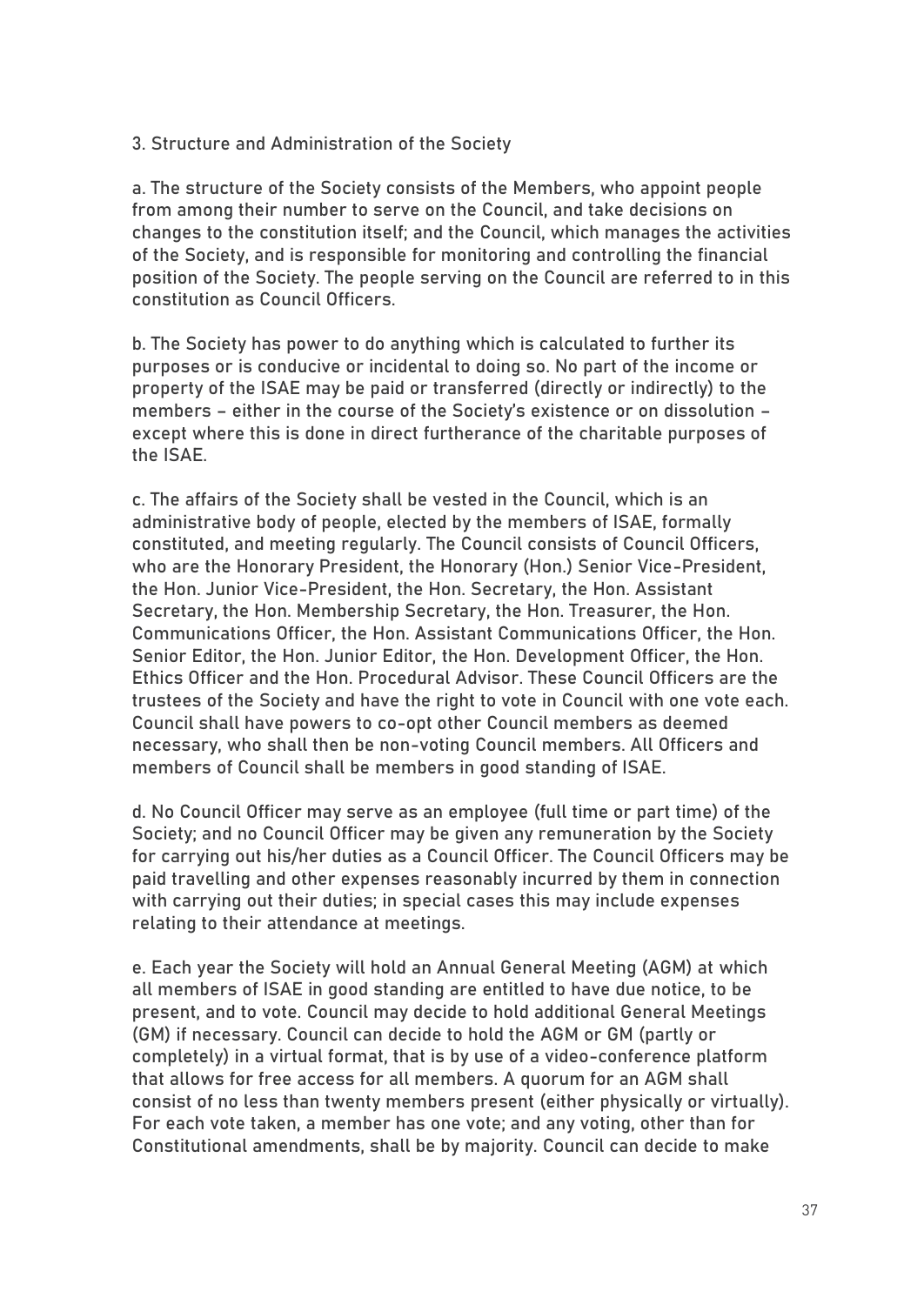## 3. Structure and Administration of the Society

a. The structure of the Society consists of the Members, who appoint people from among their number to serve on the Council, and take decisions on changes to the constitution itself; and the Council, which manages the activities of the Society, and is responsible for monitoring and controlling the financial position of the Society. The people serving on the Council are referred to in this constitution as Council Officers.

b. The Society has power to do anything which is calculated to further its purposes or is conducive or incidental to doing so. No part of the income or property of the ISAE may be paid or transferred (directly or indirectly) to the members – either in the course of the Society's existence or on dissolution – except where this is done in direct furtherance of the charitable purposes of the ISAE.

c. The affairs of the Society shall be vested in the Council, which is an administrative body of people, elected by the members of ISAE, formally constituted, and meeting regularly. The Council consists of Council Officers, who are the Honorary President, the Honorary (Hon.) Senior Vice-President, the Hon. Junior Vice-President, the Hon. Secretary, the Hon. Assistant Secretary, the Hon. Membership Secretary, the Hon. Treasurer, the Hon. Communications Officer, the Hon. Assistant Communications Officer, the Hon. Senior Editor, the Hon. Junior Editor, the Hon. Development Officer, the Hon. Ethics Officer and the Hon. Procedural Advisor. These Council Officers are the trustees of the Society and have the right to vote in Council with one vote each. Council shall have powers to co-opt other Council members as deemed necessary, who shall then be non-voting Council members. All Officers and members of Council shall be members in good standing of ISAE.

d. No Council Officer may serve as an employee (full time or part time) of the Society; and no Council Officer may be given any remuneration by the Society for carrying out his/her duties as a Council Officer. The Council Officers may be paid travelling and other expenses reasonably incurred by them in connection with carrying out their duties; in special cases this may include expenses relating to their attendance at meetings.

e. Each year the Society will hold an Annual General Meeting (AGM) at which all members of ISAE in good standing are entitled to have due notice, to be present, and to vote. Council may decide to hold additional General Meetings (GM) if necessary. Council can decide to hold the AGM or GM (partly or completely) in a virtual format, that is by use of a video-conference platform that allows for free access for all members. A quorum for an AGM shall consist of no less than twenty members present (either physically or virtually). For each vote taken, a member has one vote; and any voting, other than for Constitutional amendments, shall be by majority. Council can decide to make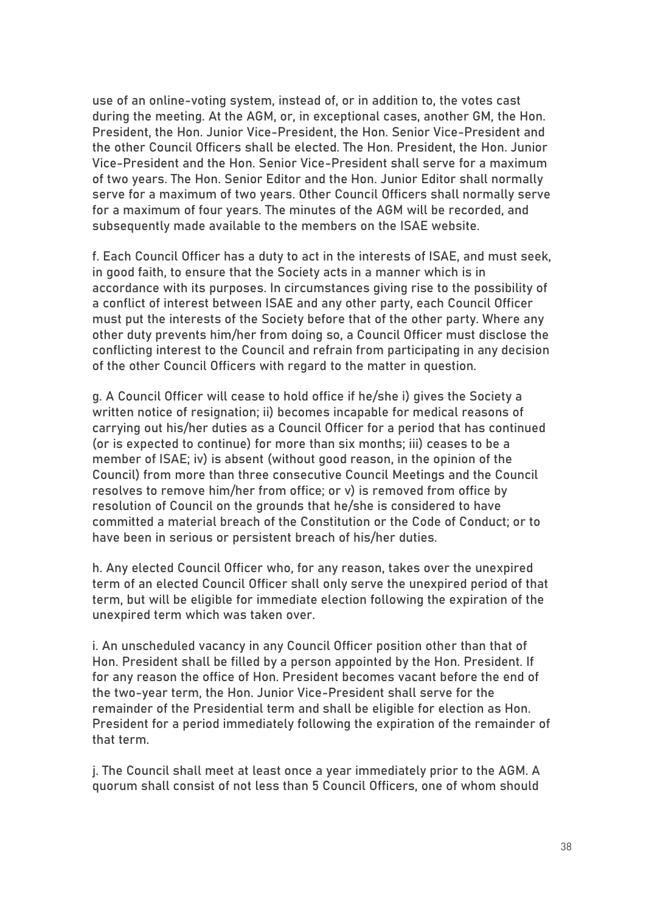use of an online-voting system, instead of, or in addition to, the votes cast during the meeting. At the AGM, or, in exceptional cases, another GM, the Hon. President, the Hon. Junior Vice-President, the Hon. Senior Vice-President and the other Council Officers shall be elected. The Hon. President, the Hon. Junior Vice-President and the Hon. Senior Vice-President shall serve for a maximum of two years. The Hon. Senior Editor and the Hon. Junior Editor shall normally serve for a maximum of two years. Other Council Officers shall normally serve for a maximum of four years. The minutes of the AGM will be recorded, and subsequently made available to the members on the ISAE website.

f. Each Council Officer has a duty to act in the interests of ISAE, and must seek, in good faith, to ensure that the Society acts in a manner which is in accordance with its purposes. In circumstances giving rise to the possibility of a conflict of interest between ISAE and any other party, each Council Officer must put the interests of the Society before that of the other party. Where any other duty prevents him/her from doing so, a Council Officer must disclose the conflicting interest to the Council and refrain from participating in any decision of the other Council Officers with regard to the matter in question.

g. A Council Officer will cease to hold office if he/she i) gives the Society a written notice of resignation; ii) becomes incapable for medical reasons of carrying out his/her duties as a Council Officer for a period that has continued (or is expected to continue) for more than six months; iii) ceases to be a member of ISAE; iv) is absent (without good reason, in the opinion of the Council) from more than three consecutive Council Meetings and the Council resolves to remove him/her from office; or v) is removed from office by resolution of Council on the grounds that he/she is considered to have committed a material breach of the Constitution or the Code of Conduct; or to have been in serious or persistent breach of his/her duties.

h. Any elected Council Officer who, for any reason, takes over the unexpired term of an elected Council Officer shall only serve the unexpired period of that term, but will be eligible for immediate election following the expiration of the unexpired term which was taken over.

i. An unscheduled vacancy in any Council Officer position other than that of Hon. President shall be filled by a person appointed by the Hon. President. If for any reason the office of Hon. President becomes vacant before the end of the two-year term, the Hon. Junior Vice-President shall serve for the remainder of the Presidential term and shall be eligible for election as Hon. President for a period immediately following the expiration of the remainder of that term.

j. The Council shall meet at least once a year immediately prior to the AGM. A quorum shall consist of not less than 5 Council Officers, one of whom should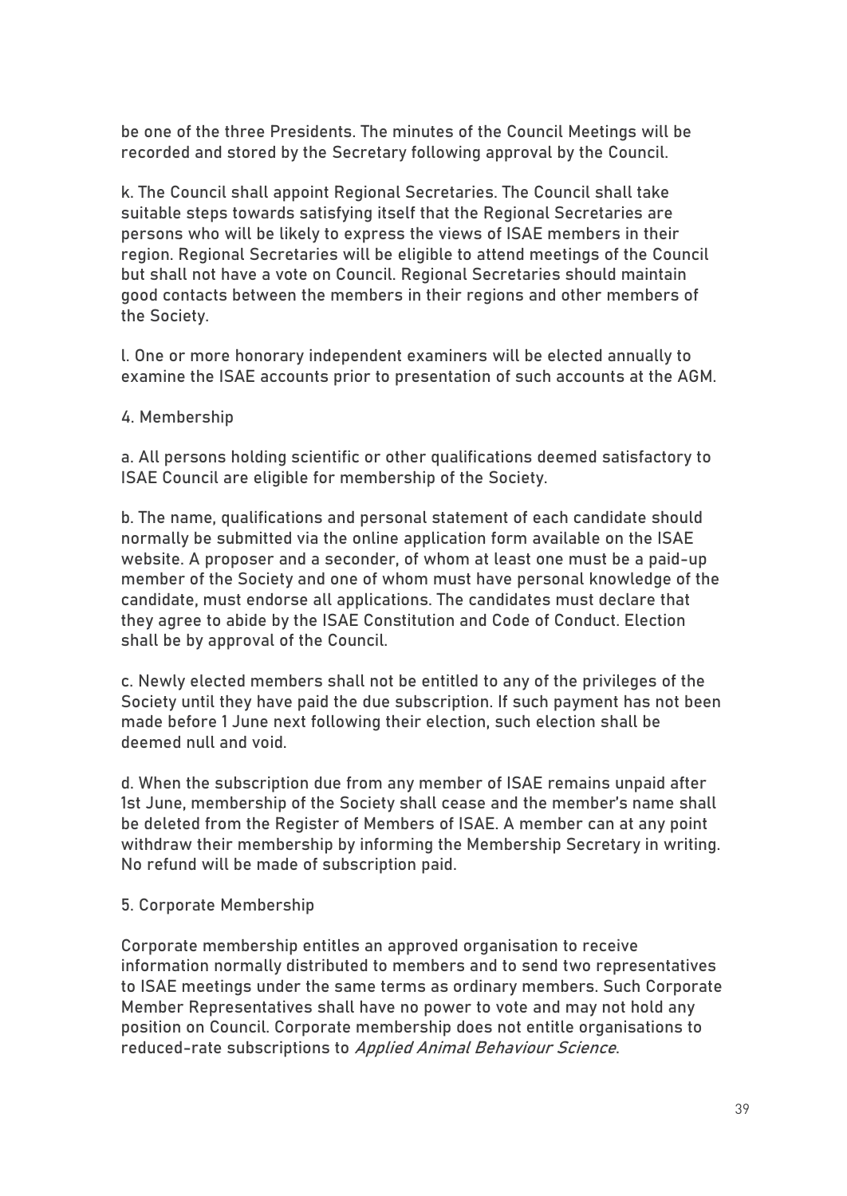be one of the three Presidents. The minutes of the Council Meetings will be recorded and stored by the Secretary following approval by the Council.

k. The Council shall appoint Regional Secretaries. The Council shall take suitable steps towards satisfying itself that the Regional Secretaries are persons who will be likely to express the views of ISAE members in their region. Regional Secretaries will be eligible to attend meetings of the Council but shall not have a vote on Council. Regional Secretaries should maintain good contacts between the members in their regions and other members of the Society.

l. One or more honorary independent examiners will be elected annually to examine the ISAE accounts prior to presentation of such accounts at the AGM.

4. Membership

a. All persons holding scientific or other qualifications deemed satisfactory to ISAE Council are eligible for membership of the Society.

b. The name, qualifications and personal statement of each candidate should normally be submitted via the online application form available on the ISAE website. A proposer and a seconder, of whom at least one must be a paid-up member of the Society and one of whom must have personal knowledge of the candidate, must endorse all applications. The candidates must declare that they agree to abide by the ISAE Constitution and Code of Conduct. Election shall be by approval of the Council.

c. Newly elected members shall not be entitled to any of the privileges of the Society until they have paid the due subscription. If such payment has not been made before 1 June next following their election, such election shall be deemed null and void.

d. When the subscription due from any member of ISAE remains unpaid after 1st June, membership of the Society shall cease and the member's name shall be deleted from the Register of Members of ISAE. A member can at any point withdraw their membership by informing the Membership Secretary in writing. No refund will be made of subscription paid.

5. Corporate Membership

Corporate membership entitles an approved organisation to receive information normally distributed to members and to send two representatives to ISAE meetings under the same terms as ordinary members. Such Corporate Member Representatives shall have no power to vote and may not hold any position on Council. Corporate membership does not entitle organisations to reduced-rate subscriptions to *Applied Animal Behaviour Science*.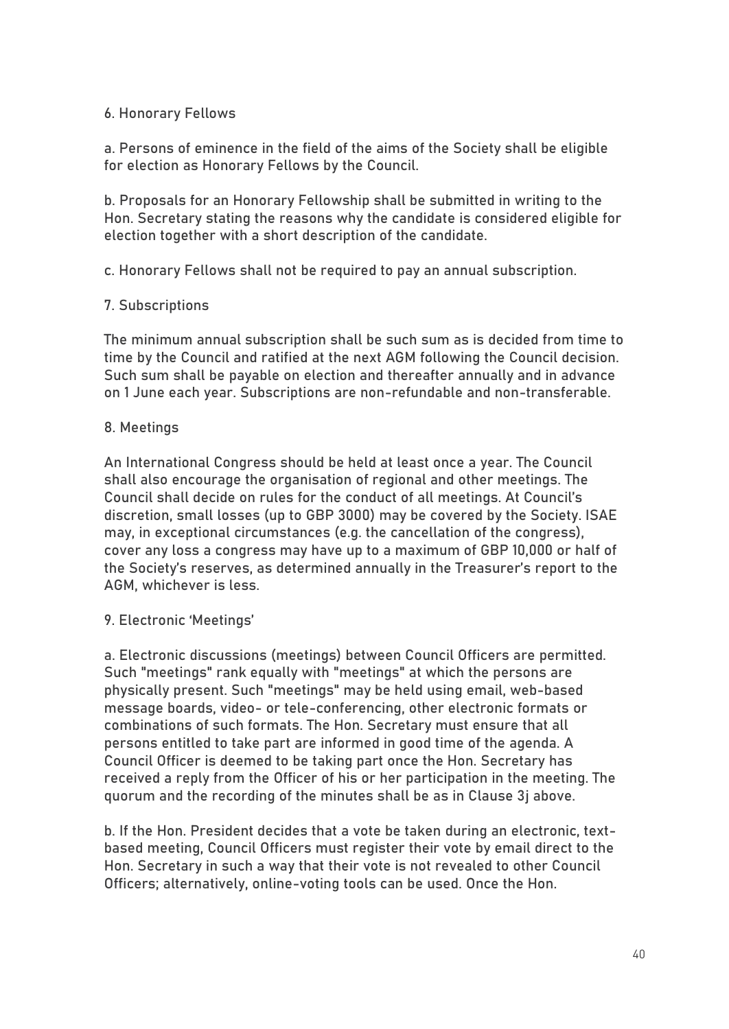## 6. Honorary Fellows

a. Persons of eminence in the field of the aims of the Society shall be eligible for election as Honorary Fellows by the Council.

b. Proposals for an Honorary Fellowship shall be submitted in writing to the Hon. Secretary stating the reasons why the candidate is considered eligible for election together with a short description of the candidate.

c. Honorary Fellows shall not be required to pay an annual subscription.

## 7. Subscriptions

The minimum annual subscription shall be such sum as is decided from time to time by the Council and ratified at the next AGM following the Council decision. Such sum shall be payable on election and thereafter annually and in advance on 1 June each year. Subscriptions are non-refundable and non-transferable.

## 8. Meetings

An International Congress should be held at least once a year. The Council shall also encourage the organisation of regional and other meetings. The Council shall decide on rules for the conduct of all meetings. At Council's discretion, small losses (up to GBP 3000) may be covered by the Society. ISAE may, in exceptional circumstances (e.g. the cancellation of the congress), cover any loss a congress may have up to a maximum of GBP 10,000 or half of the Society's reserves, as determined annually in the Treasurer's report to the AGM, whichever is less.

## 9. Electronic 'Meetings'

a. Electronic discussions (meetings) between Council Officers are permitted. Such "meetings" rank equally with "meetings" at which the persons are physically present. Such "meetings" may be held using email, web-based message boards, video- or tele-conferencing, other electronic formats or combinations of such formats. The Hon. Secretary must ensure that all persons entitled to take part are informed in good time of the agenda. A Council Officer is deemed to be taking part once the Hon. Secretary has received a reply from the Officer of his or her participation in the meeting. The quorum and the recording of the minutes shall be as in Clause 3j above.

b. If the Hon. President decides that a vote be taken during an electronic, text-based meeting, Council Officers must register their vote by email direct to the Hon. Secretary in such a way that their vote is not revealed to other Council Officers; alternatively, online-voting tools can be used. Once the Hon.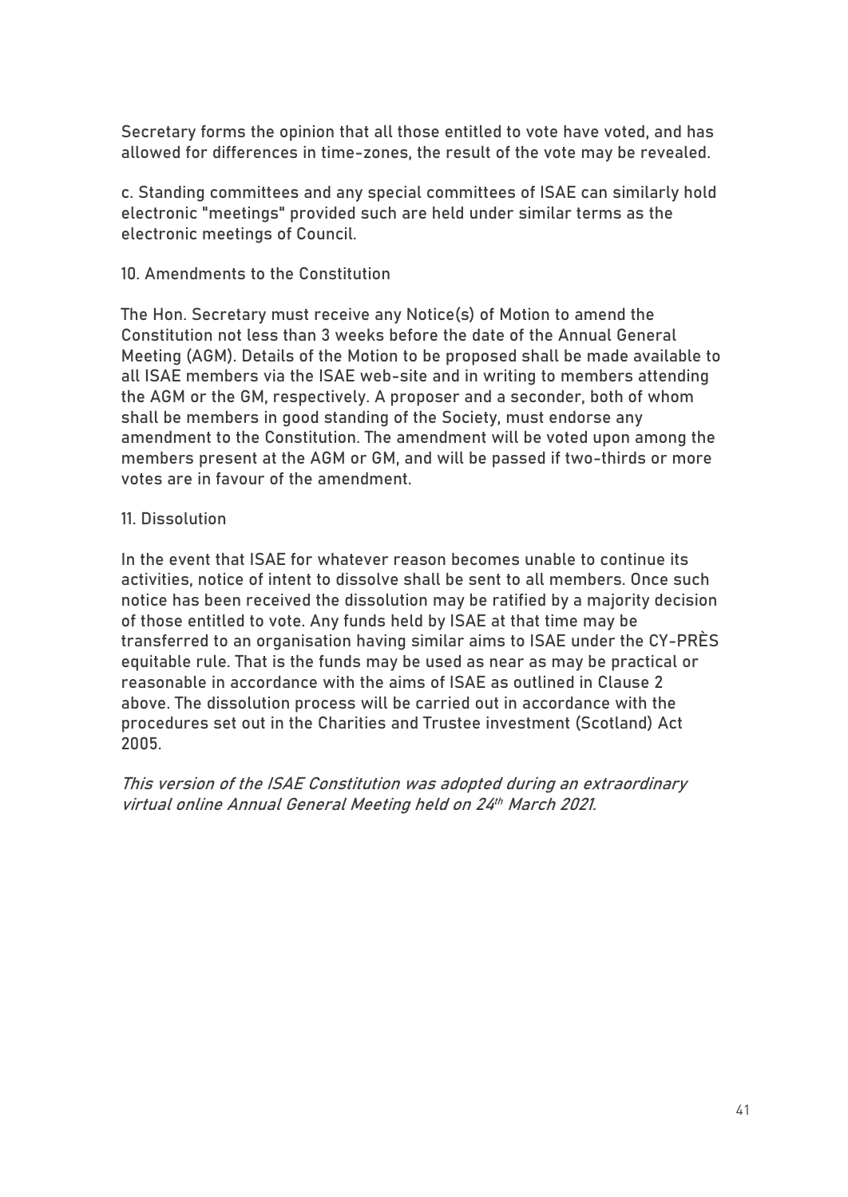Secretary forms the opinion that all those entitled to vote have voted, and has allowed for differences in time-zones, the result of the vote may be revealed.

c. Standing committees and any special committees of ISAE can similarly hold electronic "meetings" provided such are held under similar terms as the electronic meetings of Council.

## 10. Amendments to the Constitution

The Hon. Secretary must receive any Notice(s) of Motion to amend the Constitution not less than 3 weeks before the date of the Annual General Meeting (AGM). Details of the Motion to be proposed shall be made available to all ISAE members via the ISAE web-site and in writing to members attending the AGM or the GM, respectively. A proposer and a seconder, both of whom shall be members in good standing of the Society, must endorse any amendment to the Constitution. The amendment will be voted upon among the members present at the AGM or GM, and will be passed if two-thirds or more votes are in favour of the amendment.

## 11. Dissolution

In the event that ISAE for whatever reason becomes unable to continue its activities, notice of intent to dissolve shall be sent to all members. Once such notice has been received the dissolution may be ratified by a majority decision of those entitled to vote. Any funds held by ISAE at that time may be transferred to an organisation having similar aims to ISAE under the CY-PRÈS equitable rule. That is the funds may be used as near as may be practical or reasonable in accordance with the aims of ISAE as outlined in Clause 2 above. The dissolution process will be carried out in accordance with the procedures set out in the Charities and Trustee investment (Scotland) Act 2005.

*This version of the ISAE Constitution was adopted during an extraordinary virtual online Annual General Meeting held on 24th March 2021.*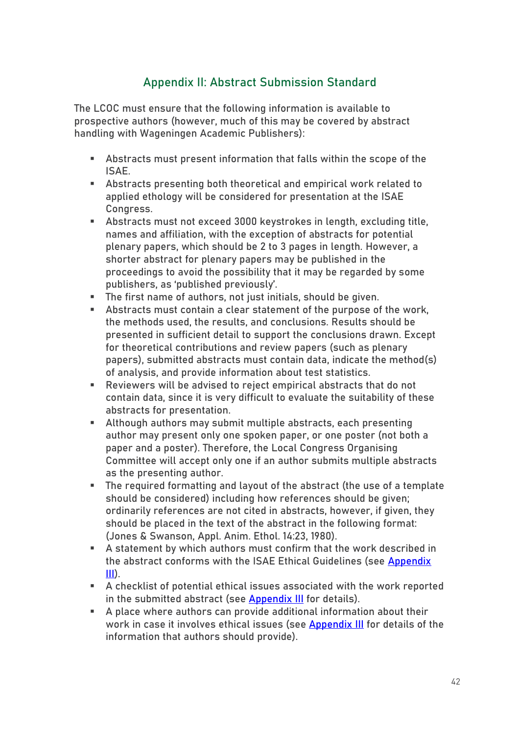## Appendix II: Abstract Submission Standard

The LCOC must ensure that the following information is available to prospective authors (however, much of this may be covered by abstract handling with Wageningen Academic Publishers):

- Abstracts must present information that falls within the scope of the ISAE.
- Abstracts presenting both theoretical and empirical work related to applied ethology will be considered for presentation at the ISAE Congress.
- Abstracts must not exceed 3000 keystrokes in length, excluding title, names and affiliation, with the exception of abstracts for potential plenary papers, which should be 2 to 3 pages in length. However, a shorter abstract for plenary papers may be published in the proceedings to avoid the possibility that it may be regarded by some publishers, as 'published previously'.
- The first name of authors, not just initials, should be given.
- Abstracts must contain a clear statement of the purpose of the work, the methods used, the results, and conclusions. Results should be presented in sufficient detail to support the conclusions drawn. Except for theoretical contributions and review papers (such as plenary papers), submitted abstracts must contain data, indicate the method(s) of analysis, and provide information about test statistics.
- Reviewers will be advised to reject empirical abstracts that do not contain data, since it is very difficult to evaluate the suitability of these abstracts for presentation.
- Although authors may submit multiple abstracts, each presenting author may present only one spoken paper, or one poster (not both a paper and a poster). Therefore, the Local Congress Organising Committee will accept only one if an author submits multiple abstracts as the presenting author.
- The required formatting and layout of the abstract (the use of a template should be considered) including how references should be given; ordinarily references are not cited in abstracts, however, if given, they should be placed in the text of the abstract in the following format: (Jones & Swanson, Appl. Anim. Ethol. 14:23, 1980).
- A statement by which authors must confirm that the work described in the abstract conforms with the ISAE Ethical Guidelines (see Appendix III).
- A checklist of potential ethical issues associated with the work reported in the submitted abstract (see Appendix III for details).
- A place where authors can provide additional information about their work in case it involves ethical issues (see Appendix III for details of the information that authors should provide).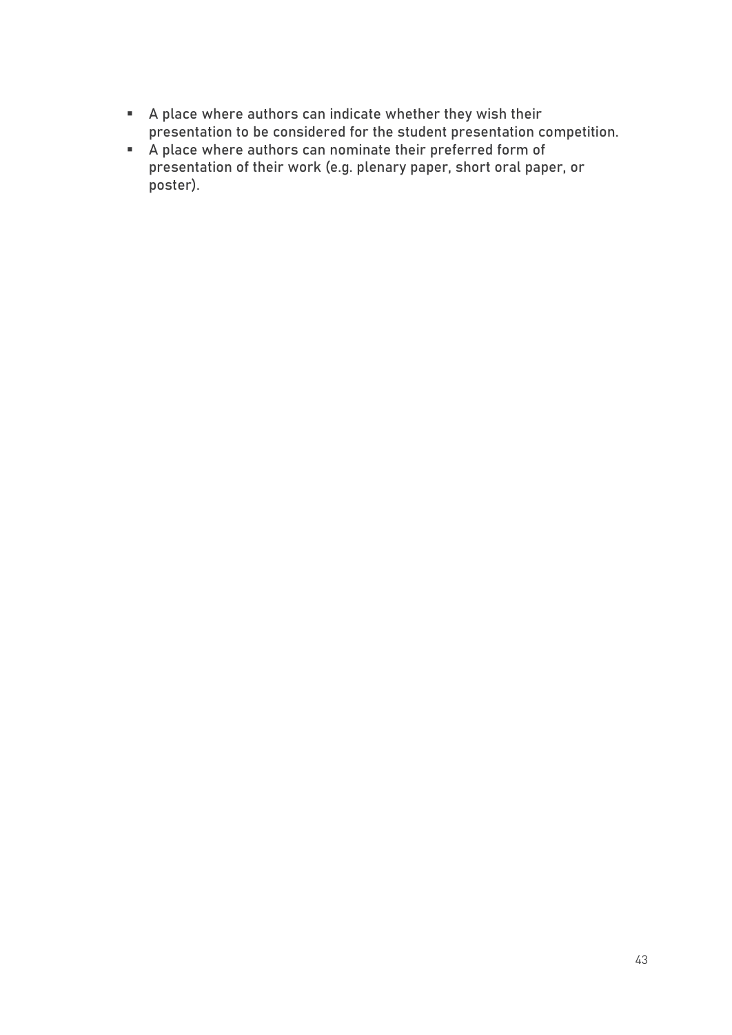- A place where authors can indicate whether they wish their presentation to be considered for the student presentation competition.
- A place where authors can nominate their preferred form of presentation of their work (e.g. plenary paper, short oral paper, or poster).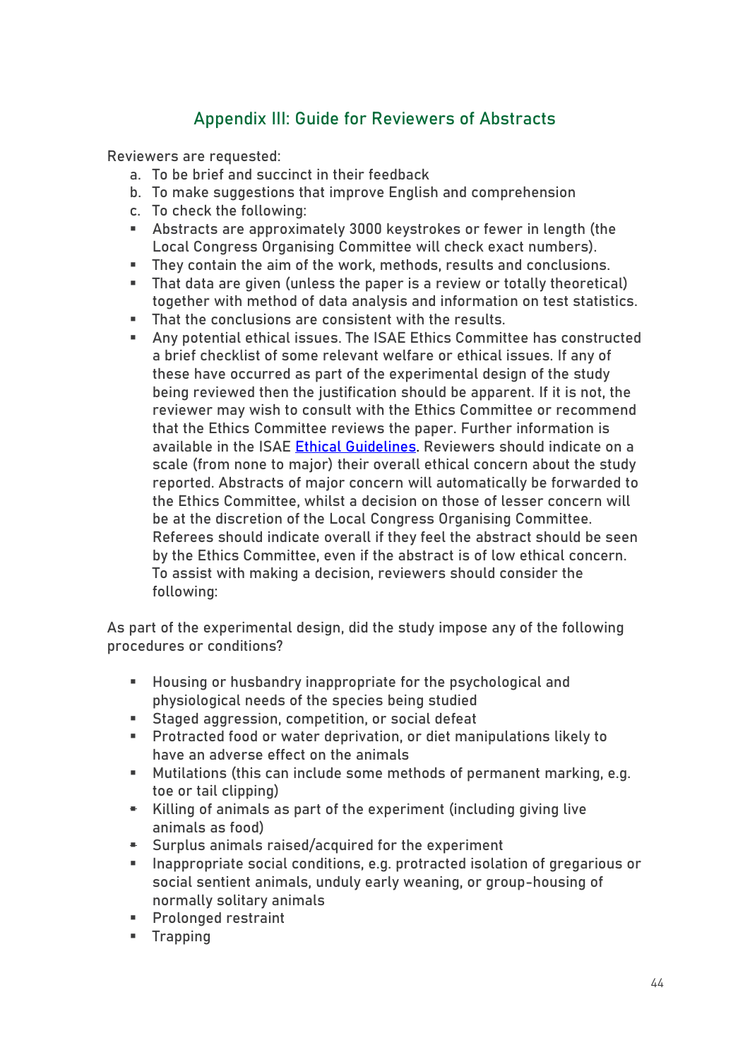## Appendix III: Guide for Reviewers of Abstracts

Reviewers are requested:

a. To be brief and succinct in their feedback
b. To make suggestions that improve English and comprehension
c. To check the following:

- Abstracts are approximately 3000 keystrokes or fewer in length (the Local Congress Organising Committee will check exact numbers).
- They contain the aim of the work, methods, results and conclusions.
- That data are given (unless the paper is a review or totally theoretical) together with method of data analysis and information on test statistics.
- That the conclusions are consistent with the results.
- Any potential ethical issues. The ISAE Ethics Committee has constructed a brief checklist of some relevant welfare or ethical issues. If any of these have occurred as part of the experimental design of the study being reviewed then the justification should be apparent. If it is not, the reviewer may wish to consult with the Ethics Committee or recommend that the Ethics Committee reviews the paper. Further information is available in the ISAE [Ethical Guidelines](). Reviewers should indicate on a scale (from none to major) their overall ethical concern about the study reported. Abstracts of major concern will automatically be forwarded to the Ethics Committee, whilst a decision on those of lesser concern will be at the discretion of the Local Congress Organising Committee. Referees should indicate overall if they feel the abstract should be seen by the Ethics Committee, even if the abstract is of low ethical concern. To assist with making a decision, reviewers should consider the following:

As part of the experimental design, did the study impose any of the following procedures or conditions?

- Housing or husbandry inappropriate for the psychological and physiological needs of the species being studied
- Staged aggression, competition, or social defeat
- Protracted food or water deprivation, or diet manipulations likely to have an adverse effect on the animals
- Mutilations (this can include some methods of permanent marking, e.g. toe or tail clipping)
- Killing of animals as part of the experiment (including giving live animals as food)
- Surplus animals raised/acquired for the experiment
- Inappropriate social conditions, e.g. protracted isolation of gregarious or social sentient animals, unduly early weaning, or group-housing of normally solitary animals
- Prolonged restraint
- Trapping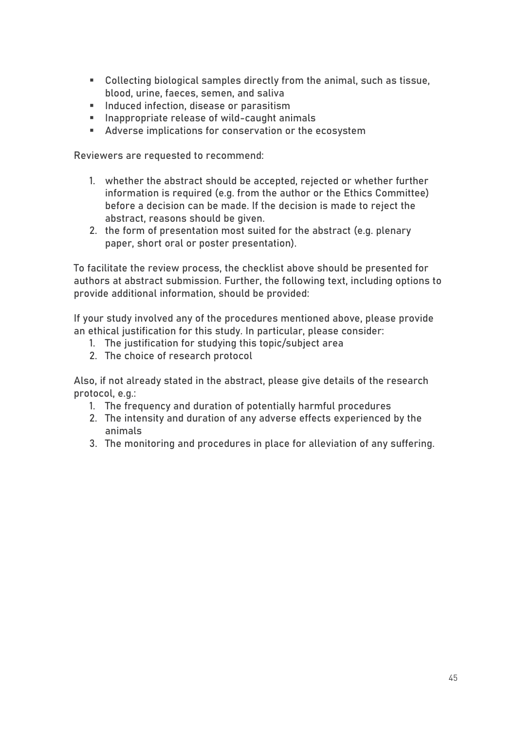- Collecting biological samples directly from the animal, such as tissue, blood, urine, faeces, semen, and saliva
- Induced infection, disease or parasitism
- Inappropriate release of wild-caught animals
- Adverse implications for conservation or the ecosystem

Reviewers are requested to recommend:

1. whether the abstract should be accepted, rejected or whether further information is required (e.g. from the author or the Ethics Committee) before a decision can be made. If the decision is made to reject the abstract, reasons should be given.
2. the form of presentation most suited for the abstract (e.g. plenary paper, short oral or poster presentation).

To facilitate the review process, the checklist above should be presented for authors at abstract submission. Further, the following text, including options to provide additional information, should be provided:

If your study involved any of the procedures mentioned above, please provide an ethical justification for this study. In particular, please consider:

1. The justification for studying this topic/subject area
2. The choice of research protocol

Also, if not already stated in the abstract, please give details of the research protocol, e.g.:

1. The frequency and duration of potentially harmful procedures
2. The intensity and duration of any adverse effects experienced by the animals
3. The monitoring and procedures in place for alleviation of any suffering.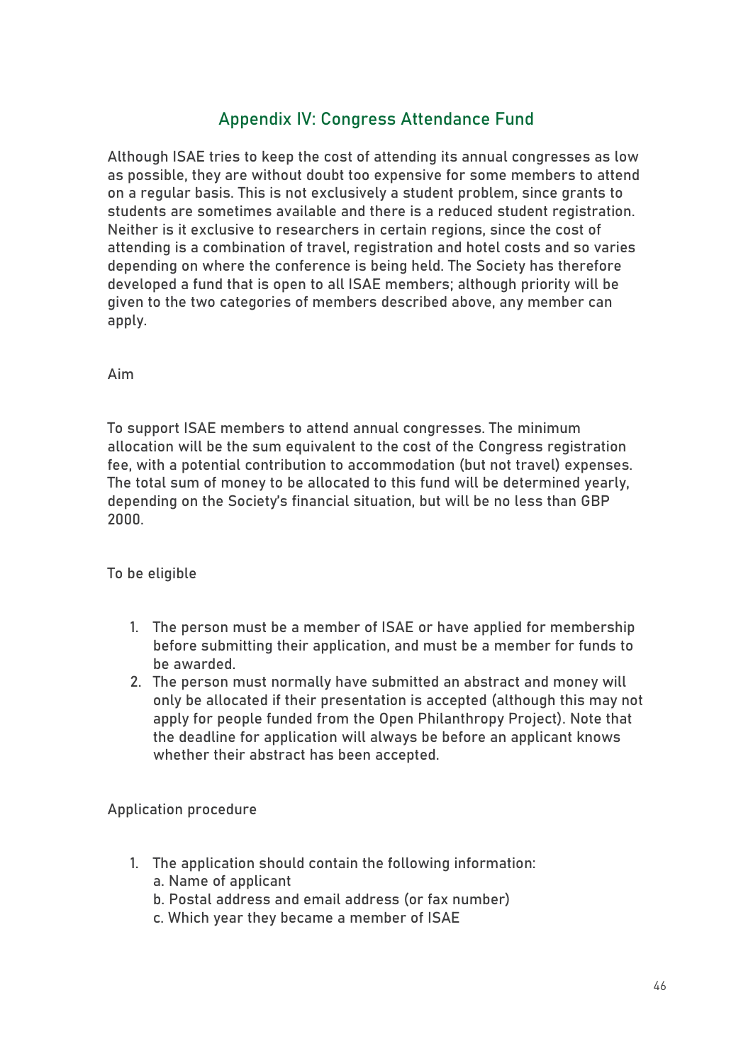## Appendix IV: Congress Attendance Fund

Although ISAE tries to keep the cost of attending its annual congresses as low as possible, they are without doubt too expensive for some members to attend on a regular basis. This is not exclusively a student problem, since grants to students are sometimes available and there is a reduced student registration. Neither is it exclusive to researchers in certain regions, since the cost of attending is a combination of travel, registration and hotel costs and so varies depending on where the conference is being held. The Society has therefore developed a fund that is open to all ISAE members; although priority will be given to the two categories of members described above, any member can apply.

### Aim

To support ISAE members to attend annual congresses. The minimum allocation will be the sum equivalent to the cost of the Congress registration fee, with a potential contribution to accommodation (but not travel) expenses. The total sum of money to be allocated to this fund will be determined yearly, depending on the Society's financial situation, but will be no less than GBP 2000.

### To be eligible

1. The person must be a member of ISAE or have applied for membership before submitting their application, and must be a member for funds to be awarded.
2. The person must normally have submitted an abstract and money will only be allocated if their presentation is accepted (although this may not apply for people funded from the Open Philanthropy Project). Note that the deadline for application will always be before an applicant knows whether their abstract has been accepted.

### Application procedure

1. The application should contain the following information:
   a. Name of applicant
   b. Postal address and email address (or fax number)
   c. Which year they became a member of ISAE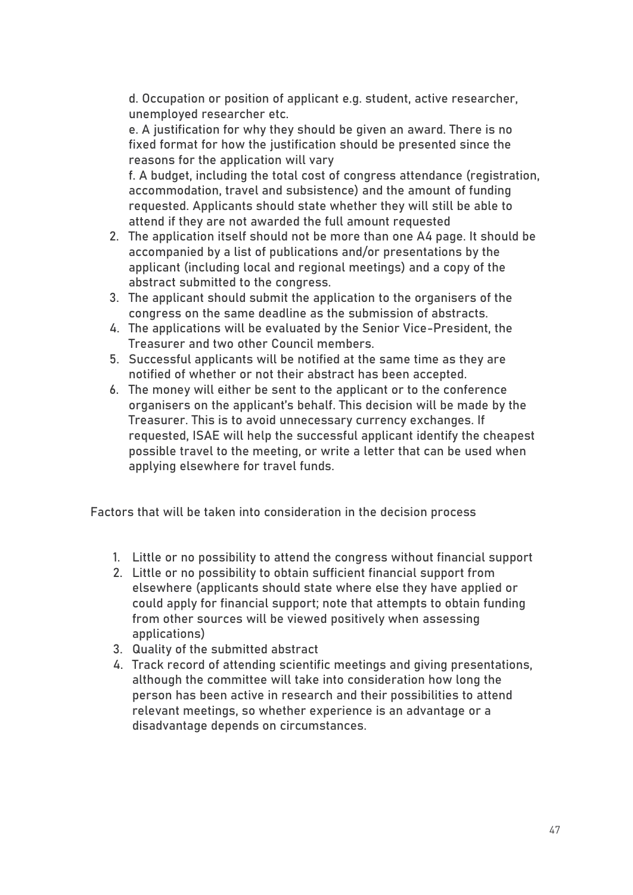d. Occupation or position of applicant e.g. student, active researcher, unemployed researcher etc.

e. A justification for why they should be given an award. There is no fixed format for how the justification should be presented since the reasons for the application will vary

f. A budget, including the total cost of congress attendance (registration, accommodation, travel and subsistence) and the amount of funding requested. Applicants should state whether they will still be able to attend if they are not awarded the full amount requested

2. The application itself should not be more than one A4 page. It should be accompanied by a list of publications and/or presentations by the applicant (including local and regional meetings) and a copy of the abstract submitted to the congress.
3. The applicant should submit the application to the organisers of the congress on the same deadline as the submission of abstracts.
4. The applications will be evaluated by the Senior Vice-President, the Treasurer and two other Council members.
5. Successful applicants will be notified at the same time as they are notified of whether or not their abstract has been accepted.
6. The money will either be sent to the applicant or to the conference organisers on the applicant's behalf. This decision will be made by the Treasurer. This is to avoid unnecessary currency exchanges. If requested, ISAE will help the successful applicant identify the cheapest possible travel to the meeting, or write a letter that can be used when applying elsewhere for travel funds.

Factors that will be taken into consideration in the decision process

1. Little or no possibility to attend the congress without financial support
2. Little or no possibility to obtain sufficient financial support from elsewhere (applicants should state where else they have applied or could apply for financial support; note that attempts to obtain funding from other sources will be viewed positively when assessing applications)
3. Quality of the submitted abstract
4. Track record of attending scientific meetings and giving presentations, although the committee will take into consideration how long the person has been active in research and their possibilities to attend relevant meetings, so whether experience is an advantage or a disadvantage depends on circumstances.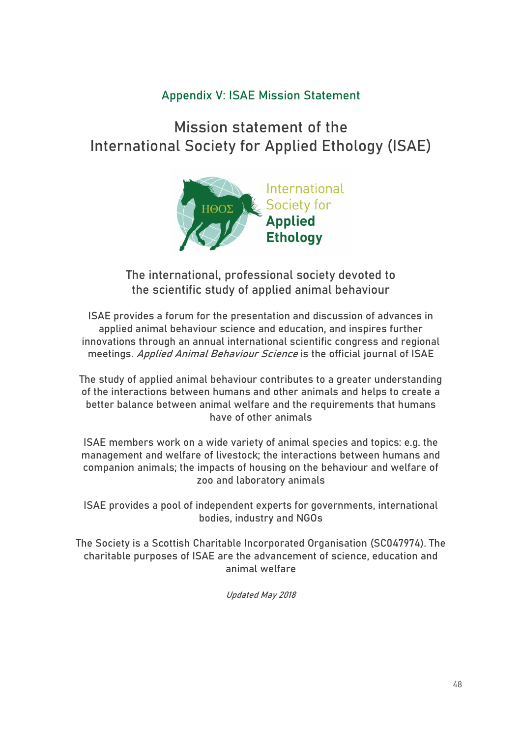## Appendix V: ISAE Mission Statement

# Mission statement of the International Society for Applied Ethology (ISAE)

International Society for **Applied Ethology**

### The international, professional society devoted to the scientific study of applied animal behaviour

ISAE provides a forum for the presentation and discussion of advances in applied animal behaviour science and education, and inspires further innovations through an annual international scientific congress and regional meetings. *Applied Animal Behaviour Science* is the official journal of ISAE

The study of applied animal behaviour contributes to a greater understanding of the interactions between humans and other animals and helps to create a better balance between animal welfare and the requirements that humans have of other animals

ISAE members work on a wide variety of animal species and topics: e.g. the management and welfare of livestock; the interactions between humans and companion animals; the impacts of housing on the behaviour and welfare of zoo and laboratory animals

ISAE provides a pool of independent experts for governments, international bodies, industry and NGOs

The Society is a Scottish Charitable Incorporated Organisation (SC047974). The charitable purposes of ISAE are the advancement of science, education and animal welfare

*Updated May 2018*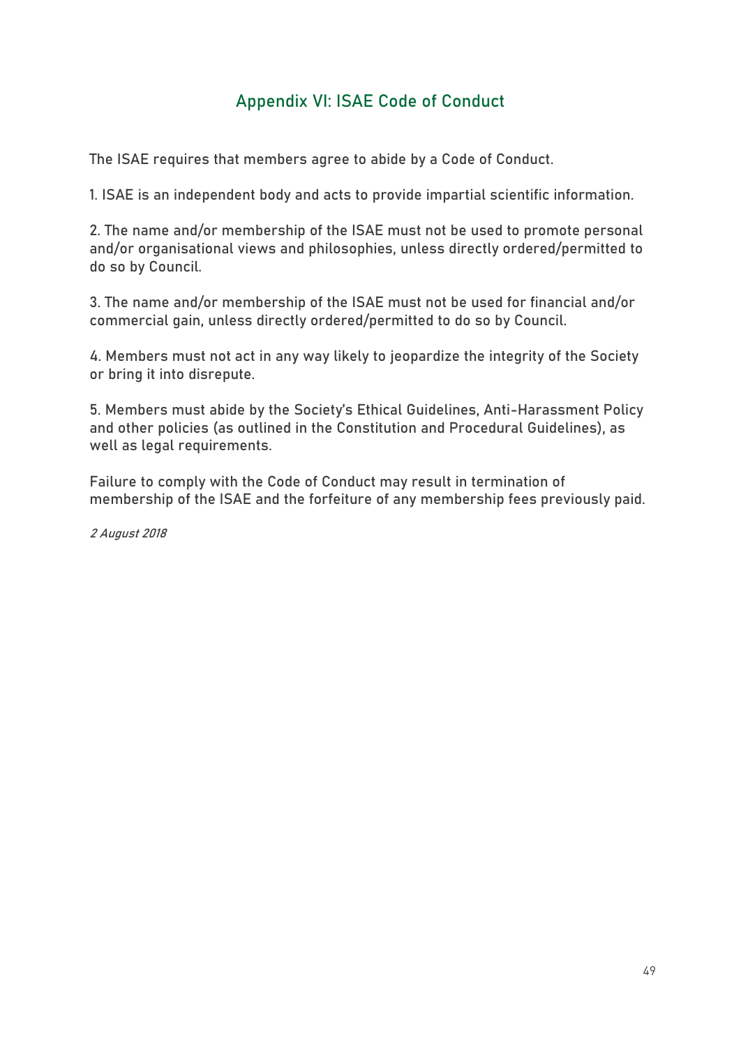## Appendix VI: ISAE Code of Conduct

The ISAE requires that members agree to abide by a Code of Conduct.

1. ISAE is an independent body and acts to provide impartial scientific information.

2. The name and/or membership of the ISAE must not be used to promote personal and/or organisational views and philosophies, unless directly ordered/permitted to do so by Council.

3. The name and/or membership of the ISAE must not be used for financial and/or commercial gain, unless directly ordered/permitted to do so by Council.

4. Members must not act in any way likely to jeopardize the integrity of the Society or bring it into disrepute.

5. Members must abide by the Society's Ethical Guidelines, Anti-Harassment Policy and other policies (as outlined in the Constitution and Procedural Guidelines), as well as legal requirements.

Failure to comply with the Code of Conduct may result in termination of membership of the ISAE and the forfeiture of any membership fees previously paid.

*2 August 2018*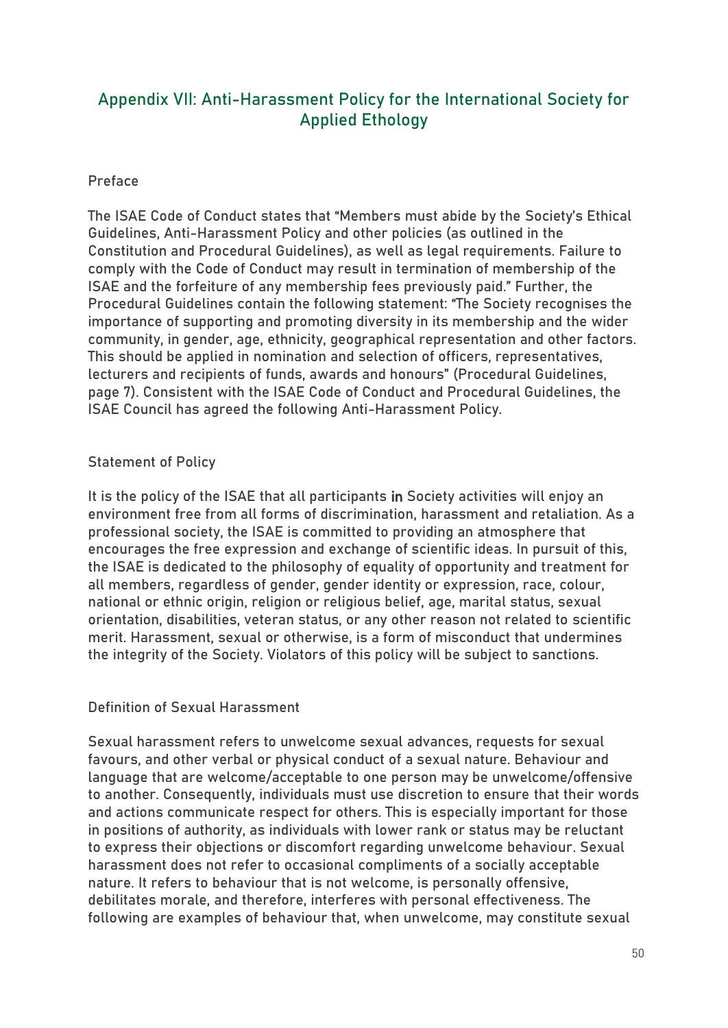## Appendix VII: Anti-Harassment Policy for the International Society for Applied Ethology

### Preface

The ISAE Code of Conduct states that "Members must abide by the Society's Ethical Guidelines, Anti-Harassment Policy and other policies (as outlined in the Constitution and Procedural Guidelines), as well as legal requirements. Failure to comply with the Code of Conduct may result in termination of membership of the ISAE and the forfeiture of any membership fees previously paid." Further, the Procedural Guidelines contain the following statement: "The Society recognises the importance of supporting and promoting diversity in its membership and the wider community, in gender, age, ethnicity, geographical representation and other factors. This should be applied in nomination and selection of officers, representatives, lecturers and recipients of funds, awards and honours" (Procedural Guidelines, page 7). Consistent with the ISAE Code of Conduct and Procedural Guidelines, the ISAE Council has agreed the following Anti-Harassment Policy.

### Statement of Policy

It is the policy of the ISAE that all participants in Society activities will enjoy an environment free from all forms of discrimination, harassment and retaliation. As a professional society, the ISAE is committed to providing an atmosphere that encourages the free expression and exchange of scientific ideas. In pursuit of this, the ISAE is dedicated to the philosophy of equality of opportunity and treatment for all members, regardless of gender, gender identity or expression, race, colour, national or ethnic origin, religion or religious belief, age, marital status, sexual orientation, disabilities, veteran status, or any other reason not related to scientific merit. Harassment, sexual or otherwise, is a form of misconduct that undermines the integrity of the Society. Violators of this policy will be subject to sanctions.

### Definition of Sexual Harassment

Sexual harassment refers to unwelcome sexual advances, requests for sexual favours, and other verbal or physical conduct of a sexual nature. Behaviour and language that are welcome/acceptable to one person may be unwelcome/offensive to another. Consequently, individuals must use discretion to ensure that their words and actions communicate respect for others. This is especially important for those in positions of authority, as individuals with lower rank or status may be reluctant to express their objections or discomfort regarding unwelcome behaviour. Sexual harassment does not refer to occasional compliments of a socially acceptable nature. It refers to behaviour that is not welcome, is personally offensive, debilitates morale, and therefore, interferes with personal effectiveness. The following are examples of behaviour that, when unwelcome, may constitute sexual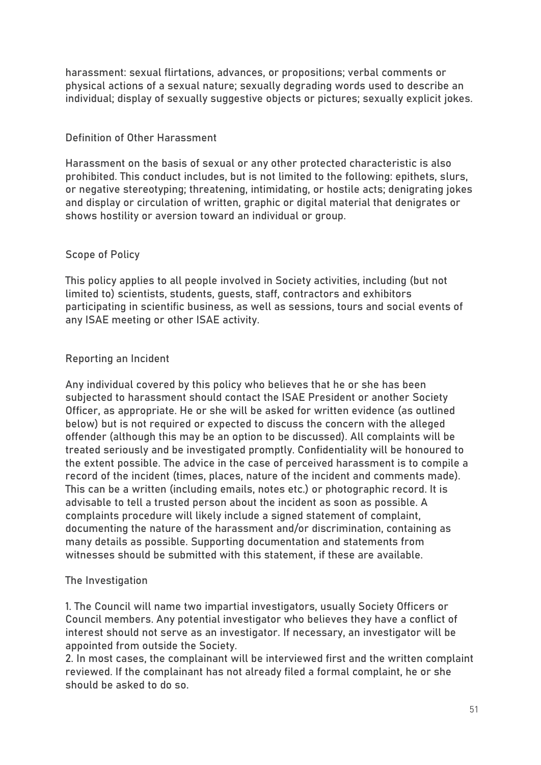harassment: sexual flirtations, advances, or propositions; verbal comments or physical actions of a sexual nature; sexually degrading words used to describe an individual; display of sexually suggestive objects or pictures; sexually explicit jokes.

### Definition of Other Harassment

Harassment on the basis of sexual or any other protected characteristic is also prohibited. This conduct includes, but is not limited to the following: epithets, slurs, or negative stereotyping; threatening, intimidating, or hostile acts; denigrating jokes and display or circulation of written, graphic or digital material that denigrates or shows hostility or aversion toward an individual or group.

### Scope of Policy

This policy applies to all people involved in Society activities, including (but not limited to) scientists, students, guests, staff, contractors and exhibitors participating in scientific business, as well as sessions, tours and social events of any ISAE meeting or other ISAE activity.

### Reporting an Incident

Any individual covered by this policy who believes that he or she has been subjected to harassment should contact the ISAE President or another Society Officer, as appropriate. He or she will be asked for written evidence (as outlined below) but is not required or expected to discuss the concern with the alleged offender (although this may be an option to be discussed). All complaints will be treated seriously and be investigated promptly. Confidentiality will be honoured to the extent possible. The advice in the case of perceived harassment is to compile a record of the incident (times, places, nature of the incident and comments made). This can be a written (including emails, notes etc.) or photographic record. It is advisable to tell a trusted person about the incident as soon as possible. A complaints procedure will likely include a signed statement of complaint, documenting the nature of the harassment and/or discrimination, containing as many details as possible. Supporting documentation and statements from witnesses should be submitted with this statement, if these are available.

### The Investigation

1. The Council will name two impartial investigators, usually Society Officers or Council members. Any potential investigator who believes they have a conflict of interest should not serve as an investigator. If necessary, an investigator will be appointed from outside the Society.
2. In most cases, the complainant will be interviewed first and the written complaint reviewed. If the complainant has not already filed a formal complaint, he or she should be asked to do so.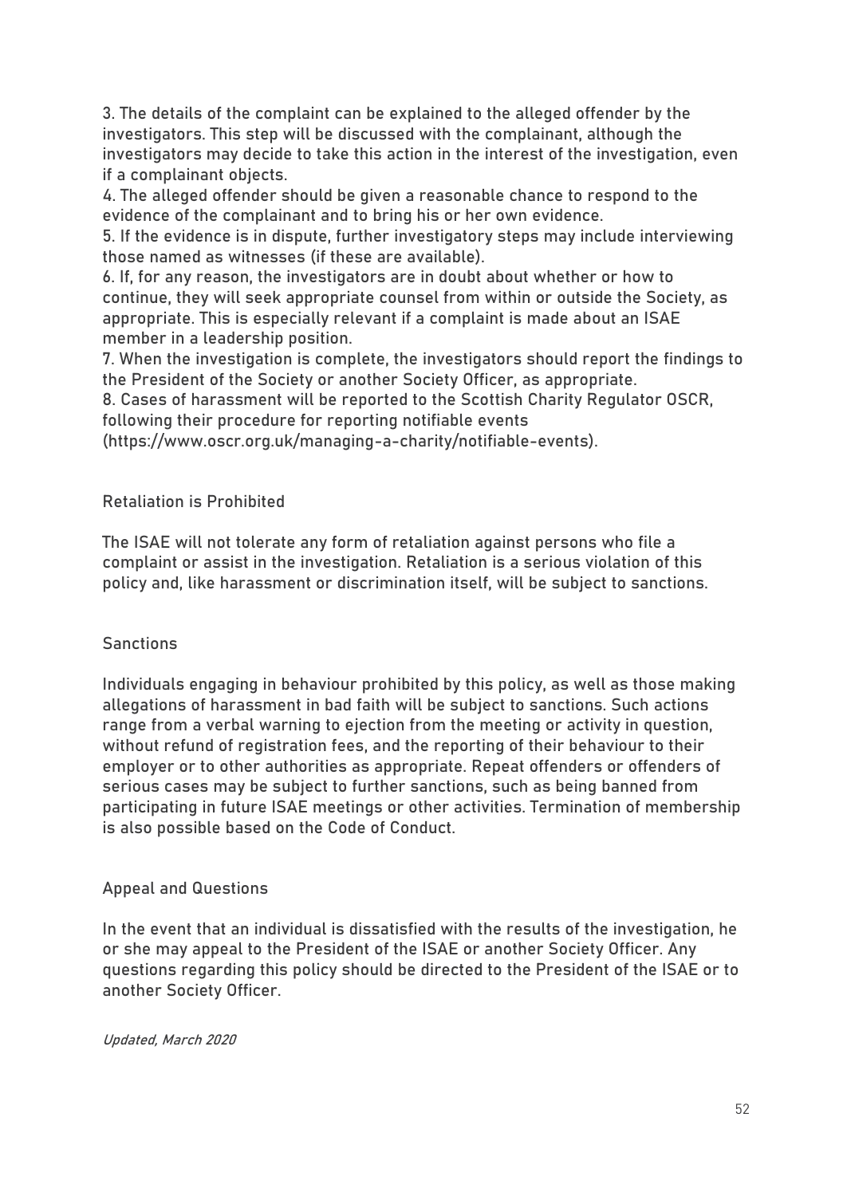3. The details of the complaint can be explained to the alleged offender by the investigators. This step will be discussed with the complainant, although the investigators may decide to take this action in the interest of the investigation, even if a complainant objects.
4. The alleged offender should be given a reasonable chance to respond to the evidence of the complainant and to bring his or her own evidence.
5. If the evidence is in dispute, further investigatory steps may include interviewing those named as witnesses (if these are available).
6. If, for any reason, the investigators are in doubt about whether or how to continue, they will seek appropriate counsel from within or outside the Society, as appropriate. This is especially relevant if a complaint is made about an ISAE member in a leadership position.
7. When the investigation is complete, the investigators should report the findings to the President of the Society or another Society Officer, as appropriate.
8. Cases of harassment will be reported to the Scottish Charity Regulator OSCR, following their procedure for reporting notifiable events (https://www.oscr.org.uk/managing-a-charity/notifiable-events).

## Retaliation is Prohibited

The ISAE will not tolerate any form of retaliation against persons who file a complaint or assist in the investigation. Retaliation is a serious violation of this policy and, like harassment or discrimination itself, will be subject to sanctions.

## Sanctions

Individuals engaging in behaviour prohibited by this policy, as well as those making allegations of harassment in bad faith will be subject to sanctions. Such actions range from a verbal warning to ejection from the meeting or activity in question, without refund of registration fees, and the reporting of their behaviour to their employer or to other authorities as appropriate. Repeat offenders or offenders of serious cases may be subject to further sanctions, such as being banned from participating in future ISAE meetings or other activities. Termination of membership is also possible based on the Code of Conduct.

## Appeal and Questions

In the event that an individual is dissatisfied with the results of the investigation, he or she may appeal to the President of the ISAE or another Society Officer. Any questions regarding this policy should be directed to the President of the ISAE or to another Society Officer.

*Updated, March 2020*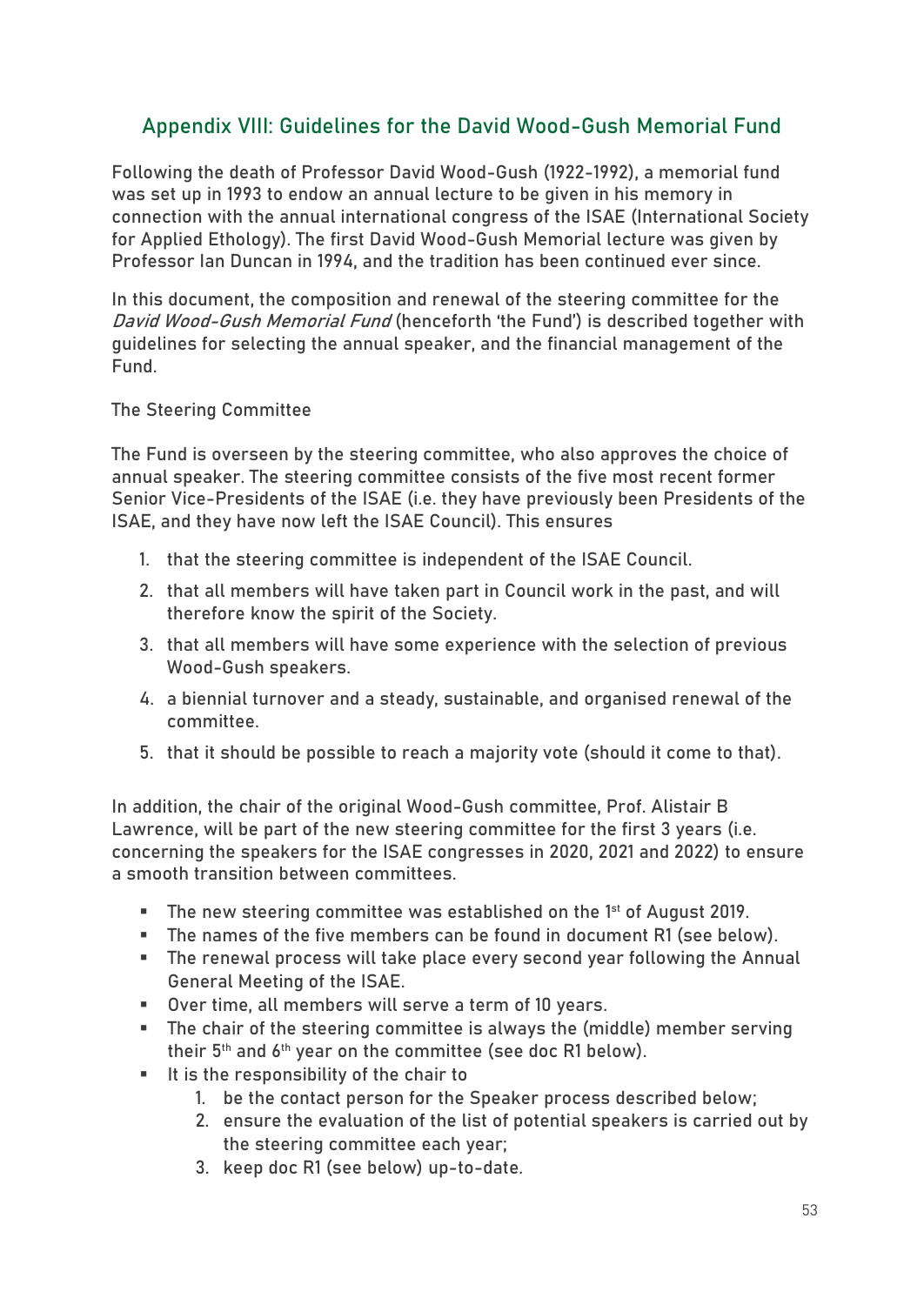## Appendix VIII: Guidelines for the David Wood-Gush Memorial Fund

Following the death of Professor David Wood-Gush (1922-1992), a memorial fund was set up in 1993 to endow an annual lecture to be given in his memory in connection with the annual international congress of the ISAE (International Society for Applied Ethology). The first David Wood-Gush Memorial lecture was given by Professor Ian Duncan in 1994, and the tradition has been continued ever since.

In this document, the composition and renewal of the steering committee for the *David Wood-Gush Memorial Fund* (henceforth 'the Fund') is described together with guidelines for selecting the annual speaker, and the financial management of the Fund.

The Steering Committee

The Fund is overseen by the steering committee, who also approves the choice of annual speaker. The steering committee consists of the five most recent former Senior Vice-Presidents of the ISAE (i.e. they have previously been Presidents of the ISAE, and they have now left the ISAE Council). This ensures

1. that the steering committee is independent of the ISAE Council.
2. that all members will have taken part in Council work in the past, and will therefore know the spirit of the Society.
3. that all members will have some experience with the selection of previous Wood-Gush speakers.
4. a biennial turnover and a steady, sustainable, and organised renewal of the committee.
5. that it should be possible to reach a majority vote (should it come to that).

In addition, the chair of the original Wood-Gush committee, Prof. Alistair B Lawrence, will be part of the new steering committee for the first 3 years (i.e. concerning the speakers for the ISAE congresses in 2020, 2021 and 2022) to ensure a smooth transition between committees.

- The new steering committee was established on the 1st of August 2019.
- The names of the five members can be found in document R1 (see below).
- The renewal process will take place every second year following the Annual General Meeting of the ISAE.
- Over time, all members will serve a term of 10 years.
- The chair of the steering committee is always the (middle) member serving their 5th and 6th year on the committee (see doc R1 below).
- It is the responsibility of the chair to
    1. be the contact person for the Speaker process described below;
    2. ensure the evaluation of the list of potential speakers is carried out by the steering committee each year;
    3. keep doc R1 (see below) up-to-date.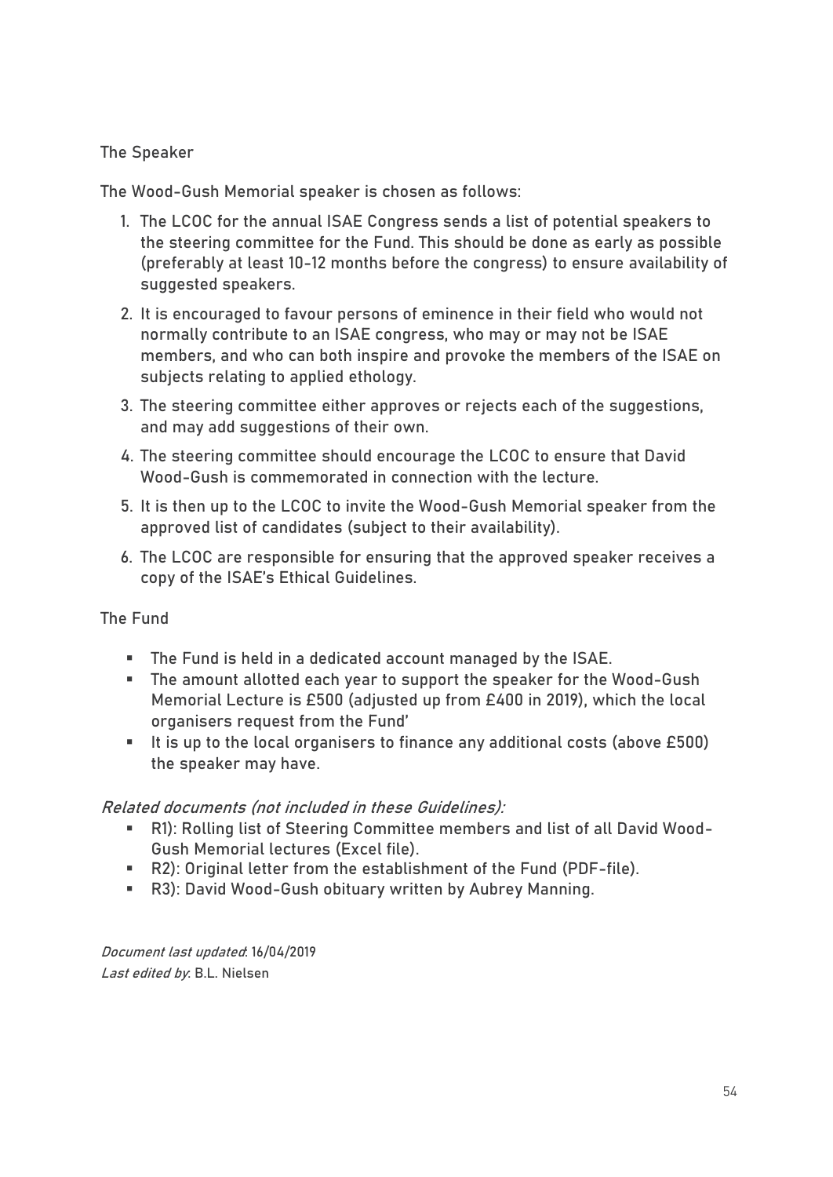### The Speaker

The Wood-Gush Memorial speaker is chosen as follows:

1. The LCOC for the annual ISAE Congress sends a list of potential speakers to the steering committee for the Fund. This should be done as early as possible (preferably at least 10-12 months before the congress) to ensure availability of suggested speakers.
2. It is encouraged to favour persons of eminence in their field who would not normally contribute to an ISAE congress, who may or may not be ISAE members, and who can both inspire and provoke the members of the ISAE on subjects relating to applied ethology.
3. The steering committee either approves or rejects each of the suggestions, and may add suggestions of their own.
4. The steering committee should encourage the LCOC to ensure that David Wood-Gush is commemorated in connection with the lecture.
5. It is then up to the LCOC to invite the Wood-Gush Memorial speaker from the approved list of candidates (subject to their availability).
6. The LCOC are responsible for ensuring that the approved speaker receives a copy of the ISAE's Ethical Guidelines.

### The Fund

- The Fund is held in a dedicated account managed by the ISAE.
- The amount allotted each year to support the speaker for the Wood-Gush Memorial Lecture is £500 (adjusted up from £400 in 2019), which the local organisers request from the Fund'
- It is up to the local organisers to finance any additional costs (above £500) the speaker may have.

*Related documents (not included in these Guidelines):*

- R1): Rolling list of Steering Committee members and list of all David Wood-Gush Memorial lectures (Excel file).
- R2): Original letter from the establishment of the Fund (PDF-file).
- R3): David Wood-Gush obituary written by Aubrey Manning.

*Document last updated*: 16/04/2019
*Last edited by*: B.L. Nielsen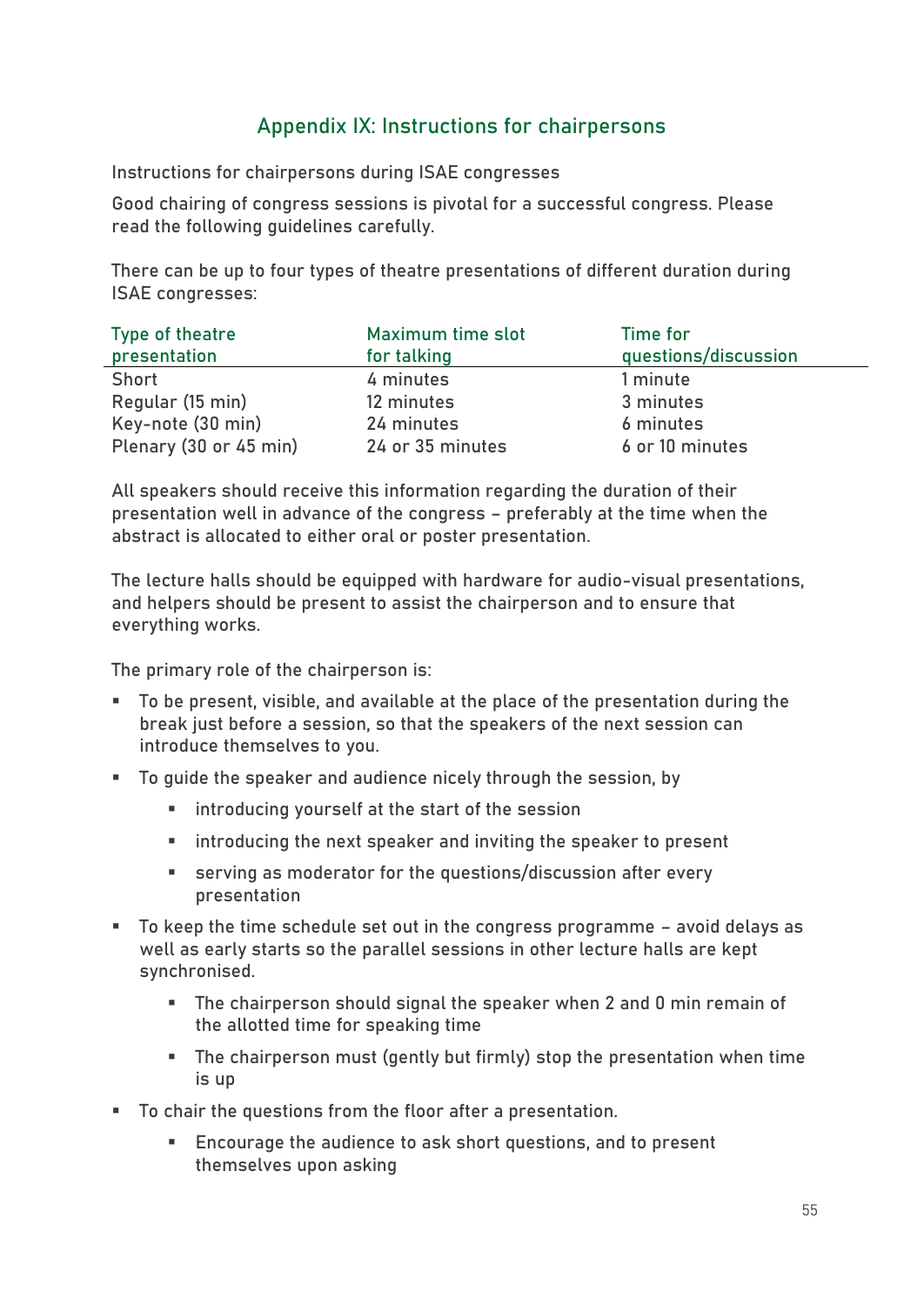## Appendix IX: Instructions for chairpersons

Instructions for chairpersons during ISAE congresses

Good chairing of congress sessions is pivotal for a successful congress. Please read the following guidelines carefully.

There can be up to four types of theatre presentations of different duration during ISAE congresses:

| Type of theatre presentation | Maximum time slot for talking | Time for questions/discussion |
|---|---|---|
| Short | 4 minutes | 1 minute |
| Regular (15 min) | 12 minutes | 3 minutes |
| Key-note (30 min) | 24 minutes | 6 minutes |
| Plenary (30 or 45 min) | 24 or 35 minutes | 6 or 10 minutes |

All speakers should receive this information regarding the duration of their presentation well in advance of the congress – preferably at the time when the abstract is allocated to either oral or poster presentation.

The lecture halls should be equipped with hardware for audio-visual presentations, and helpers should be present to assist the chairperson and to ensure that everything works.

The primary role of the chairperson is:

- To be present, visible, and available at the place of the presentation during the break just before a session, so that the speakers of the next session can introduce themselves to you.
- To guide the speaker and audience nicely through the session, by
  - introducing yourself at the start of the session
  - introducing the next speaker and inviting the speaker to present
  - serving as moderator for the questions/discussion after every presentation
- To keep the time schedule set out in the congress programme – avoid delays as well as early starts so the parallel sessions in other lecture halls are kept synchronised.
  - The chairperson should signal the speaker when 2 and 0 min remain of the allotted time for speaking time
  - The chairperson must (gently but firmly) stop the presentation when time is up
- To chair the questions from the floor after a presentation.
  - Encourage the audience to ask short questions, and to present themselves upon asking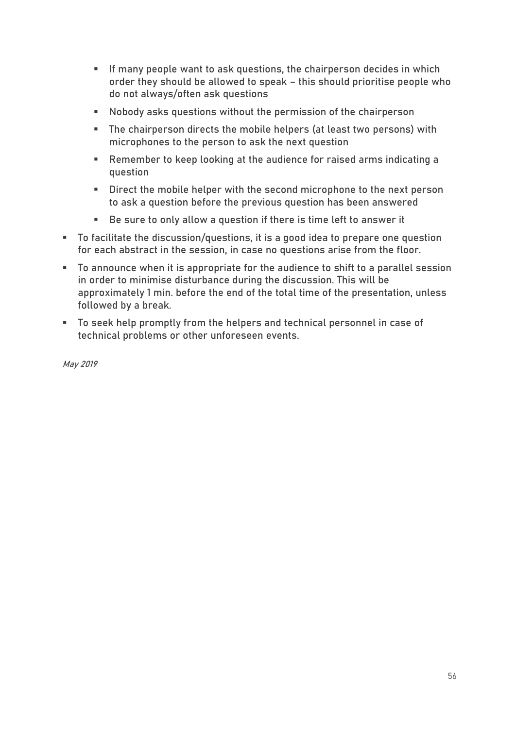- If many people want to ask questions, the chairperson decides in which order they should be allowed to speak – this should prioritise people who do not always/often ask questions
    - Nobody asks questions without the permission of the chairperson
    - The chairperson directs the mobile helpers (at least two persons) with microphones to the person to ask the next question
    - Remember to keep looking at the audience for raised arms indicating a question
    - Direct the mobile helper with the second microphone to the next person to ask a question before the previous question has been answered
    - Be sure to only allow a question if there is time left to answer it
- To facilitate the discussion/questions, it is a good idea to prepare one question for each abstract in the session, in case no questions arise from the floor.
- To announce when it is appropriate for the audience to shift to a parallel session in order to minimise disturbance during the discussion. This will be approximately 1 min. before the end of the total time of the presentation, unless followed by a break.
- To seek help promptly from the helpers and technical personnel in case of technical problems or other unforeseen events.

*May 2019*